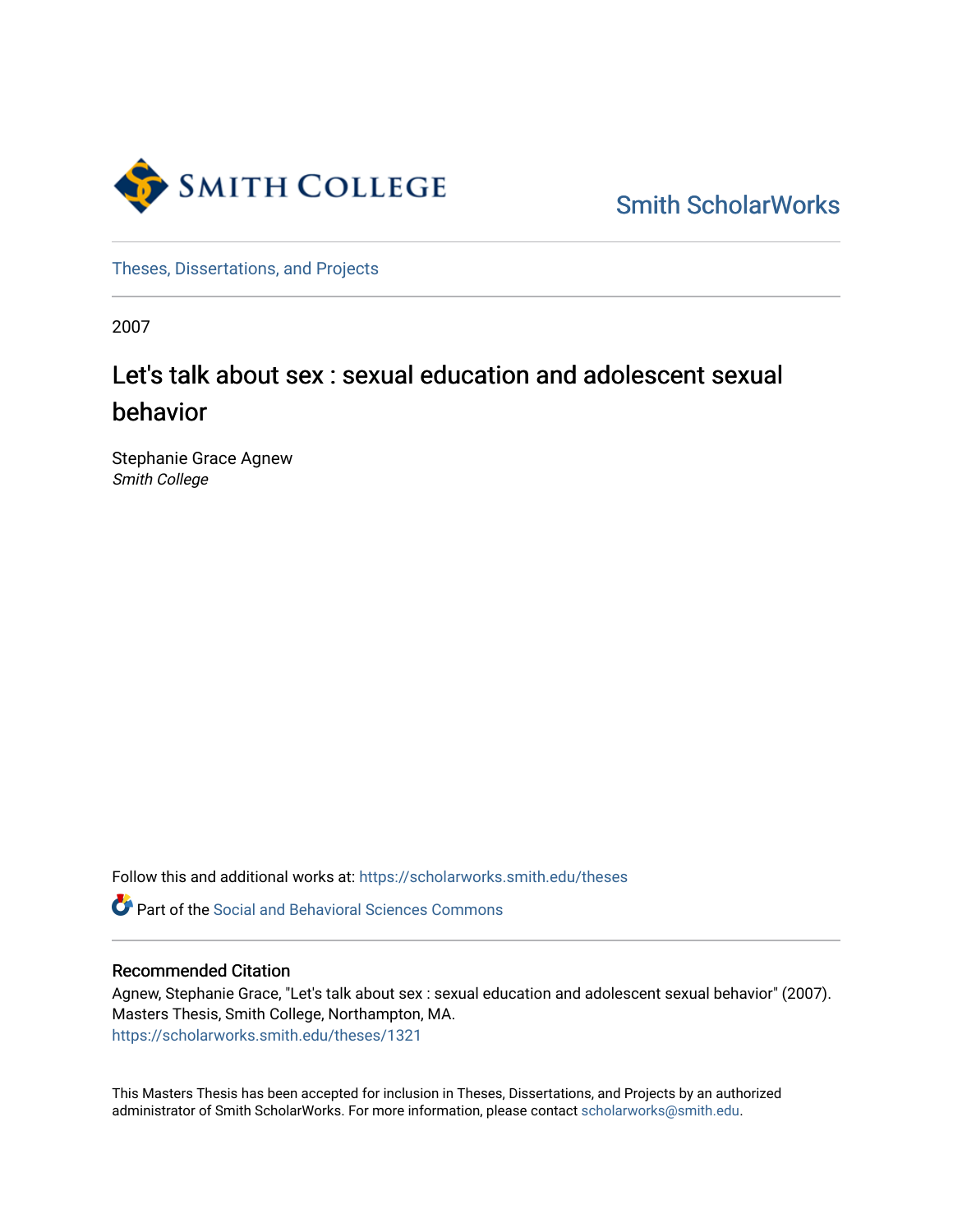SMITH COLLEGE

Smith ScholarWorks

Theses, Dissertations, and Projects

2007

# Let's talk about sex : sexual education and adolescent sexual behavior

Stephanie Grace Agnew
*Smith College*

Follow this and additional works at: https://scholarworks.smith.edu/theses

Part of the Social and Behavioral Sciences Commons

### Recommended Citation

Agnew, Stephanie Grace, "Let's talk about sex : sexual education and adolescent sexual behavior" (2007). Masters Thesis, Smith College, Northampton, MA.
https://scholarworks.smith.edu/theses/1321

This Masters Thesis has been accepted for inclusion in Theses, Dissertations, and Projects by an authorized administrator of Smith ScholarWorks. For more information, please contact scholarworks@smith.edu.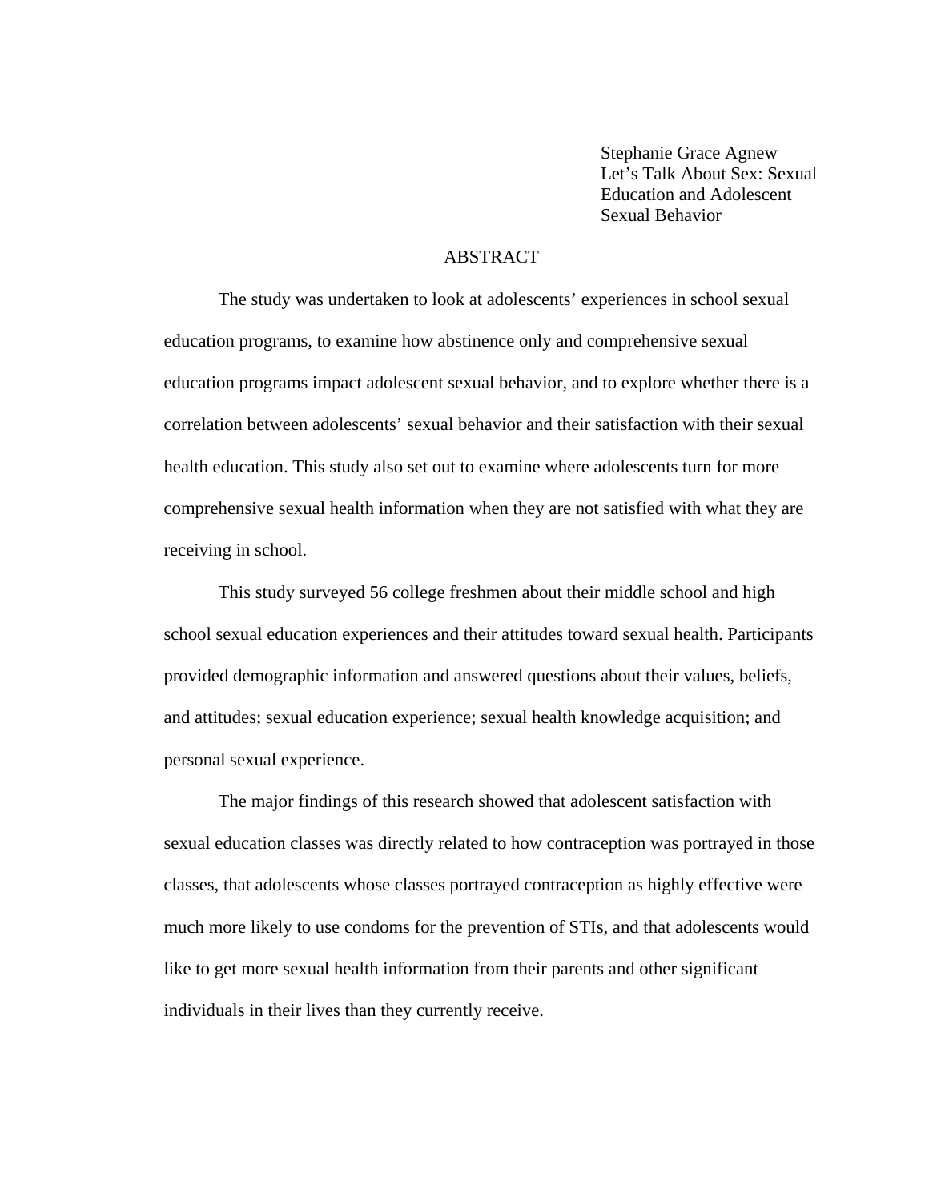Stephanie Grace Agnew
Let's Talk About Sex: Sexual Education and Adolescent Sexual Behavior

## ABSTRACT

The study was undertaken to look at adolescents' experiences in school sexual education programs, to examine how abstinence only and comprehensive sexual education programs impact adolescent sexual behavior, and to explore whether there is a correlation between adolescents' sexual behavior and their satisfaction with their sexual health education. This study also set out to examine where adolescents turn for more comprehensive sexual health information when they are not satisfied with what they are receiving in school.

This study surveyed 56 college freshmen about their middle school and high school sexual education experiences and their attitudes toward sexual health. Participants provided demographic information and answered questions about their values, beliefs, and attitudes; sexual education experience; sexual health knowledge acquisition; and personal sexual experience.

The major findings of this research showed that adolescent satisfaction with sexual education classes was directly related to how contraception was portrayed in those classes, that adolescents whose classes portrayed contraception as highly effective were much more likely to use condoms for the prevention of STIs, and that adolescents would like to get more sexual health information from their parents and other significant individuals in their lives than they currently receive.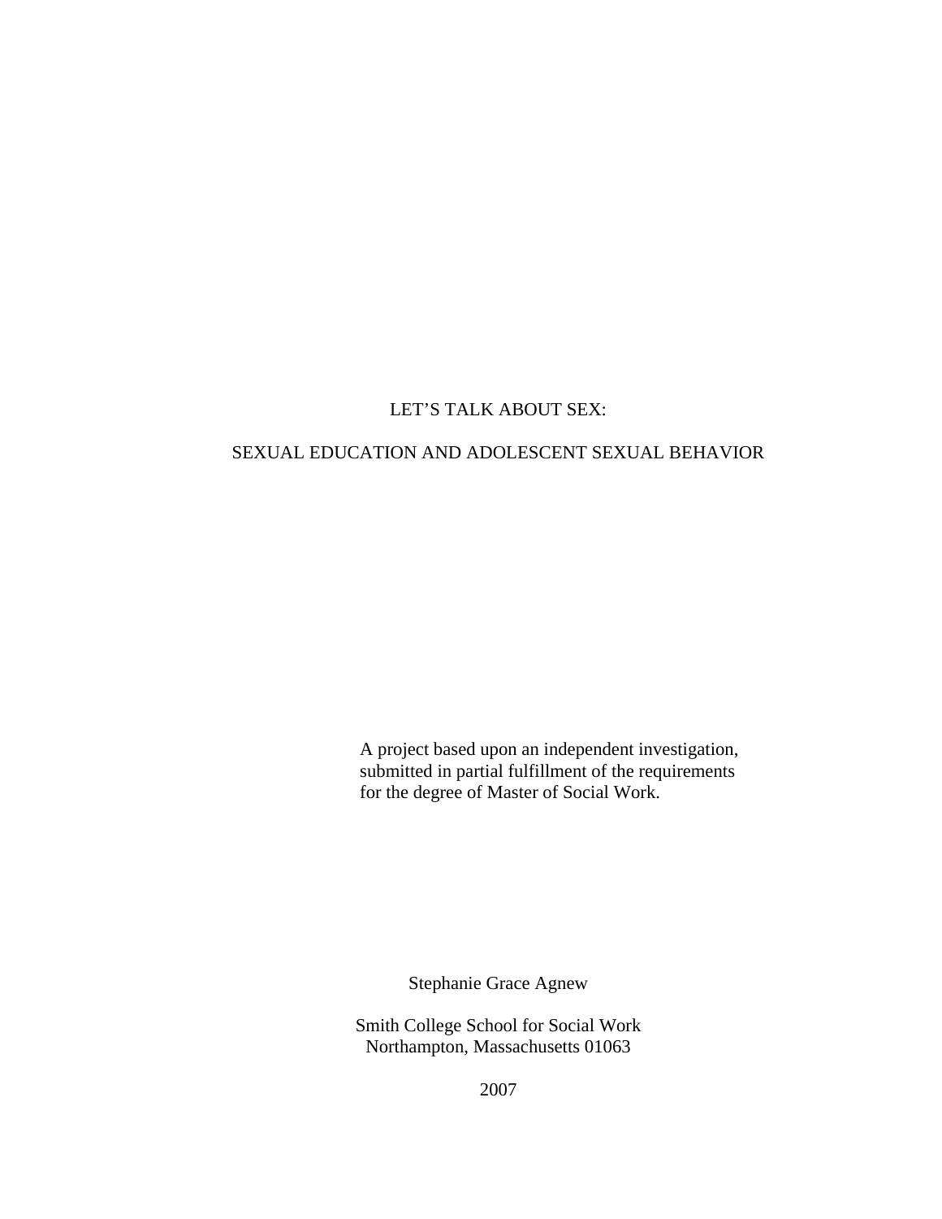# LET'S TALK ABOUT SEX:

# SEXUAL EDUCATION AND ADOLESCENT SEXUAL BEHAVIOR

A project based upon an independent investigation, submitted in partial fulfillment of the requirements for the degree of Master of Social Work.

Stephanie Grace Agnew

Smith College School for Social Work
Northampton, Massachusetts 01063

2007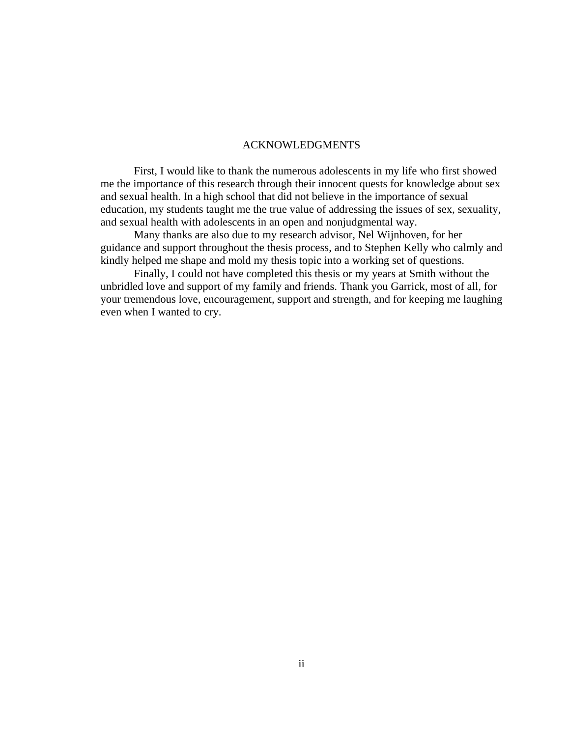## ACKNOWLEDGMENTS

First, I would like to thank the numerous adolescents in my life who first showed me the importance of this research through their innocent quests for knowledge about sex and sexual health. In a high school that did not believe in the importance of sexual education, my students taught me the true value of addressing the issues of sex, sexuality, and sexual health with adolescents in an open and nonjudgmental way.

Many thanks are also due to my research advisor, Nel Wijnhoven, for her guidance and support throughout the thesis process, and to Stephen Kelly who calmly and kindly helped me shape and mold my thesis topic into a working set of questions.

Finally, I could not have completed this thesis or my years at Smith without the unbridled love and support of my family and friends. Thank you Garrick, most of all, for your tremendous love, encouragement, support and strength, and for keeping me laughing even when I wanted to cry.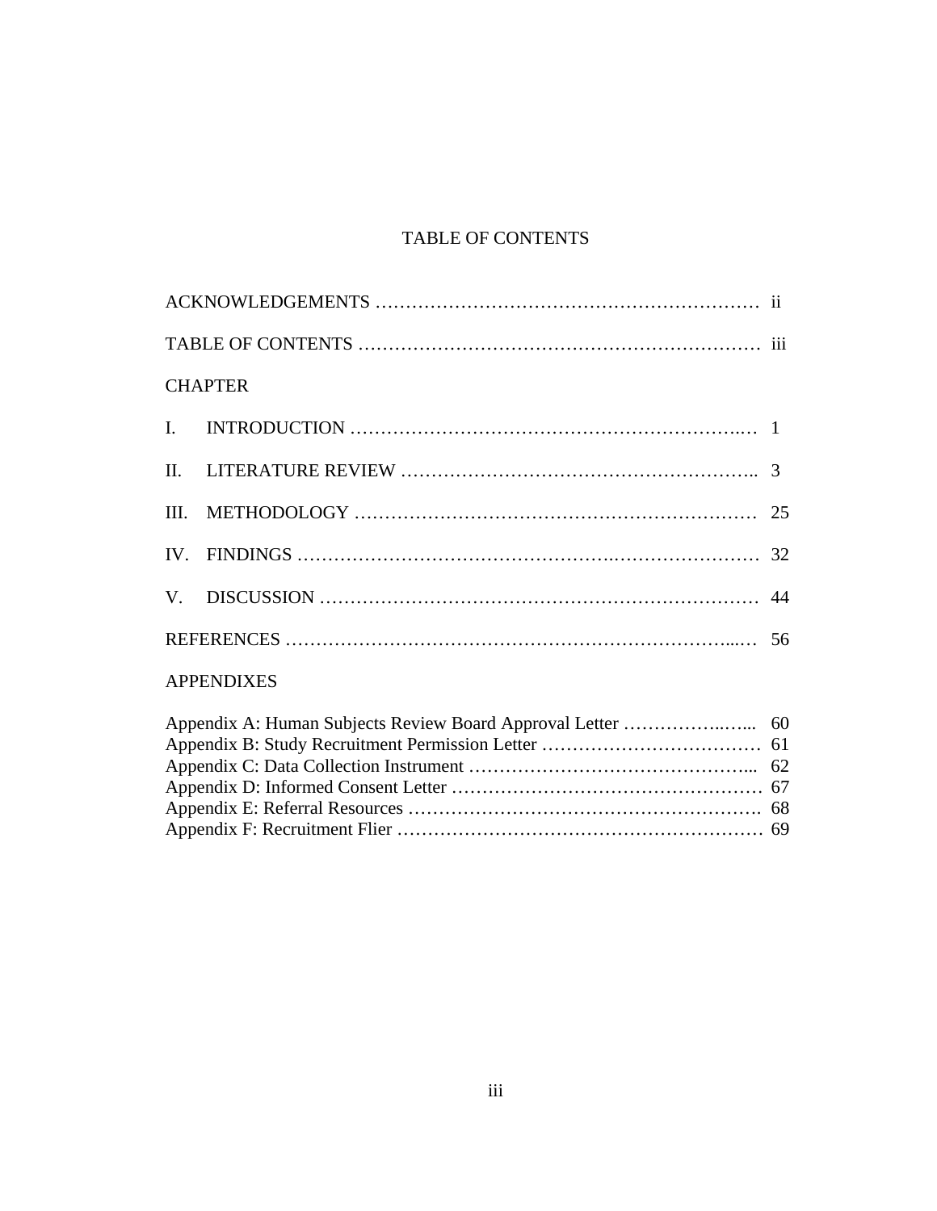# TABLE OF CONTENTS

ACKNOWLEDGEMENTS ........................................................ ii

TABLE OF CONTENTS ........................................................ iii

CHAPTER

I. INTRODUCTION ........................................................ 1

II. LITERATURE REVIEW ........................................................ 3

III. METHODOLOGY ........................................................ 25

IV. FINDINGS ........................................................ 32

V. DISCUSSION ........................................................ 44

REFERENCES ........................................................ 56

APPENDIXES

Appendix A: Human Subjects Review Board Approval Letter ........................ 60
Appendix B: Study Recruitment Permission Letter ........................ 61
Appendix C: Data Collection Instrument ........................ 62
Appendix D: Informed Consent Letter ........................ 67
Appendix E: Referral Resources ........................ 68
Appendix F: Recruitment Flier ........................ 69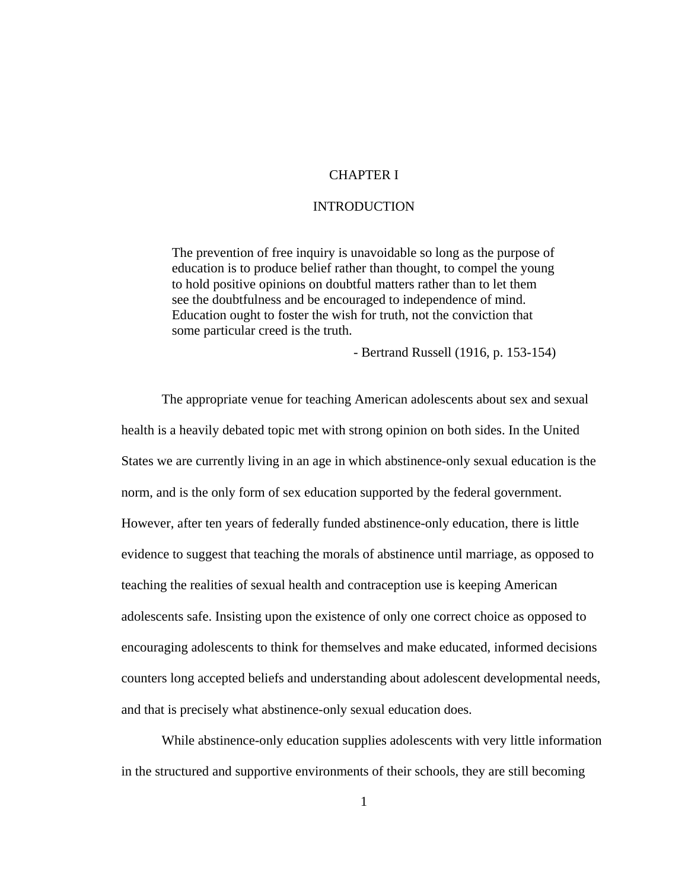# CHAPTER I

# INTRODUCTION

> The prevention of free inquiry is unavoidable so long as the purpose of education is to produce belief rather than thought, to compel the young to hold positive opinions on doubtful matters rather than to let them see the doubtfulness and be encouraged to independence of mind. Education ought to foster the wish for truth, not the conviction that some particular creed is the truth.
>
> - Bertrand Russell (1916, p. 153-154)

The appropriate venue for teaching American adolescents about sex and sexual health is a heavily debated topic met with strong opinion on both sides. In the United States we are currently living in an age in which abstinence-only sexual education is the norm, and is the only form of sex education supported by the federal government. However, after ten years of federally funded abstinence-only education, there is little evidence to suggest that teaching the morals of abstinence until marriage, as opposed to teaching the realities of sexual health and contraception use is keeping American adolescents safe. Insisting upon the existence of only one correct choice as opposed to encouraging adolescents to think for themselves and make educated, informed decisions counters long accepted beliefs and understanding about adolescent developmental needs, and that is precisely what abstinence-only sexual education does.

While abstinence-only education supplies adolescents with very little information in the structured and supportive environments of their schools, they are still becoming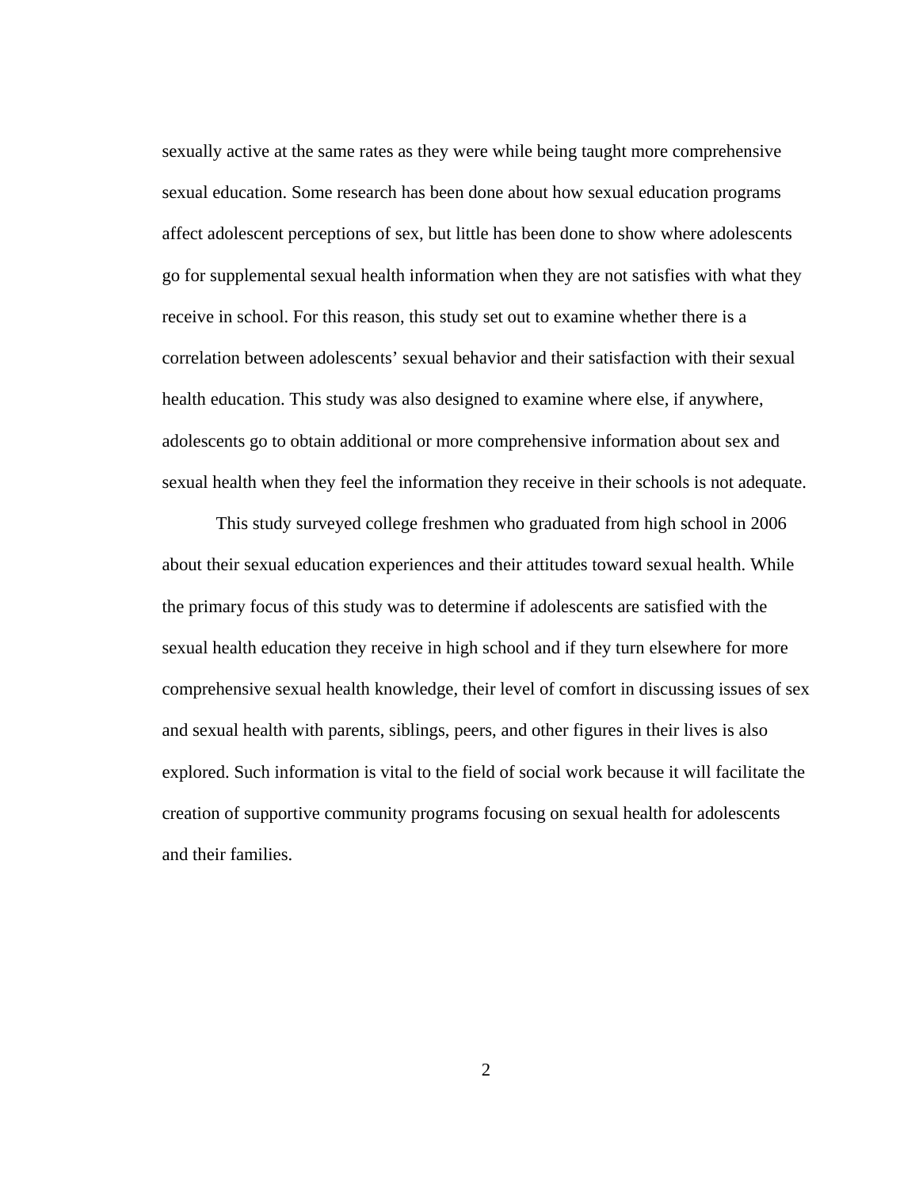sexually active at the same rates as they were while being taught more comprehensive sexual education. Some research has been done about how sexual education programs affect adolescent perceptions of sex, but little has been done to show where adolescents go for supplemental sexual health information when they are not satisfies with what they receive in school. For this reason, this study set out to examine whether there is a correlation between adolescents' sexual behavior and their satisfaction with their sexual health education. This study was also designed to examine where else, if anywhere, adolescents go to obtain additional or more comprehensive information about sex and sexual health when they feel the information they receive in their schools is not adequate.

This study surveyed college freshmen who graduated from high school in 2006 about their sexual education experiences and their attitudes toward sexual health. While the primary focus of this study was to determine if adolescents are satisfied with the sexual health education they receive in high school and if they turn elsewhere for more comprehensive sexual health knowledge, their level of comfort in discussing issues of sex and sexual health with parents, siblings, peers, and other figures in their lives is also explored. Such information is vital to the field of social work because it will facilitate the creation of supportive community programs focusing on sexual health for adolescents and their families.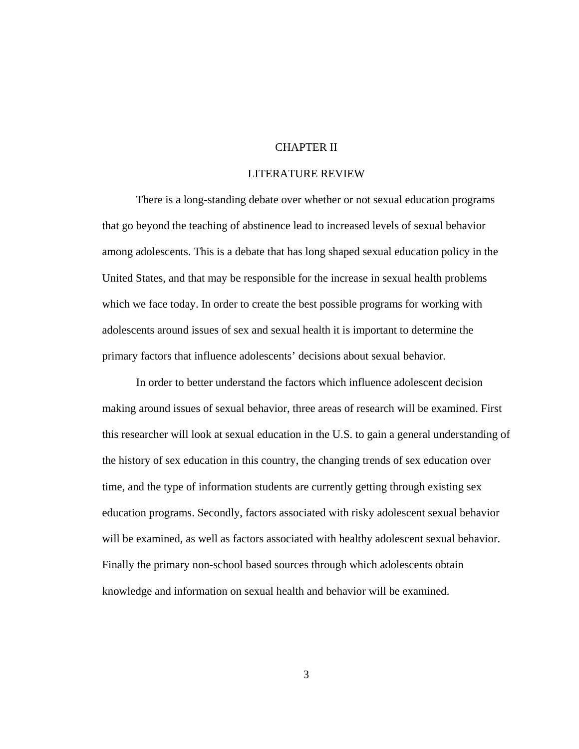# CHAPTER II

## LITERATURE REVIEW

There is a long-standing debate over whether or not sexual education programs that go beyond the teaching of abstinence lead to increased levels of sexual behavior among adolescents. This is a debate that has long shaped sexual education policy in the United States, and that may be responsible for the increase in sexual health problems which we face today. In order to create the best possible programs for working with adolescents around issues of sex and sexual health it is important to determine the primary factors that influence adolescents' decisions about sexual behavior.

In order to better understand the factors which influence adolescent decision making around issues of sexual behavior, three areas of research will be examined. First this researcher will look at sexual education in the U.S. to gain a general understanding of the history of sex education in this country, the changing trends of sex education over time, and the type of information students are currently getting through existing sex education programs. Secondly, factors associated with risky adolescent sexual behavior will be examined, as well as factors associated with healthy adolescent sexual behavior. Finally the primary non-school based sources through which adolescents obtain knowledge and information on sexual health and behavior will be examined.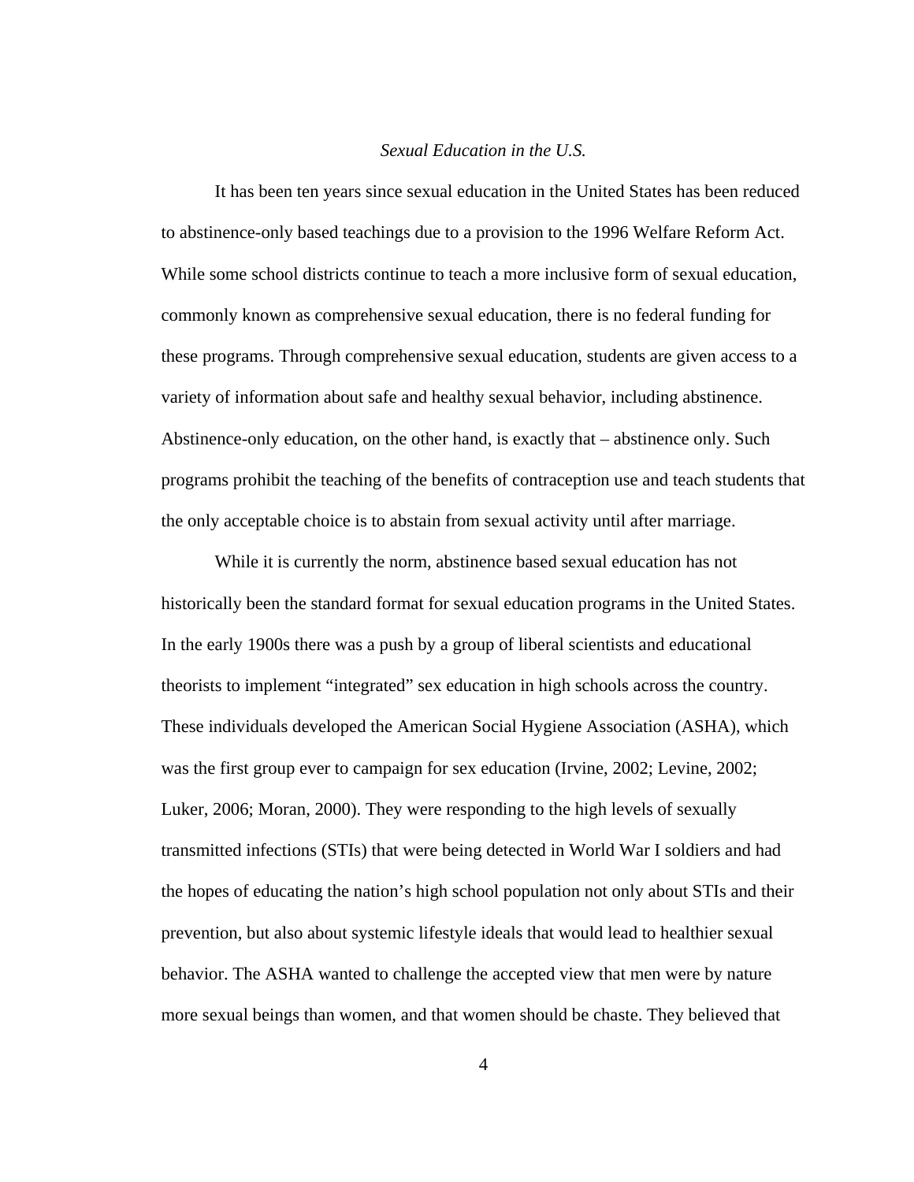*Sexual Education in the U.S.*

It has been ten years since sexual education in the United States has been reduced to abstinence-only based teachings due to a provision to the 1996 Welfare Reform Act. While some school districts continue to teach a more inclusive form of sexual education, commonly known as comprehensive sexual education, there is no federal funding for these programs. Through comprehensive sexual education, students are given access to a variety of information about safe and healthy sexual behavior, including abstinence. Abstinence-only education, on the other hand, is exactly that – abstinence only. Such programs prohibit the teaching of the benefits of contraception use and teach students that the only acceptable choice is to abstain from sexual activity until after marriage.

While it is currently the norm, abstinence based sexual education has not historically been the standard format for sexual education programs in the United States. In the early 1900s there was a push by a group of liberal scientists and educational theorists to implement "integrated" sex education in high schools across the country. These individuals developed the American Social Hygiene Association (ASHA), which was the first group ever to campaign for sex education (Irvine, 2002; Levine, 2002; Luker, 2006; Moran, 2000). They were responding to the high levels of sexually transmitted infections (STIs) that were being detected in World War I soldiers and had the hopes of educating the nation's high school population not only about STIs and their prevention, but also about systemic lifestyle ideals that would lead to healthier sexual behavior. The ASHA wanted to challenge the accepted view that men were by nature more sexual beings than women, and that women should be chaste. They believed that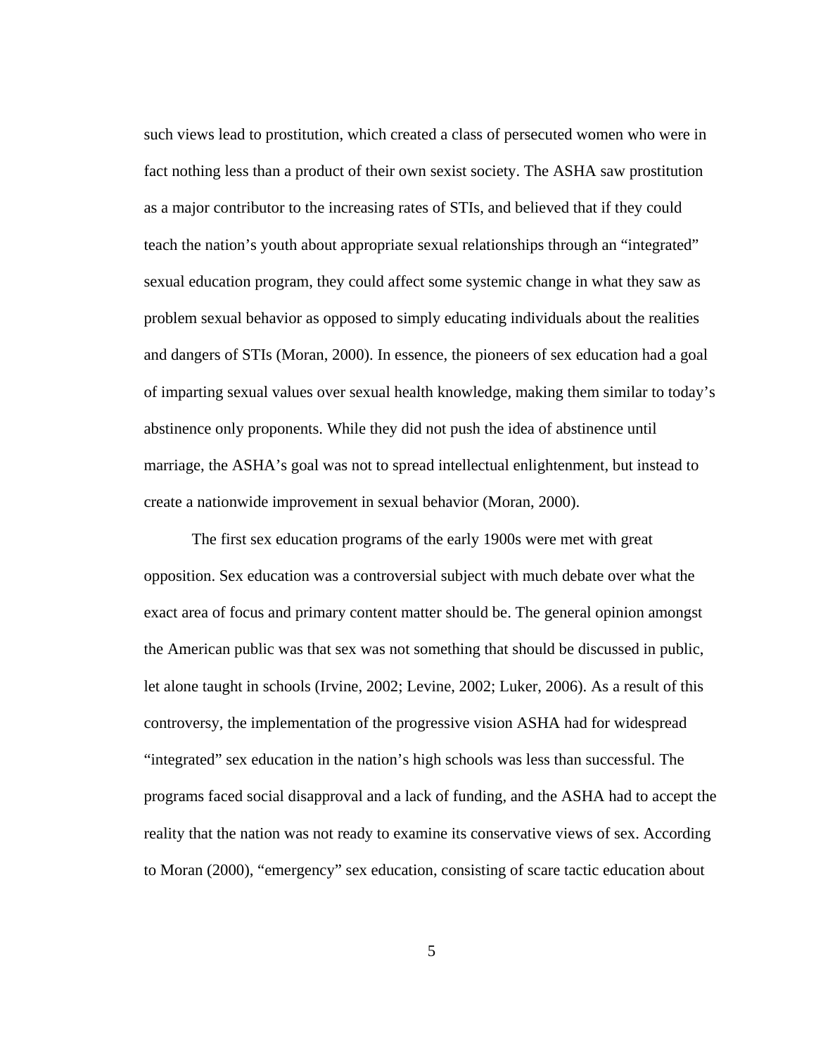such views lead to prostitution, which created a class of persecuted women who were in fact nothing less than a product of their own sexist society. The ASHA saw prostitution as a major contributor to the increasing rates of STIs, and believed that if they could teach the nation's youth about appropriate sexual relationships through an "integrated" sexual education program, they could affect some systemic change in what they saw as problem sexual behavior as opposed to simply educating individuals about the realities and dangers of STIs (Moran, 2000). In essence, the pioneers of sex education had a goal of imparting sexual values over sexual health knowledge, making them similar to today's abstinence only proponents. While they did not push the idea of abstinence until marriage, the ASHA's goal was not to spread intellectual enlightenment, but instead to create a nationwide improvement in sexual behavior (Moran, 2000).

The first sex education programs of the early 1900s were met with great opposition. Sex education was a controversial subject with much debate over what the exact area of focus and primary content matter should be. The general opinion amongst the American public was that sex was not something that should be discussed in public, let alone taught in schools (Irvine, 2002; Levine, 2002; Luker, 2006). As a result of this controversy, the implementation of the progressive vision ASHA had for widespread "integrated" sex education in the nation's high schools was less than successful. The programs faced social disapproval and a lack of funding, and the ASHA had to accept the reality that the nation was not ready to examine its conservative views of sex. According to Moran (2000), "emergency" sex education, consisting of scare tactic education about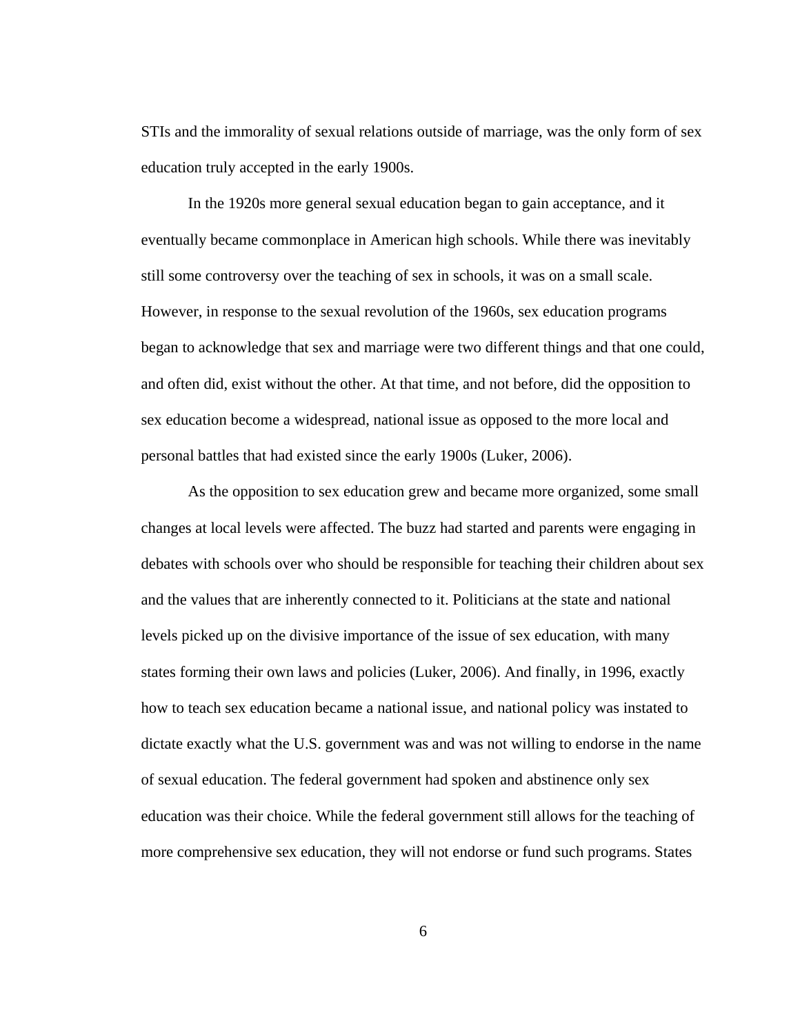STIs and the immorality of sexual relations outside of marriage, was the only form of sex education truly accepted in the early 1900s.

In the 1920s more general sexual education began to gain acceptance, and it eventually became commonplace in American high schools. While there was inevitably still some controversy over the teaching of sex in schools, it was on a small scale. However, in response to the sexual revolution of the 1960s, sex education programs began to acknowledge that sex and marriage were two different things and that one could, and often did, exist without the other. At that time, and not before, did the opposition to sex education become a widespread, national issue as opposed to the more local and personal battles that had existed since the early 1900s (Luker, 2006).

As the opposition to sex education grew and became more organized, some small changes at local levels were affected. The buzz had started and parents were engaging in debates with schools over who should be responsible for teaching their children about sex and the values that are inherently connected to it. Politicians at the state and national levels picked up on the divisive importance of the issue of sex education, with many states forming their own laws and policies (Luker, 2006). And finally, in 1996, exactly how to teach sex education became a national issue, and national policy was instated to dictate exactly what the U.S. government was and was not willing to endorse in the name of sexual education. The federal government had spoken and abstinence only sex education was their choice. While the federal government still allows for the teaching of more comprehensive sex education, they will not endorse or fund such programs. States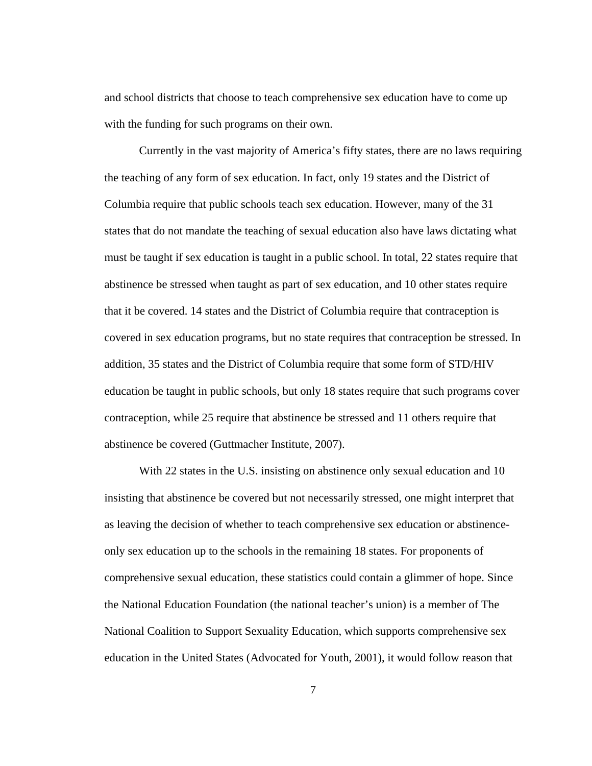and school districts that choose to teach comprehensive sex education have to come up with the funding for such programs on their own.

Currently in the vast majority of America's fifty states, there are no laws requiring the teaching of any form of sex education. In fact, only 19 states and the District of Columbia require that public schools teach sex education. However, many of the 31 states that do not mandate the teaching of sexual education also have laws dictating what must be taught if sex education is taught in a public school. In total, 22 states require that abstinence be stressed when taught as part of sex education, and 10 other states require that it be covered. 14 states and the District of Columbia require that contraception is covered in sex education programs, but no state requires that contraception be stressed. In addition, 35 states and the District of Columbia require that some form of STD/HIV education be taught in public schools, but only 18 states require that such programs cover contraception, while 25 require that abstinence be stressed and 11 others require that abstinence be covered (Guttmacher Institute, 2007).

With 22 states in the U.S. insisting on abstinence only sexual education and 10 insisting that abstinence be covered but not necessarily stressed, one might interpret that as leaving the decision of whether to teach comprehensive sex education or abstinence-only sex education up to the schools in the remaining 18 states. For proponents of comprehensive sexual education, these statistics could contain a glimmer of hope. Since the National Education Foundation (the national teacher's union) is a member of The National Coalition to Support Sexuality Education, which supports comprehensive sex education in the United States (Advocated for Youth, 2001), it would follow reason that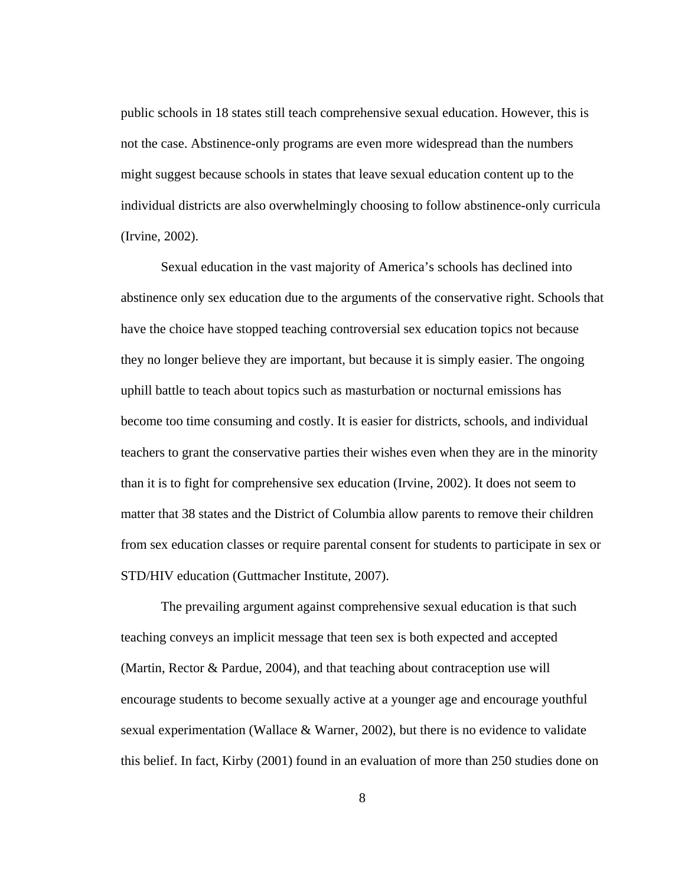public schools in 18 states still teach comprehensive sexual education. However, this is not the case. Abstinence-only programs are even more widespread than the numbers might suggest because schools in states that leave sexual education content up to the individual districts are also overwhelmingly choosing to follow abstinence-only curricula (Irvine, 2002).

Sexual education in the vast majority of America's schools has declined into abstinence only sex education due to the arguments of the conservative right. Schools that have the choice have stopped teaching controversial sex education topics not because they no longer believe they are important, but because it is simply easier. The ongoing uphill battle to teach about topics such as masturbation or nocturnal emissions has become too time consuming and costly. It is easier for districts, schools, and individual teachers to grant the conservative parties their wishes even when they are in the minority than it is to fight for comprehensive sex education (Irvine, 2002). It does not seem to matter that 38 states and the District of Columbia allow parents to remove their children from sex education classes or require parental consent for students to participate in sex or STD/HIV education (Guttmacher Institute, 2007).

The prevailing argument against comprehensive sexual education is that such teaching conveys an implicit message that teen sex is both expected and accepted (Martin, Rector & Pardue, 2004), and that teaching about contraception use will encourage students to become sexually active at a younger age and encourage youthful sexual experimentation (Wallace & Warner, 2002), but there is no evidence to validate this belief. In fact, Kirby (2001) found in an evaluation of more than 250 studies done on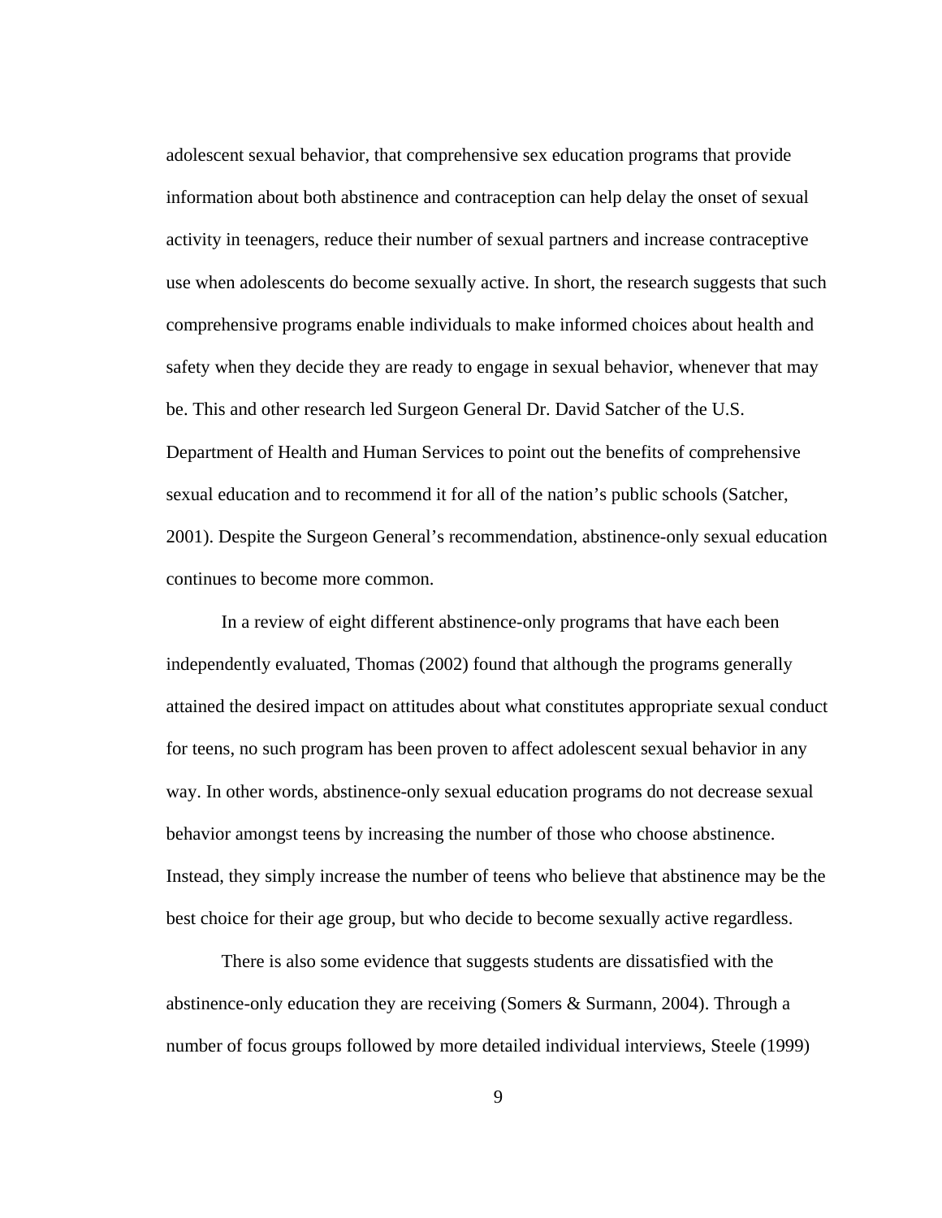adolescent sexual behavior, that comprehensive sex education programs that provide information about both abstinence and contraception can help delay the onset of sexual activity in teenagers, reduce their number of sexual partners and increase contraceptive use when adolescents do become sexually active. In short, the research suggests that such comprehensive programs enable individuals to make informed choices about health and safety when they decide they are ready to engage in sexual behavior, whenever that may be. This and other research led Surgeon General Dr. David Satcher of the U.S. Department of Health and Human Services to point out the benefits of comprehensive sexual education and to recommend it for all of the nation's public schools (Satcher, 2001). Despite the Surgeon General's recommendation, abstinence-only sexual education continues to become more common.

In a review of eight different abstinence-only programs that have each been independently evaluated, Thomas (2002) found that although the programs generally attained the desired impact on attitudes about what constitutes appropriate sexual conduct for teens, no such program has been proven to affect adolescent sexual behavior in any way. In other words, abstinence-only sexual education programs do not decrease sexual behavior amongst teens by increasing the number of those who choose abstinence. Instead, they simply increase the number of teens who believe that abstinence may be the best choice for their age group, but who decide to become sexually active regardless.

There is also some evidence that suggests students are dissatisfied with the abstinence-only education they are receiving (Somers & Surmann, 2004). Through a number of focus groups followed by more detailed individual interviews, Steele (1999)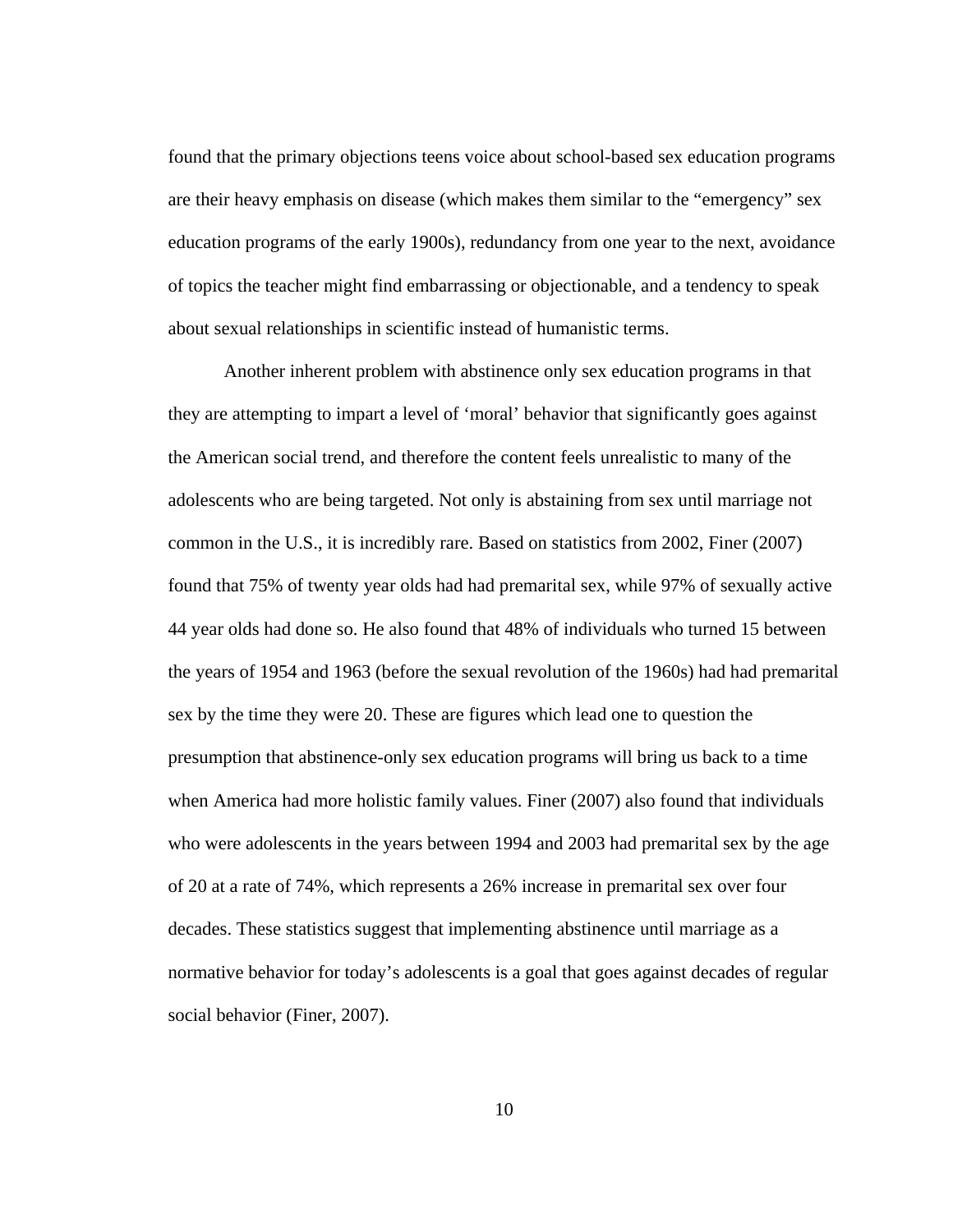found that the primary objections teens voice about school-based sex education programs are their heavy emphasis on disease (which makes them similar to the "emergency" sex education programs of the early 1900s), redundancy from one year to the next, avoidance of topics the teacher might find embarrassing or objectionable, and a tendency to speak about sexual relationships in scientific instead of humanistic terms.

Another inherent problem with abstinence only sex education programs in that they are attempting to impart a level of 'moral' behavior that significantly goes against the American social trend, and therefore the content feels unrealistic to many of the adolescents who are being targeted. Not only is abstaining from sex until marriage not common in the U.S., it is incredibly rare. Based on statistics from 2002, Finer (2007) found that 75% of twenty year olds had had premarital sex, while 97% of sexually active 44 year olds had done so. He also found that 48% of individuals who turned 15 between the years of 1954 and 1963 (before the sexual revolution of the 1960s) had had premarital sex by the time they were 20. These are figures which lead one to question the presumption that abstinence-only sex education programs will bring us back to a time when America had more holistic family values. Finer (2007) also found that individuals who were adolescents in the years between 1994 and 2003 had premarital sex by the age of 20 at a rate of 74%, which represents a 26% increase in premarital sex over four decades. These statistics suggest that implementing abstinence until marriage as a normative behavior for today's adolescents is a goal that goes against decades of regular social behavior (Finer, 2007).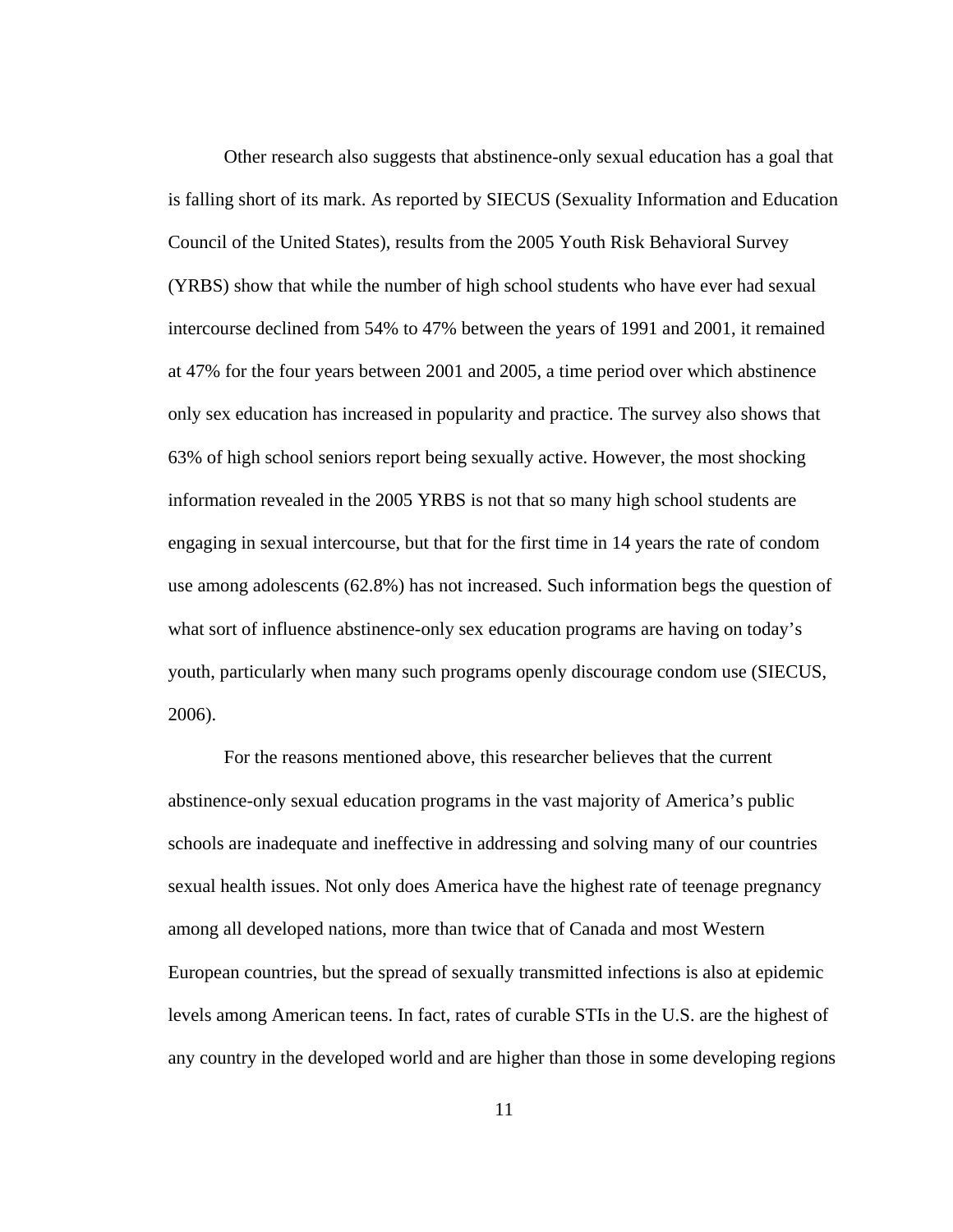Other research also suggests that abstinence-only sexual education has a goal that is falling short of its mark. As reported by SIECUS (Sexuality Information and Education Council of the United States), results from the 2005 Youth Risk Behavioral Survey (YRBS) show that while the number of high school students who have ever had sexual intercourse declined from 54% to 47% between the years of 1991 and 2001, it remained at 47% for the four years between 2001 and 2005, a time period over which abstinence only sex education has increased in popularity and practice. The survey also shows that 63% of high school seniors report being sexually active. However, the most shocking information revealed in the 2005 YRBS is not that so many high school students are engaging in sexual intercourse, but that for the first time in 14 years the rate of condom use among adolescents (62.8%) has not increased. Such information begs the question of what sort of influence abstinence-only sex education programs are having on today's youth, particularly when many such programs openly discourage condom use (SIECUS, 2006).

For the reasons mentioned above, this researcher believes that the current abstinence-only sexual education programs in the vast majority of America's public schools are inadequate and ineffective in addressing and solving many of our countries sexual health issues. Not only does America have the highest rate of teenage pregnancy among all developed nations, more than twice that of Canada and most Western European countries, but the spread of sexually transmitted infections is also at epidemic levels among American teens. In fact, rates of curable STIs in the U.S. are the highest of any country in the developed world and are higher than those in some developing regions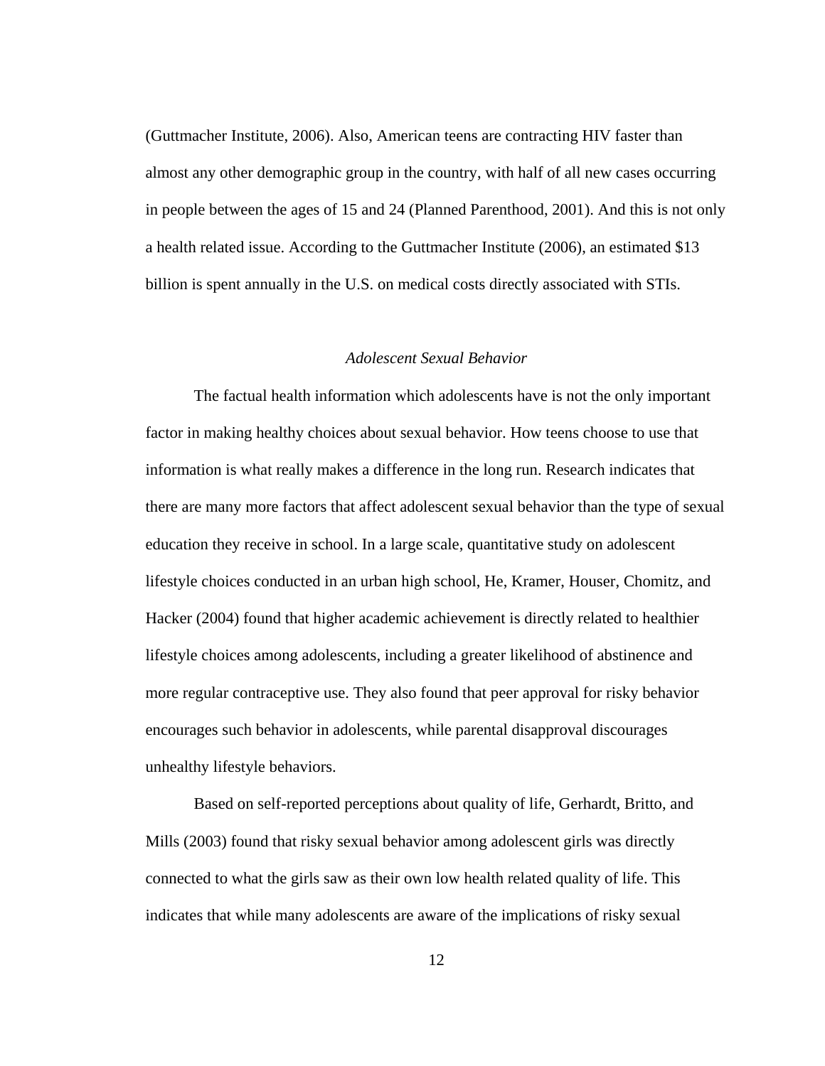(Guttmacher Institute, 2006). Also, American teens are contracting HIV faster than almost any other demographic group in the country, with half of all new cases occurring in people between the ages of 15 and 24 (Planned Parenthood, 2001). And this is not only a health related issue. According to the Guttmacher Institute (2006), an estimated $13 billion is spent annually in the U.S. on medical costs directly associated with STIs.

### *Adolescent Sexual Behavior*

The factual health information which adolescents have is not the only important factor in making healthy choices about sexual behavior. How teens choose to use that information is what really makes a difference in the long run. Research indicates that there are many more factors that affect adolescent sexual behavior than the type of sexual education they receive in school. In a large scale, quantitative study on adolescent lifestyle choices conducted in an urban high school, He, Kramer, Houser, Chomitz, and Hacker (2004) found that higher academic achievement is directly related to healthier lifestyle choices among adolescents, including a greater likelihood of abstinence and more regular contraceptive use. They also found that peer approval for risky behavior encourages such behavior in adolescents, while parental disapproval discourages unhealthy lifestyle behaviors.

Based on self-reported perceptions about quality of life, Gerhardt, Britto, and Mills (2003) found that risky sexual behavior among adolescent girls was directly connected to what the girls saw as their own low health related quality of life. This indicates that while many adolescents are aware of the implications of risky sexual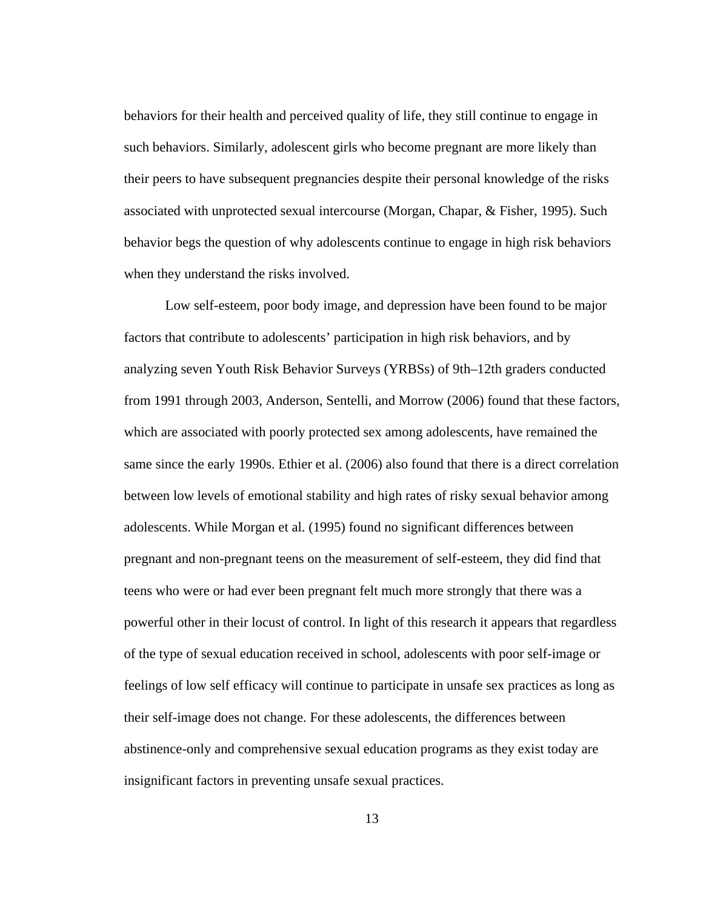behaviors for their health and perceived quality of life, they still continue to engage in such behaviors. Similarly, adolescent girls who become pregnant are more likely than their peers to have subsequent pregnancies despite their personal knowledge of the risks associated with unprotected sexual intercourse (Morgan, Chapar, & Fisher, 1995). Such behavior begs the question of why adolescents continue to engage in high risk behaviors when they understand the risks involved.

Low self-esteem, poor body image, and depression have been found to be major factors that contribute to adolescents' participation in high risk behaviors, and by analyzing seven Youth Risk Behavior Surveys (YRBSs) of 9th–12th graders conducted from 1991 through 2003, Anderson, Sentelli, and Morrow (2006) found that these factors, which are associated with poorly protected sex among adolescents, have remained the same since the early 1990s. Ethier et al. (2006) also found that there is a direct correlation between low levels of emotional stability and high rates of risky sexual behavior among adolescents. While Morgan et al. (1995) found no significant differences between pregnant and non-pregnant teens on the measurement of self-esteem, they did find that teens who were or had ever been pregnant felt much more strongly that there was a powerful other in their locust of control. In light of this research it appears that regardless of the type of sexual education received in school, adolescents with poor self-image or feelings of low self efficacy will continue to participate in unsafe sex practices as long as their self-image does not change. For these adolescents, the differences between abstinence-only and comprehensive sexual education programs as they exist today are insignificant factors in preventing unsafe sexual practices.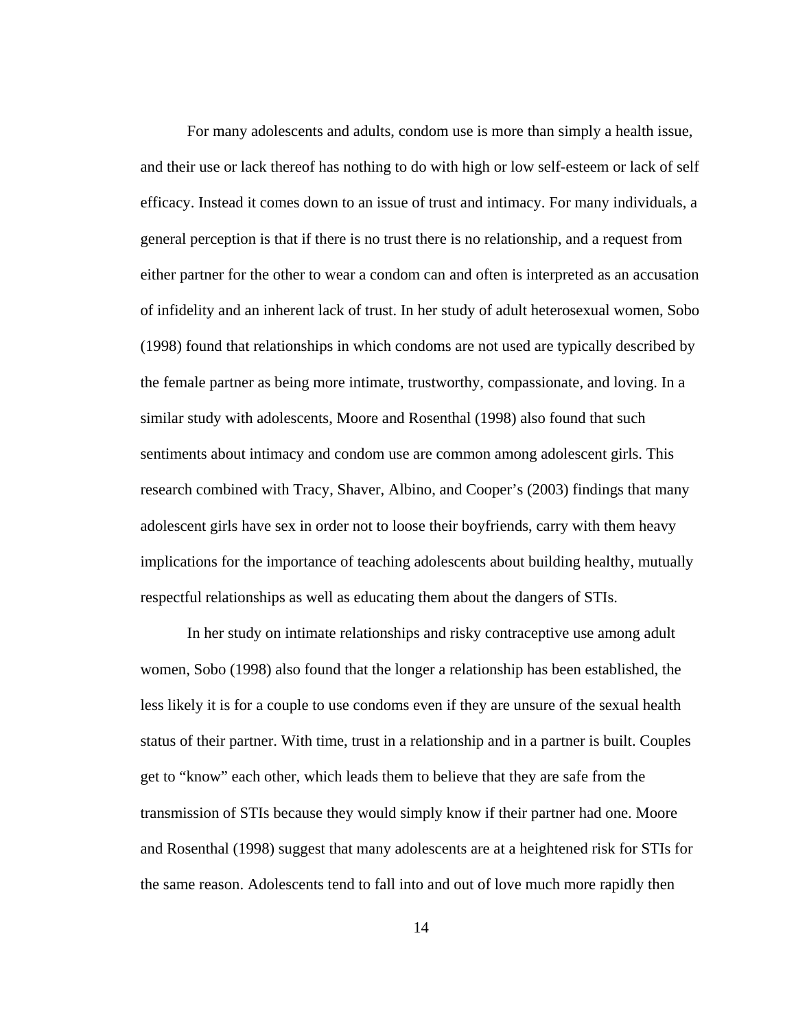For many adolescents and adults, condom use is more than simply a health issue, and their use or lack thereof has nothing to do with high or low self-esteem or lack of self efficacy. Instead it comes down to an issue of trust and intimacy. For many individuals, a general perception is that if there is no trust there is no relationship, and a request from either partner for the other to wear a condom can and often is interpreted as an accusation of infidelity and an inherent lack of trust. In her study of adult heterosexual women, Sobo (1998) found that relationships in which condoms are not used are typically described by the female partner as being more intimate, trustworthy, compassionate, and loving. In a similar study with adolescents, Moore and Rosenthal (1998) also found that such sentiments about intimacy and condom use are common among adolescent girls. This research combined with Tracy, Shaver, Albino, and Cooper's (2003) findings that many adolescent girls have sex in order not to loose their boyfriends, carry with them heavy implications for the importance of teaching adolescents about building healthy, mutually respectful relationships as well as educating them about the dangers of STIs.

In her study on intimate relationships and risky contraceptive use among adult women, Sobo (1998) also found that the longer a relationship has been established, the less likely it is for a couple to use condoms even if they are unsure of the sexual health status of their partner. With time, trust in a relationship and in a partner is built. Couples get to "know" each other, which leads them to believe that they are safe from the transmission of STIs because they would simply know if their partner had one. Moore and Rosenthal (1998) suggest that many adolescents are at a heightened risk for STIs for the same reason. Adolescents tend to fall into and out of love much more rapidly then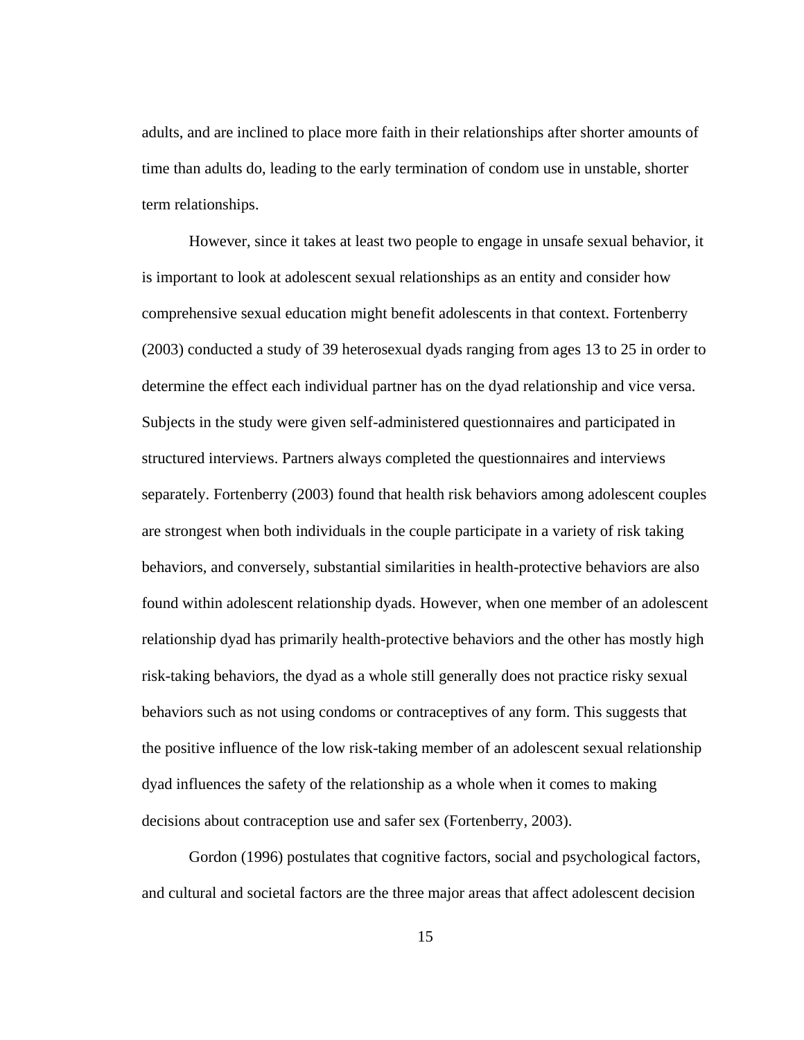adults, and are inclined to place more faith in their relationships after shorter amounts of time than adults do, leading to the early termination of condom use in unstable, shorter term relationships.

However, since it takes at least two people to engage in unsafe sexual behavior, it is important to look at adolescent sexual relationships as an entity and consider how comprehensive sexual education might benefit adolescents in that context. Fortenberry (2003) conducted a study of 39 heterosexual dyads ranging from ages 13 to 25 in order to determine the effect each individual partner has on the dyad relationship and vice versa. Subjects in the study were given self-administered questionnaires and participated in structured interviews. Partners always completed the questionnaires and interviews separately. Fortenberry (2003) found that health risk behaviors among adolescent couples are strongest when both individuals in the couple participate in a variety of risk taking behaviors, and conversely, substantial similarities in health-protective behaviors are also found within adolescent relationship dyads. However, when one member of an adolescent relationship dyad has primarily health-protective behaviors and the other has mostly high risk-taking behaviors, the dyad as a whole still generally does not practice risky sexual behaviors such as not using condoms or contraceptives of any form. This suggests that the positive influence of the low risk-taking member of an adolescent sexual relationship dyad influences the safety of the relationship as a whole when it comes to making decisions about contraception use and safer sex (Fortenberry, 2003).

Gordon (1996) postulates that cognitive factors, social and psychological factors, and cultural and societal factors are the three major areas that affect adolescent decision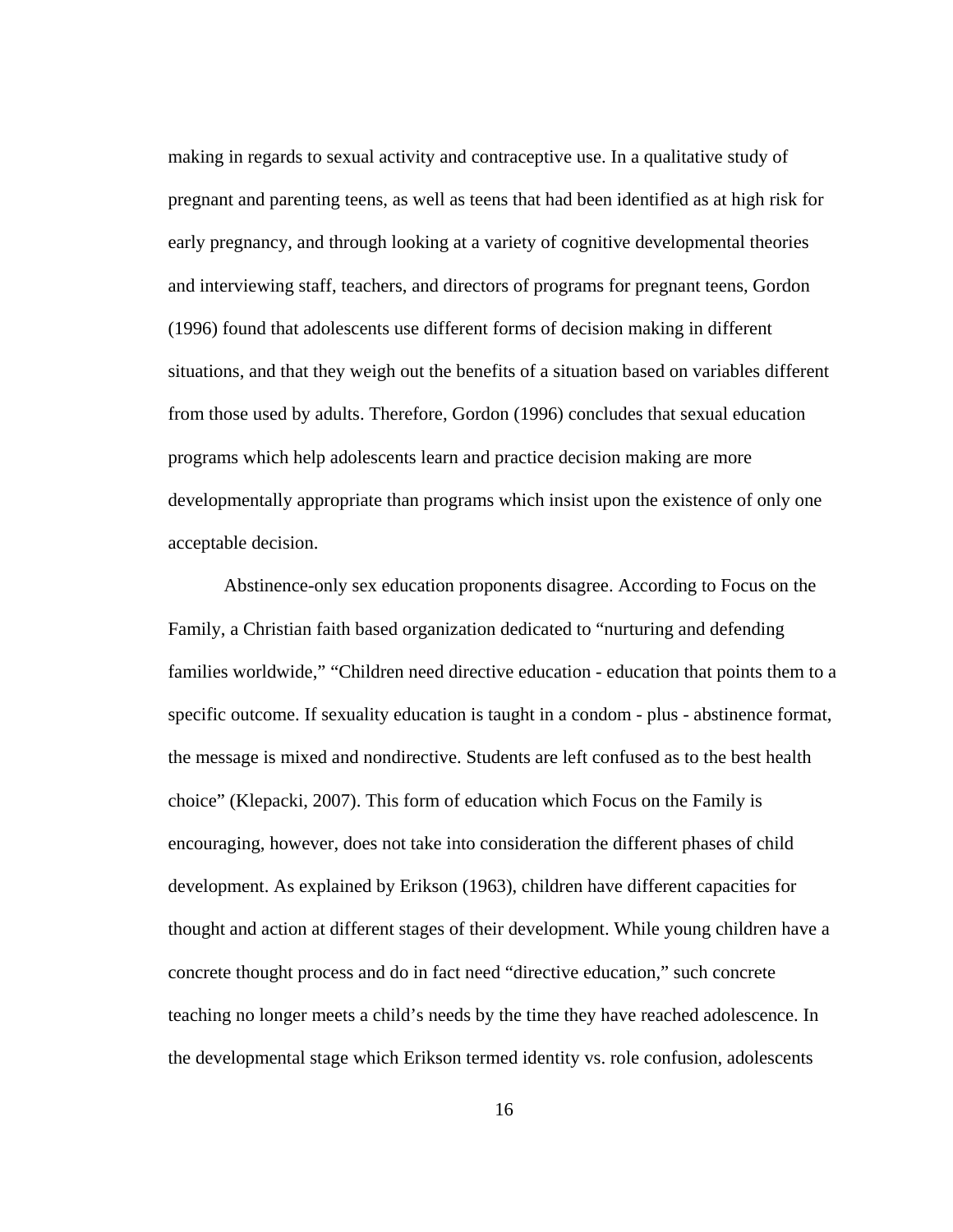making in regards to sexual activity and contraceptive use. In a qualitative study of pregnant and parenting teens, as well as teens that had been identified as at high risk for early pregnancy, and through looking at a variety of cognitive developmental theories and interviewing staff, teachers, and directors of programs for pregnant teens, Gordon (1996) found that adolescents use different forms of decision making in different situations, and that they weigh out the benefits of a situation based on variables different from those used by adults. Therefore, Gordon (1996) concludes that sexual education programs which help adolescents learn and practice decision making are more developmentally appropriate than programs which insist upon the existence of only one acceptable decision.

Abstinence-only sex education proponents disagree. According to Focus on the Family, a Christian faith based organization dedicated to "nurturing and defending families worldwide," "Children need directive education - education that points them to a specific outcome. If sexuality education is taught in a condom - plus - abstinence format, the message is mixed and nondirective. Students are left confused as to the best health choice" (Klepacki, 2007). This form of education which Focus on the Family is encouraging, however, does not take into consideration the different phases of child development. As explained by Erikson (1963), children have different capacities for thought and action at different stages of their development. While young children have a concrete thought process and do in fact need "directive education," such concrete teaching no longer meets a child's needs by the time they have reached adolescence. In the developmental stage which Erikson termed identity vs. role confusion, adolescents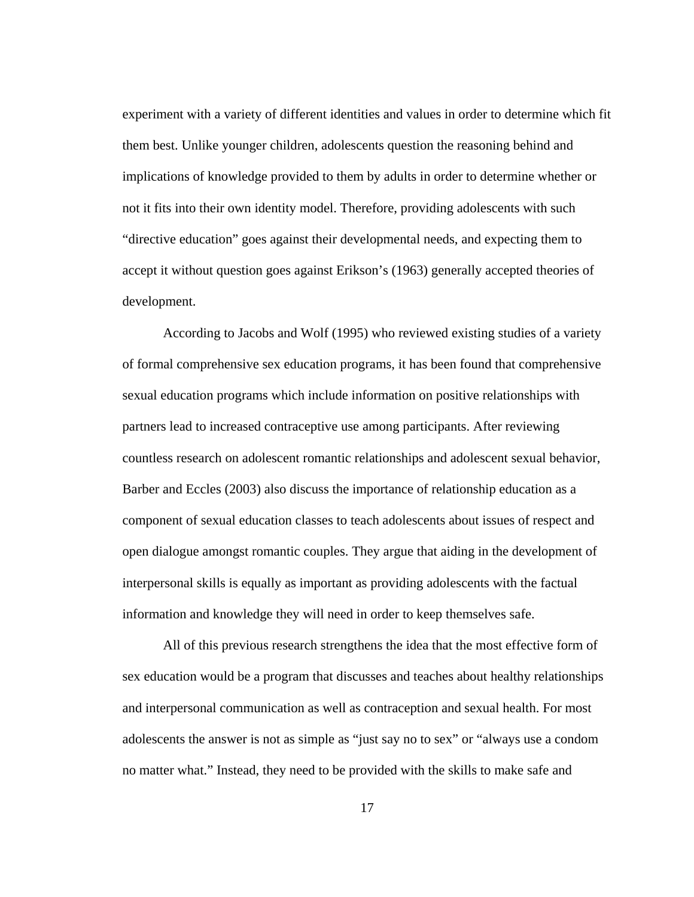experiment with a variety of different identities and values in order to determine which fit them best. Unlike younger children, adolescents question the reasoning behind and implications of knowledge provided to them by adults in order to determine whether or not it fits into their own identity model. Therefore, providing adolescents with such "directive education" goes against their developmental needs, and expecting them to accept it without question goes against Erikson's (1963) generally accepted theories of development.

According to Jacobs and Wolf (1995) who reviewed existing studies of a variety of formal comprehensive sex education programs, it has been found that comprehensive sexual education programs which include information on positive relationships with partners lead to increased contraceptive use among participants. After reviewing countless research on adolescent romantic relationships and adolescent sexual behavior, Barber and Eccles (2003) also discuss the importance of relationship education as a component of sexual education classes to teach adolescents about issues of respect and open dialogue amongst romantic couples. They argue that aiding in the development of interpersonal skills is equally as important as providing adolescents with the factual information and knowledge they will need in order to keep themselves safe.

All of this previous research strengthens the idea that the most effective form of sex education would be a program that discusses and teaches about healthy relationships and interpersonal communication as well as contraception and sexual health. For most adolescents the answer is not as simple as "just say no to sex" or "always use a condom no matter what." Instead, they need to be provided with the skills to make safe and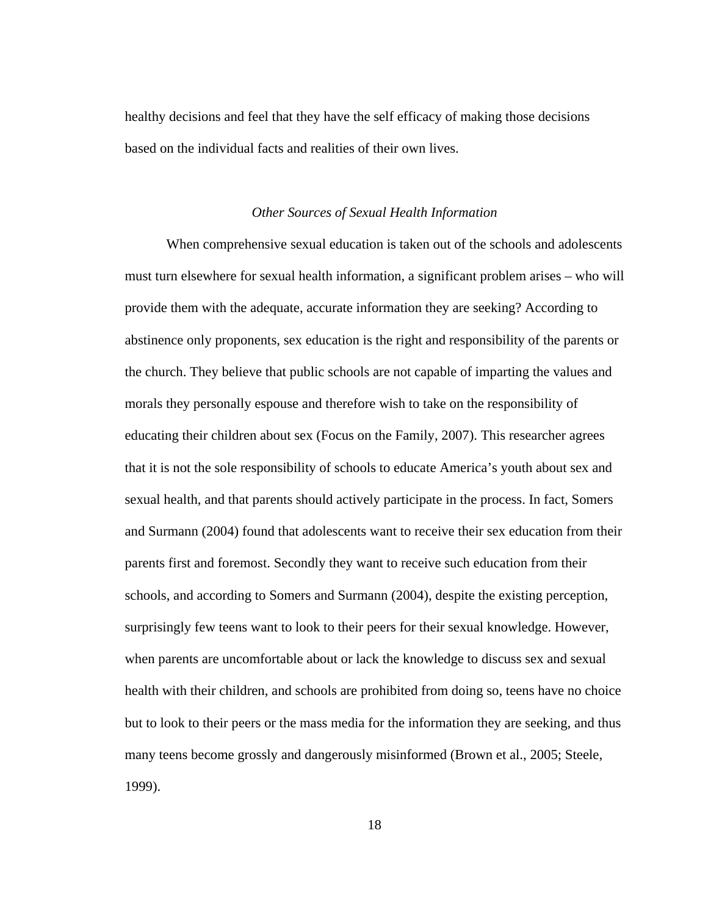healthy decisions and feel that they have the self efficacy of making those decisions based on the individual facts and realities of their own lives.

### *Other Sources of Sexual Health Information*

When comprehensive sexual education is taken out of the schools and adolescents must turn elsewhere for sexual health information, a significant problem arises – who will provide them with the adequate, accurate information they are seeking? According to abstinence only proponents, sex education is the right and responsibility of the parents or the church. They believe that public schools are not capable of imparting the values and morals they personally espouse and therefore wish to take on the responsibility of educating their children about sex (Focus on the Family, 2007). This researcher agrees that it is not the sole responsibility of schools to educate America's youth about sex and sexual health, and that parents should actively participate in the process. In fact, Somers and Surmann (2004) found that adolescents want to receive their sex education from their parents first and foremost. Secondly they want to receive such education from their schools, and according to Somers and Surmann (2004), despite the existing perception, surprisingly few teens want to look to their peers for their sexual knowledge. However, when parents are uncomfortable about or lack the knowledge to discuss sex and sexual health with their children, and schools are prohibited from doing so, teens have no choice but to look to their peers or the mass media for the information they are seeking, and thus many teens become grossly and dangerously misinformed (Brown et al., 2005; Steele, 1999).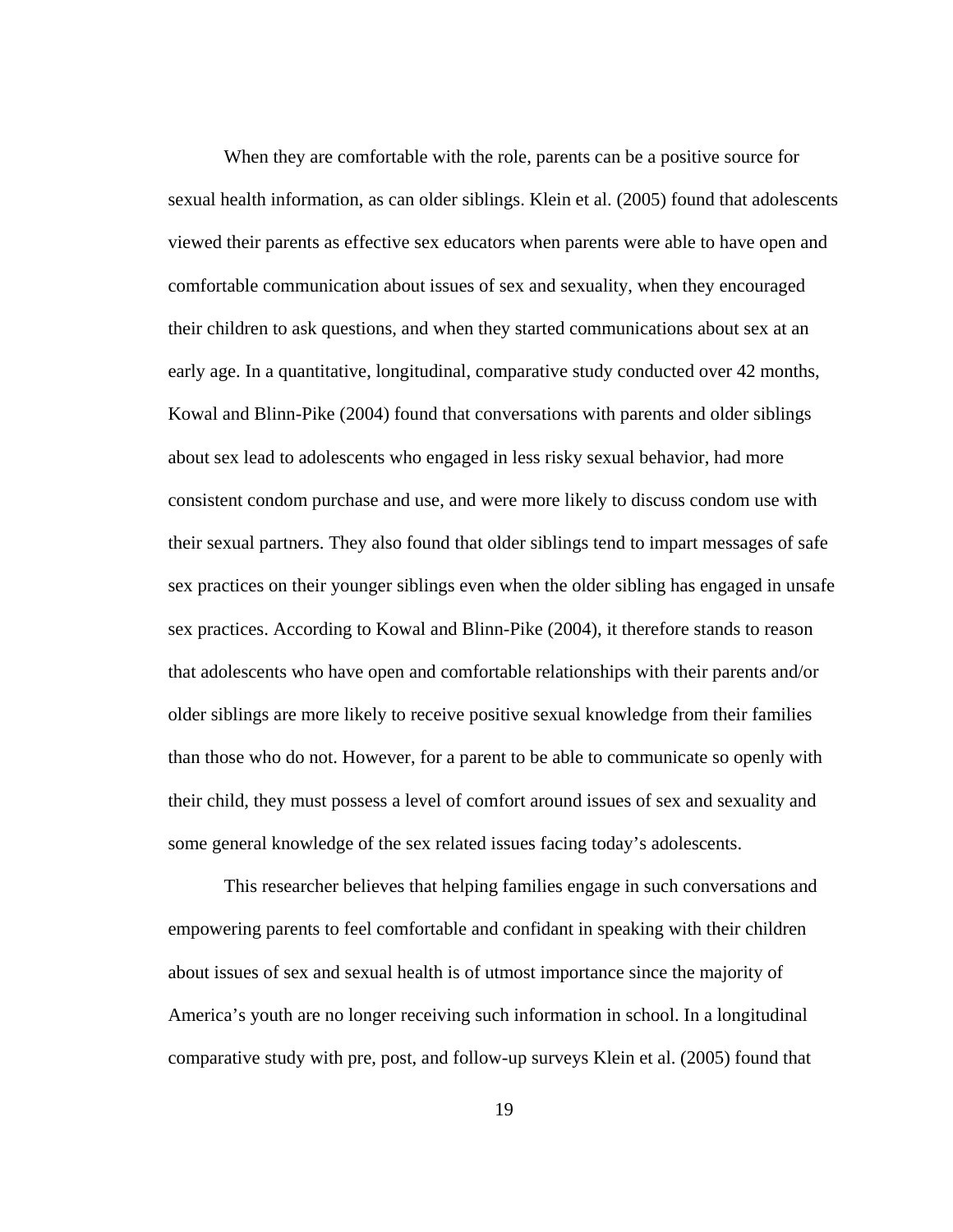When they are comfortable with the role, parents can be a positive source for sexual health information, as can older siblings. Klein et al. (2005) found that adolescents viewed their parents as effective sex educators when parents were able to have open and comfortable communication about issues of sex and sexuality, when they encouraged their children to ask questions, and when they started communications about sex at an early age. In a quantitative, longitudinal, comparative study conducted over 42 months, Kowal and Blinn-Pike (2004) found that conversations with parents and older siblings about sex lead to adolescents who engaged in less risky sexual behavior, had more consistent condom purchase and use, and were more likely to discuss condom use with their sexual partners. They also found that older siblings tend to impart messages of safe sex practices on their younger siblings even when the older sibling has engaged in unsafe sex practices. According to Kowal and Blinn-Pike (2004), it therefore stands to reason that adolescents who have open and comfortable relationships with their parents and/or older siblings are more likely to receive positive sexual knowledge from their families than those who do not. However, for a parent to be able to communicate so openly with their child, they must possess a level of comfort around issues of sex and sexuality and some general knowledge of the sex related issues facing today's adolescents.

This researcher believes that helping families engage in such conversations and empowering parents to feel comfortable and confidant in speaking with their children about issues of sex and sexual health is of utmost importance since the majority of America's youth are no longer receiving such information in school. In a longitudinal comparative study with pre, post, and follow-up surveys Klein et al. (2005) found that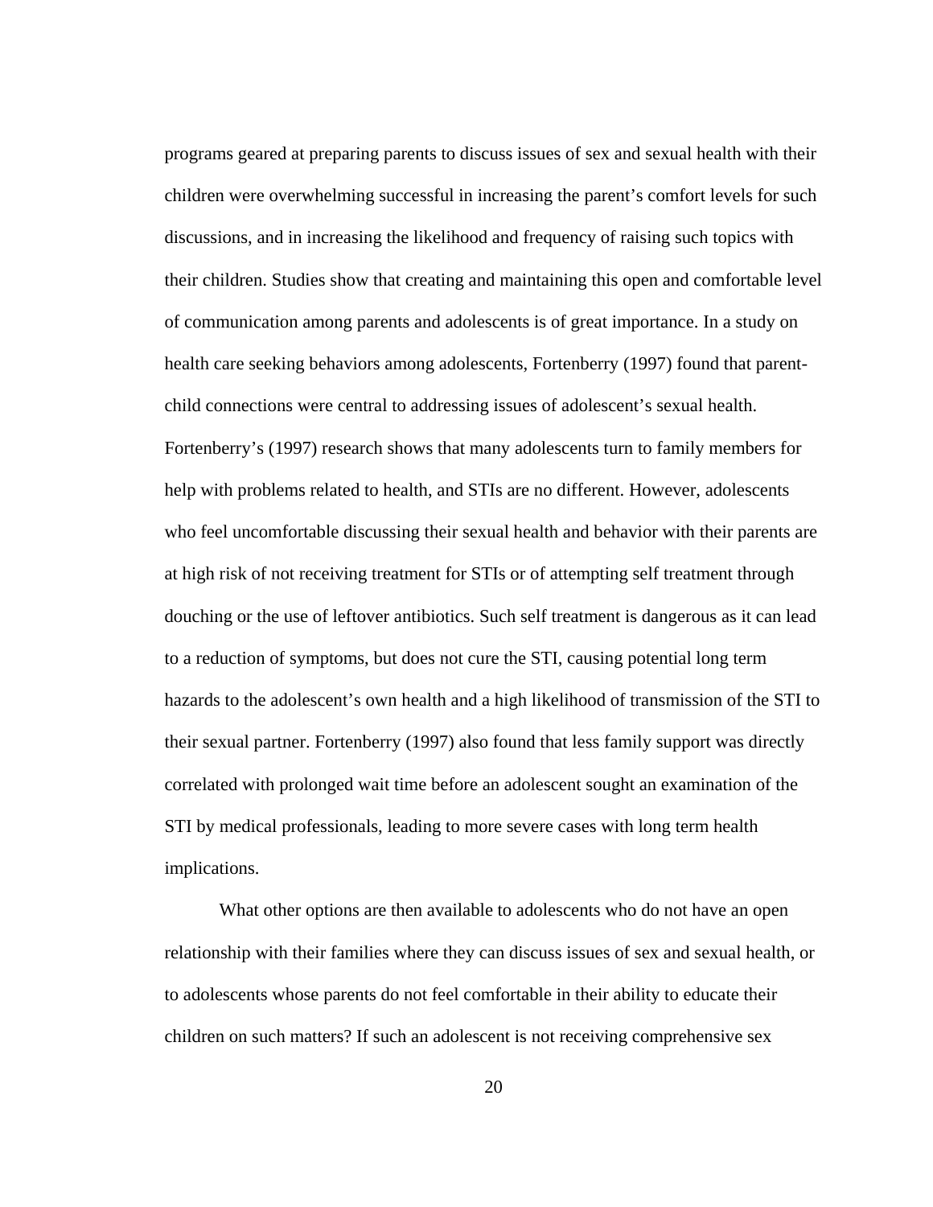programs geared at preparing parents to discuss issues of sex and sexual health with their children were overwhelming successful in increasing the parent's comfort levels for such discussions, and in increasing the likelihood and frequency of raising such topics with their children. Studies show that creating and maintaining this open and comfortable level of communication among parents and adolescents is of great importance. In a study on health care seeking behaviors among adolescents, Fortenberry (1997) found that parent-child connections were central to addressing issues of adolescent's sexual health. Fortenberry's (1997) research shows that many adolescents turn to family members for help with problems related to health, and STIs are no different. However, adolescents who feel uncomfortable discussing their sexual health and behavior with their parents are at high risk of not receiving treatment for STIs or of attempting self treatment through douching or the use of leftover antibiotics. Such self treatment is dangerous as it can lead to a reduction of symptoms, but does not cure the STI, causing potential long term hazards to the adolescent's own health and a high likelihood of transmission of the STI to their sexual partner. Fortenberry (1997) also found that less family support was directly correlated with prolonged wait time before an adolescent sought an examination of the STI by medical professionals, leading to more severe cases with long term health implications.

What other options are then available to adolescents who do not have an open relationship with their families where they can discuss issues of sex and sexual health, or to adolescents whose parents do not feel comfortable in their ability to educate their children on such matters? If such an adolescent is not receiving comprehensive sex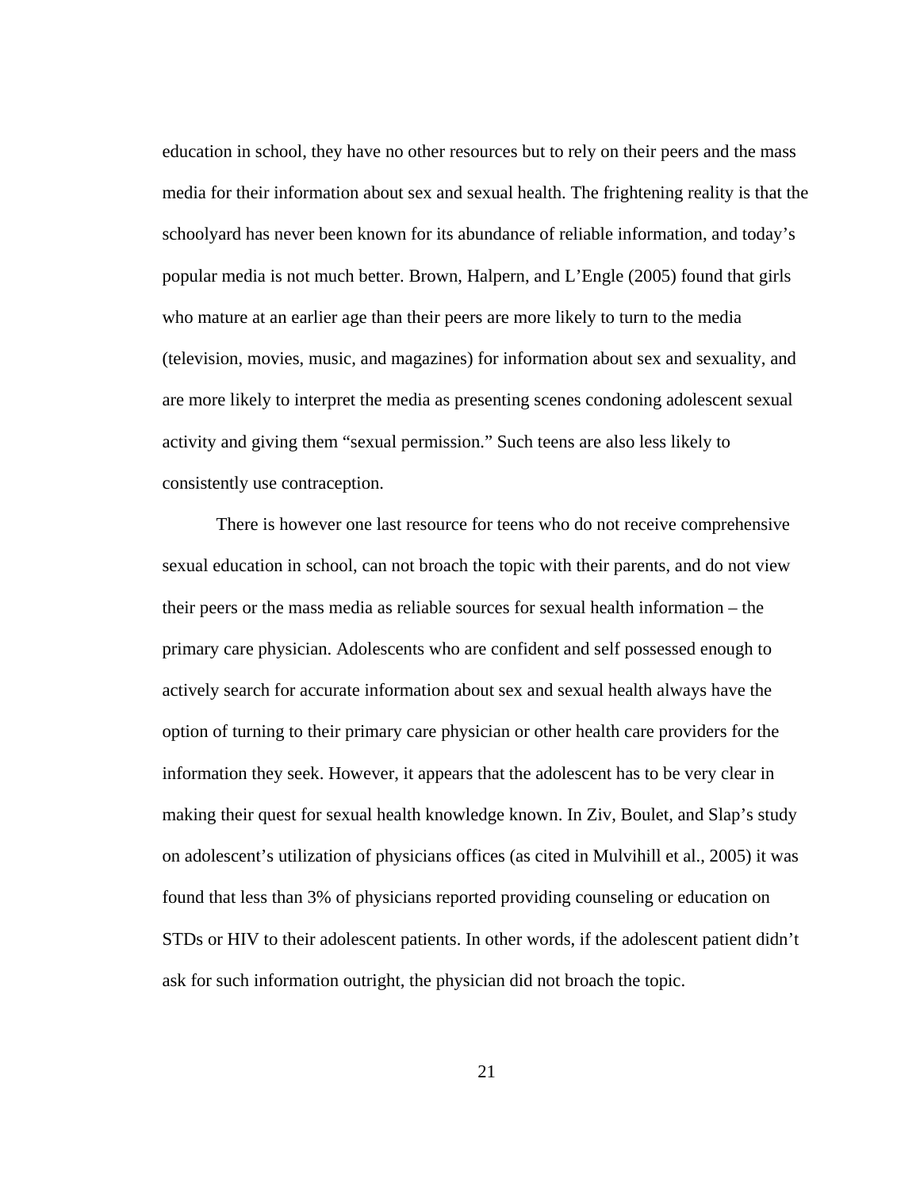education in school, they have no other resources but to rely on their peers and the mass media for their information about sex and sexual health. The frightening reality is that the schoolyard has never been known for its abundance of reliable information, and today's popular media is not much better. Brown, Halpern, and L'Engle (2005) found that girls who mature at an earlier age than their peers are more likely to turn to the media (television, movies, music, and magazines) for information about sex and sexuality, and are more likely to interpret the media as presenting scenes condoning adolescent sexual activity and giving them "sexual permission." Such teens are also less likely to consistently use contraception.

There is however one last resource for teens who do not receive comprehensive sexual education in school, can not broach the topic with their parents, and do not view their peers or the mass media as reliable sources for sexual health information – the primary care physician. Adolescents who are confident and self possessed enough to actively search for accurate information about sex and sexual health always have the option of turning to their primary care physician or other health care providers for the information they seek. However, it appears that the adolescent has to be very clear in making their quest for sexual health knowledge known. In Ziv, Boulet, and Slap's study on adolescent's utilization of physicians offices (as cited in Mulvihill et al., 2005) it was found that less than 3% of physicians reported providing counseling or education on STDs or HIV to their adolescent patients. In other words, if the adolescent patient didn't ask for such information outright, the physician did not broach the topic.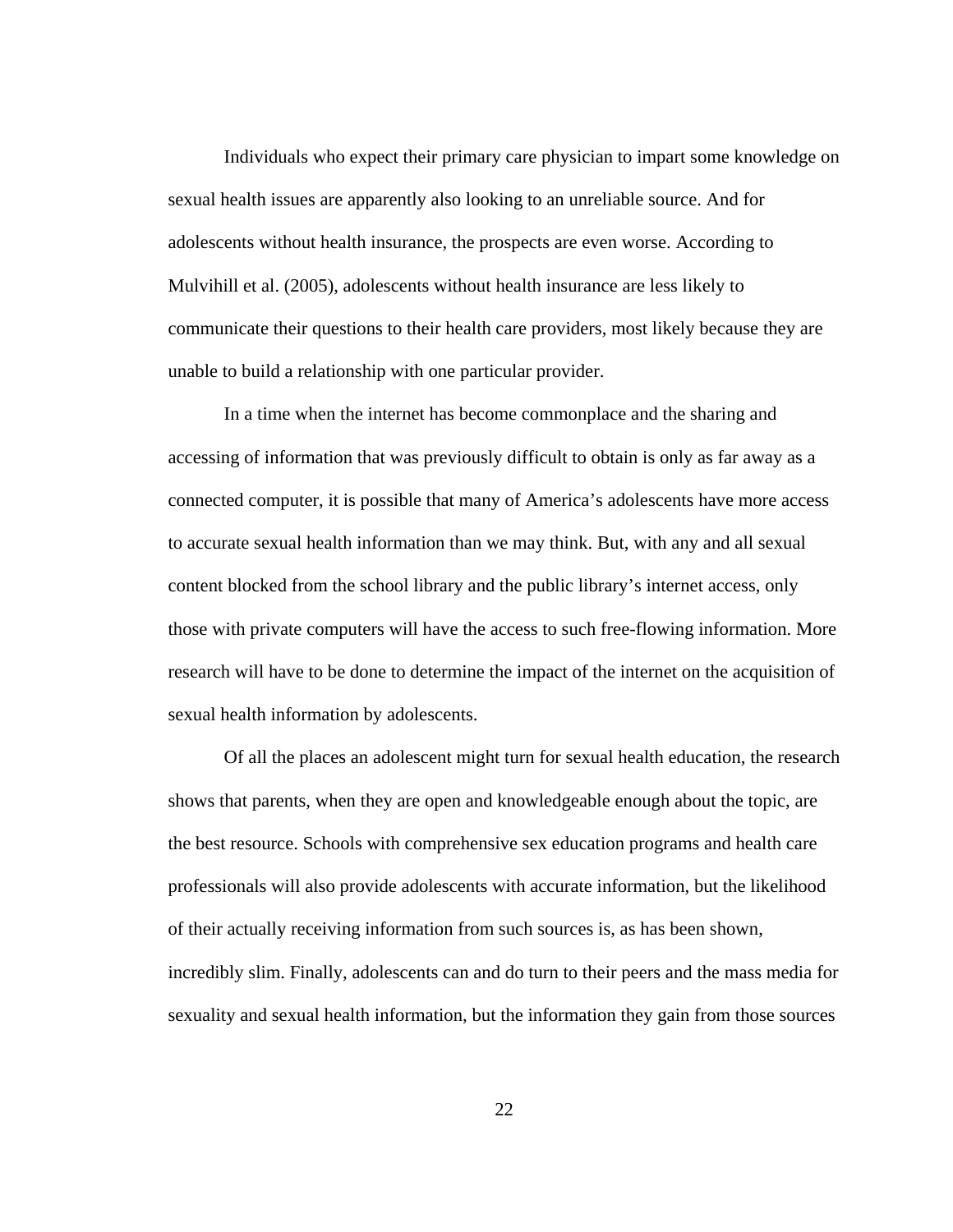Individuals who expect their primary care physician to impart some knowledge on sexual health issues are apparently also looking to an unreliable source. And for adolescents without health insurance, the prospects are even worse. According to Mulvihill et al. (2005), adolescents without health insurance are less likely to communicate their questions to their health care providers, most likely because they are unable to build a relationship with one particular provider.

In a time when the internet has become commonplace and the sharing and accessing of information that was previously difficult to obtain is only as far away as a connected computer, it is possible that many of America's adolescents have more access to accurate sexual health information than we may think. But, with any and all sexual content blocked from the school library and the public library's internet access, only those with private computers will have the access to such free-flowing information. More research will have to be done to determine the impact of the internet on the acquisition of sexual health information by adolescents.

Of all the places an adolescent might turn for sexual health education, the research shows that parents, when they are open and knowledgeable enough about the topic, are the best resource. Schools with comprehensive sex education programs and health care professionals will also provide adolescents with accurate information, but the likelihood of their actually receiving information from such sources is, as has been shown, incredibly slim. Finally, adolescents can and do turn to their peers and the mass media for sexuality and sexual health information, but the information they gain from those sources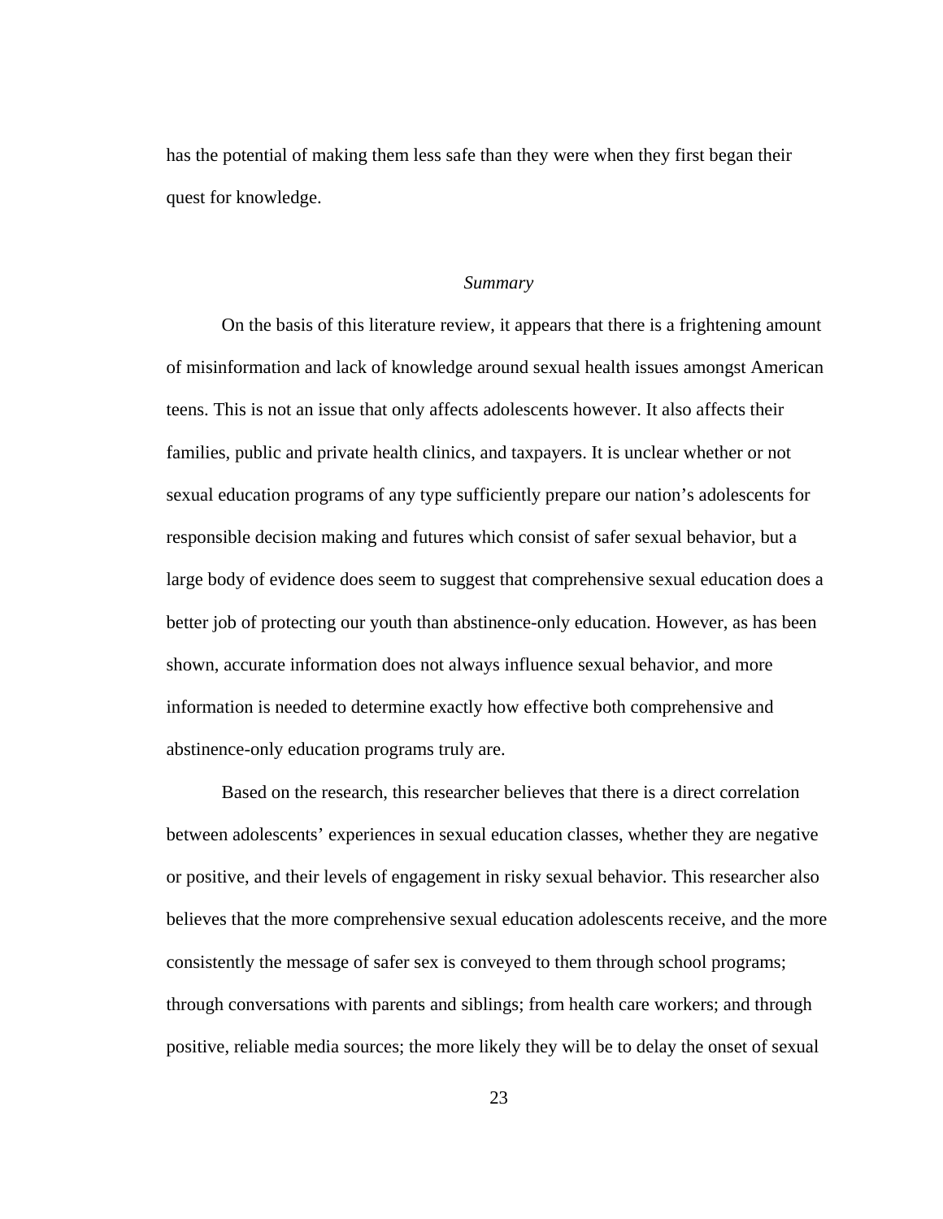has the potential of making them less safe than they were when they first began their quest for knowledge.

### *Summary*

On the basis of this literature review, it appears that there is a frightening amount of misinformation and lack of knowledge around sexual health issues amongst American teens. This is not an issue that only affects adolescents however. It also affects their families, public and private health clinics, and taxpayers. It is unclear whether or not sexual education programs of any type sufficiently prepare our nation's adolescents for responsible decision making and futures which consist of safer sexual behavior, but a large body of evidence does seem to suggest that comprehensive sexual education does a better job of protecting our youth than abstinence-only education. However, as has been shown, accurate information does not always influence sexual behavior, and more information is needed to determine exactly how effective both comprehensive and abstinence-only education programs truly are.

Based on the research, this researcher believes that there is a direct correlation between adolescents' experiences in sexual education classes, whether they are negative or positive, and their levels of engagement in risky sexual behavior. This researcher also believes that the more comprehensive sexual education adolescents receive, and the more consistently the message of safer sex is conveyed to them through school programs; through conversations with parents and siblings; from health care workers; and through positive, reliable media sources; the more likely they will be to delay the onset of sexual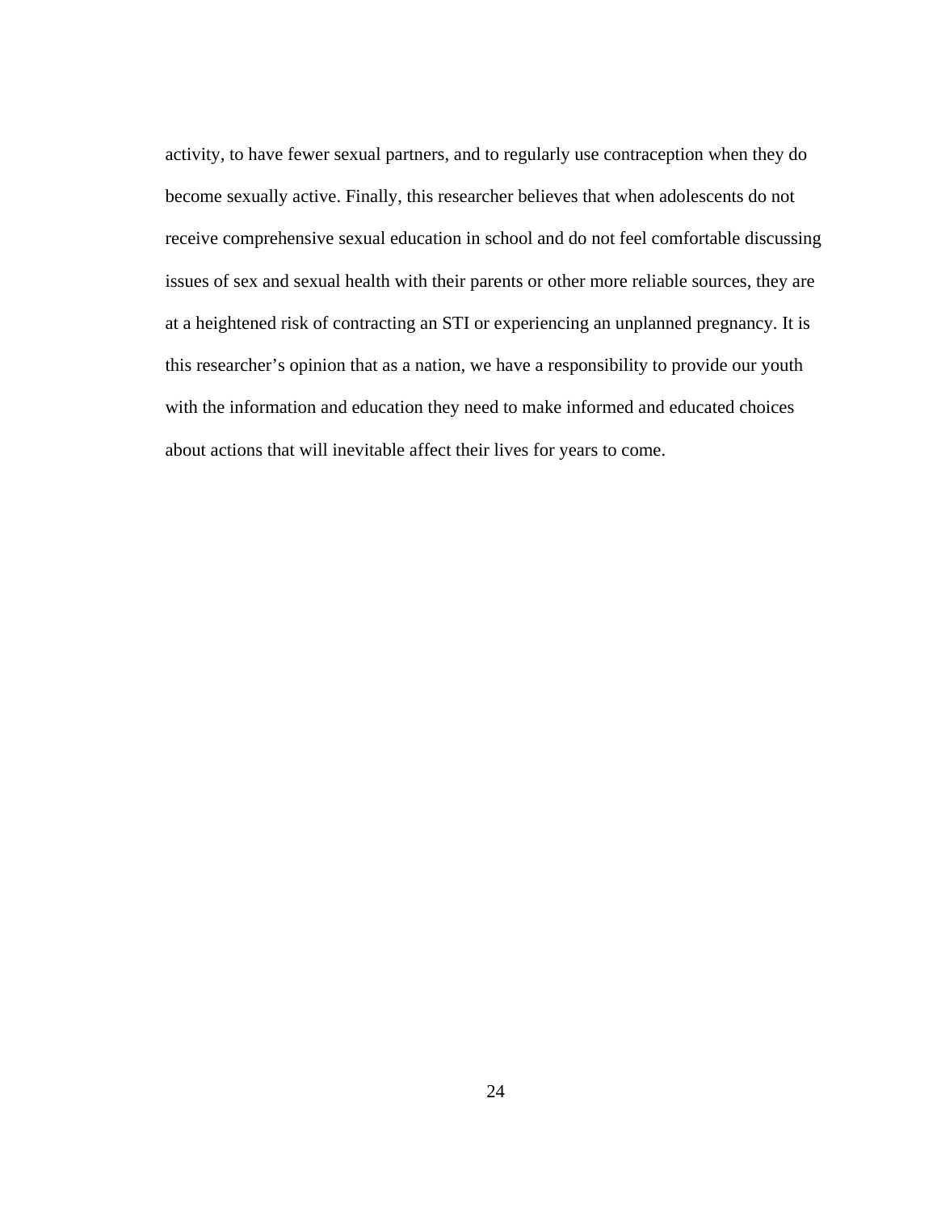activity, to have fewer sexual partners, and to regularly use contraception when they do become sexually active. Finally, this researcher believes that when adolescents do not receive comprehensive sexual education in school and do not feel comfortable discussing issues of sex and sexual health with their parents or other more reliable sources, they are at a heightened risk of contracting an STI or experiencing an unplanned pregnancy. It is this researcher's opinion that as a nation, we have a responsibility to provide our youth with the information and education they need to make informed and educated choices about actions that will inevitable affect their lives for years to come.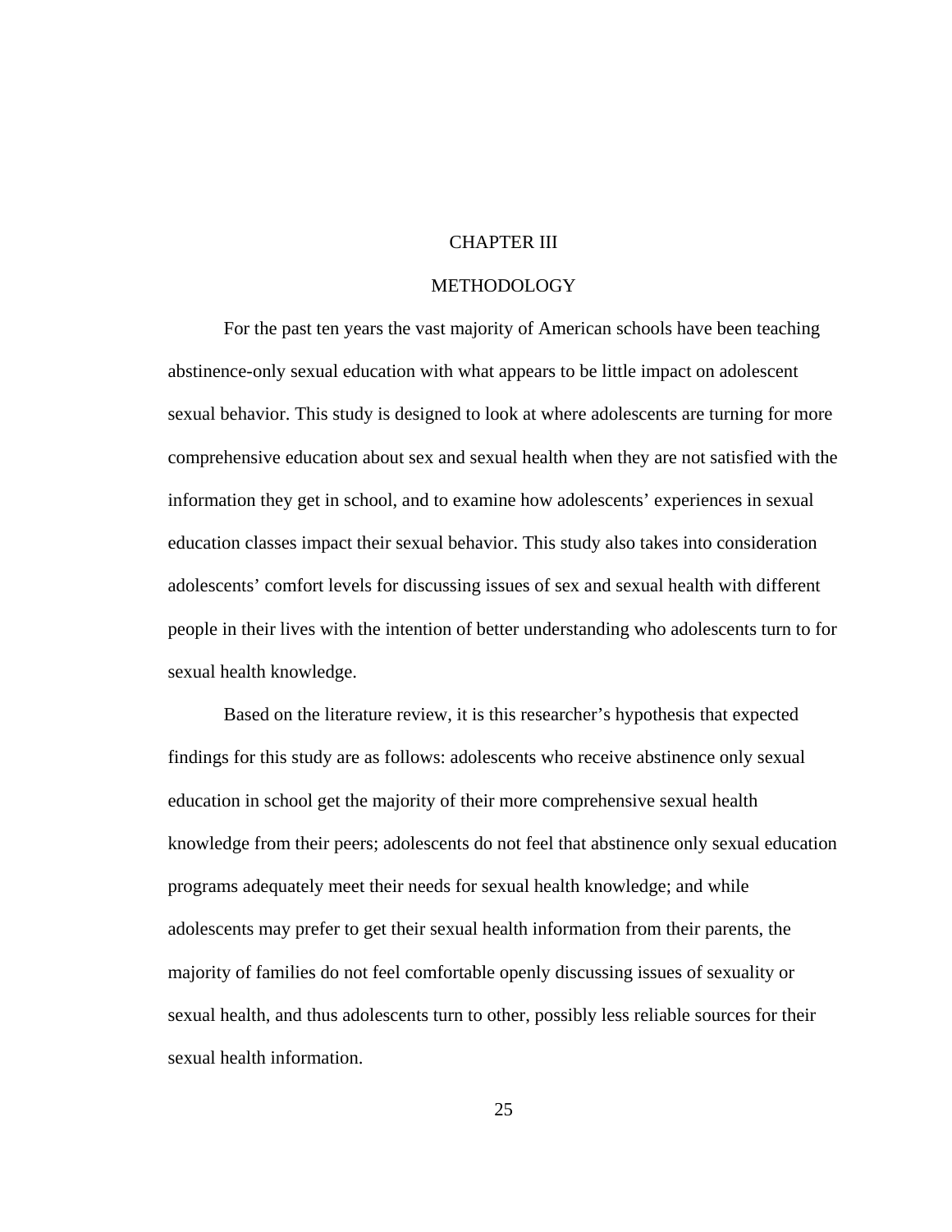# CHAPTER III

## METHODOLOGY

For the past ten years the vast majority of American schools have been teaching abstinence-only sexual education with what appears to be little impact on adolescent sexual behavior. This study is designed to look at where adolescents are turning for more comprehensive education about sex and sexual health when they are not satisfied with the information they get in school, and to examine how adolescents' experiences in sexual education classes impact their sexual behavior. This study also takes into consideration adolescents' comfort levels for discussing issues of sex and sexual health with different people in their lives with the intention of better understanding who adolescents turn to for sexual health knowledge.

Based on the literature review, it is this researcher's hypothesis that expected findings for this study are as follows: adolescents who receive abstinence only sexual education in school get the majority of their more comprehensive sexual health knowledge from their peers; adolescents do not feel that abstinence only sexual education programs adequately meet their needs for sexual health knowledge; and while adolescents may prefer to get their sexual health information from their parents, the majority of families do not feel comfortable openly discussing issues of sexuality or sexual health, and thus adolescents turn to other, possibly less reliable sources for their sexual health information.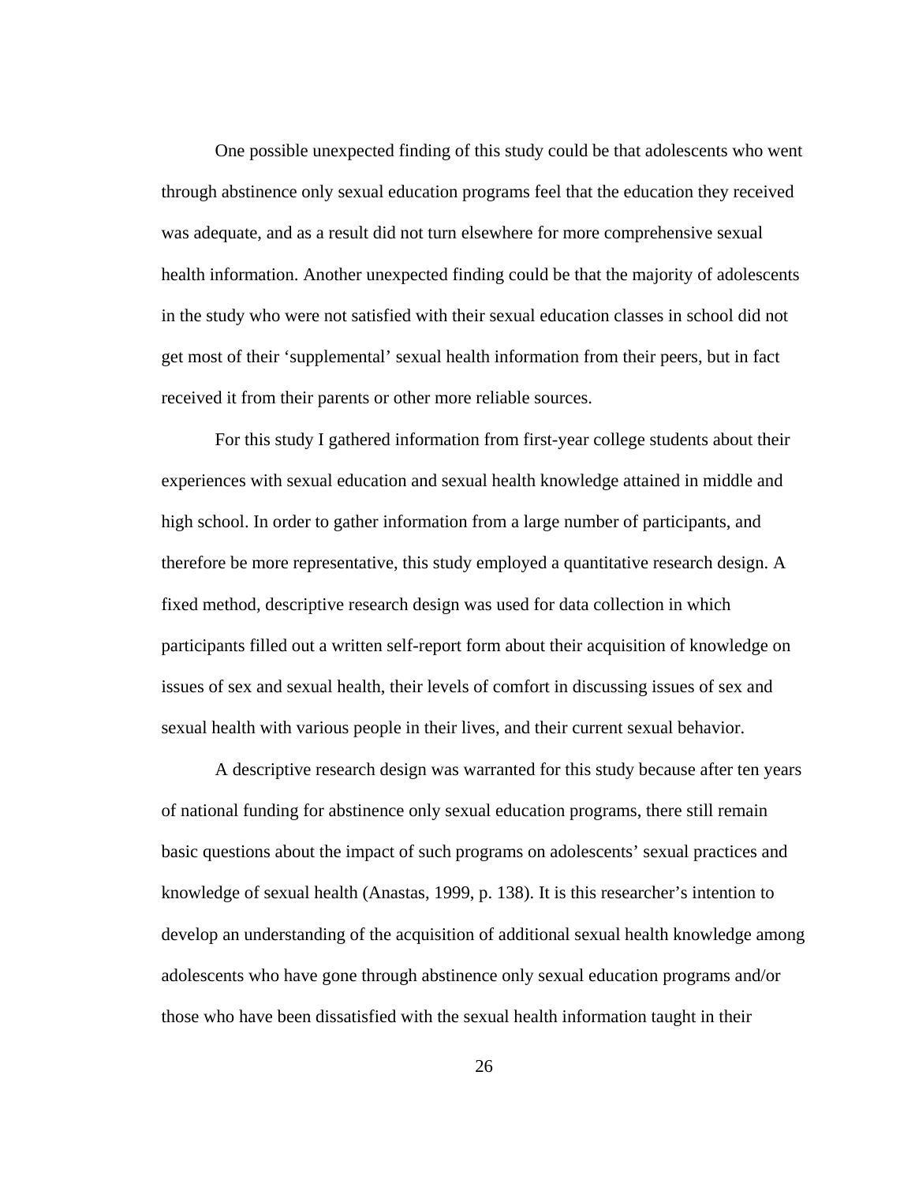One possible unexpected finding of this study could be that adolescents who went through abstinence only sexual education programs feel that the education they received was adequate, and as a result did not turn elsewhere for more comprehensive sexual health information. Another unexpected finding could be that the majority of adolescents in the study who were not satisfied with their sexual education classes in school did not get most of their 'supplemental' sexual health information from their peers, but in fact received it from their parents or other more reliable sources.

For this study I gathered information from first-year college students about their experiences with sexual education and sexual health knowledge attained in middle and high school. In order to gather information from a large number of participants, and therefore be more representative, this study employed a quantitative research design. A fixed method, descriptive research design was used for data collection in which participants filled out a written self-report form about their acquisition of knowledge on issues of sex and sexual health, their levels of comfort in discussing issues of sex and sexual health with various people in their lives, and their current sexual behavior.

A descriptive research design was warranted for this study because after ten years of national funding for abstinence only sexual education programs, there still remain basic questions about the impact of such programs on adolescents' sexual practices and knowledge of sexual health (Anastas, 1999, p. 138). It is this researcher's intention to develop an understanding of the acquisition of additional sexual health knowledge among adolescents who have gone through abstinence only sexual education programs and/or those who have been dissatisfied with the sexual health information taught in their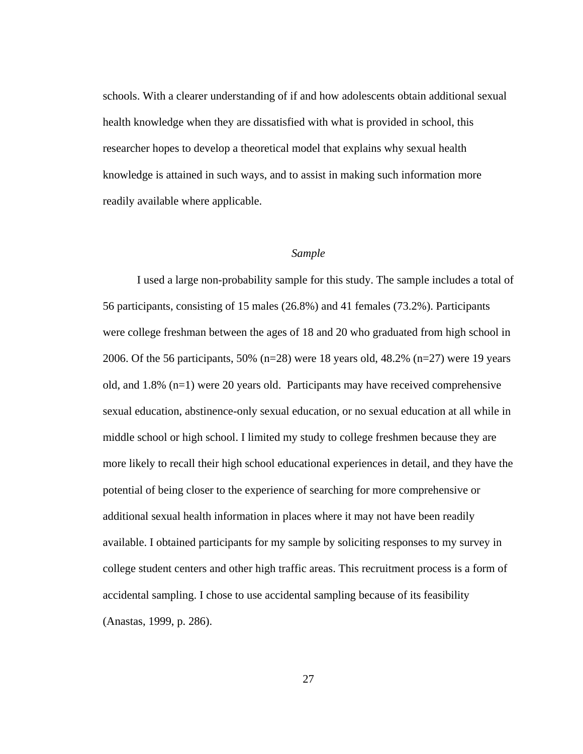schools. With a clearer understanding of if and how adolescents obtain additional sexual health knowledge when they are dissatisfied with what is provided in school, this researcher hopes to develop a theoretical model that explains why sexual health knowledge is attained in such ways, and to assist in making such information more readily available where applicable.

### *Sample*

I used a large non-probability sample for this study. The sample includes a total of 56 participants, consisting of 15 males (26.8%) and 41 females (73.2%). Participants were college freshman between the ages of 18 and 20 who graduated from high school in 2006. Of the 56 participants, 50% (n=28) were 18 years old, 48.2% (n=27) were 19 years old, and 1.8% (n=1) were 20 years old. Participants may have received comprehensive sexual education, abstinence-only sexual education, or no sexual education at all while in middle school or high school. I limited my study to college freshmen because they are more likely to recall their high school educational experiences in detail, and they have the potential of being closer to the experience of searching for more comprehensive or additional sexual health information in places where it may not have been readily available. I obtained participants for my sample by soliciting responses to my survey in college student centers and other high traffic areas. This recruitment process is a form of accidental sampling. I chose to use accidental sampling because of its feasibility (Anastas, 1999, p. 286).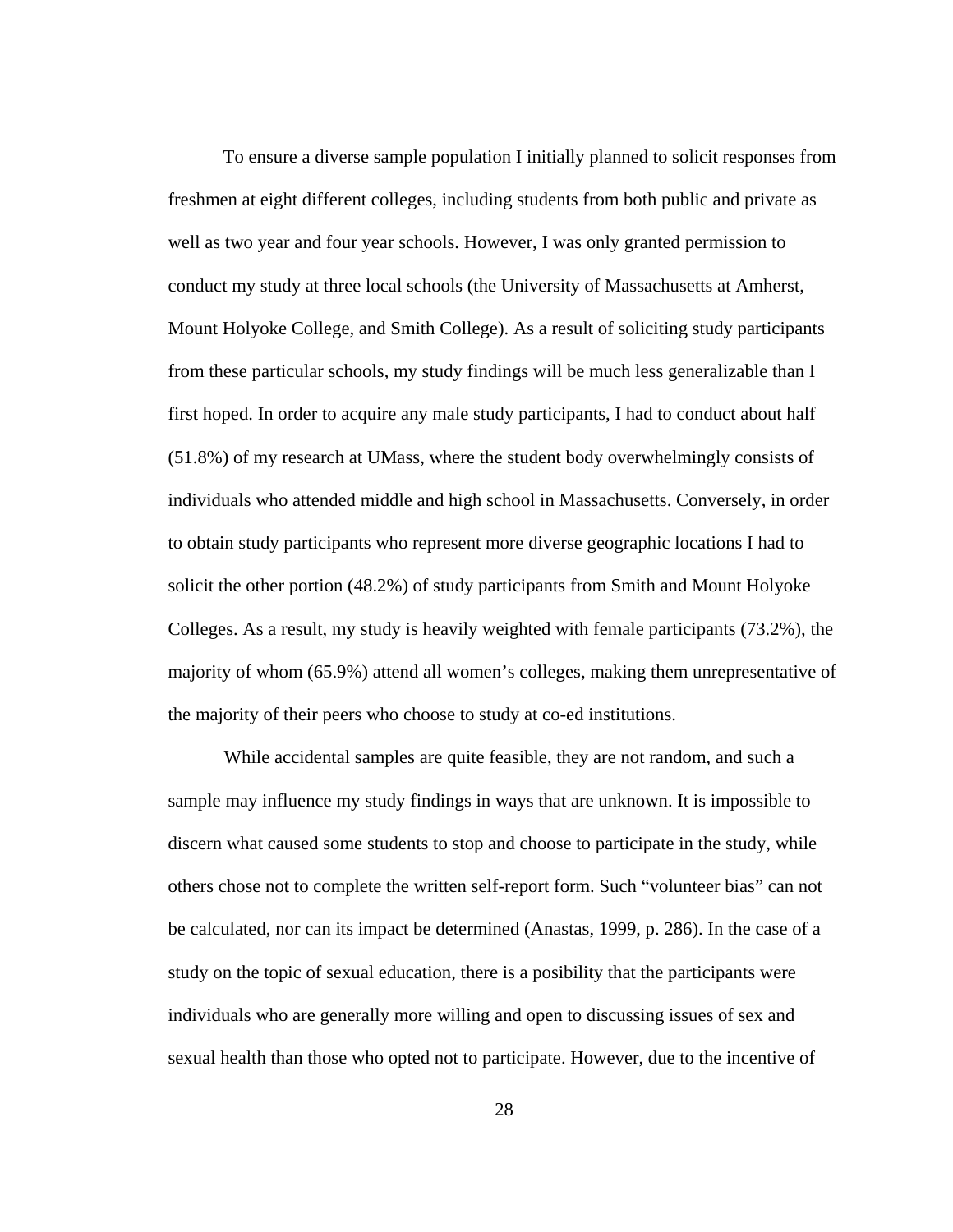To ensure a diverse sample population I initially planned to solicit responses from freshmen at eight different colleges, including students from both public and private as well as two year and four year schools. However, I was only granted permission to conduct my study at three local schools (the University of Massachusetts at Amherst, Mount Holyoke College, and Smith College). As a result of soliciting study participants from these particular schools, my study findings will be much less generalizable than I first hoped. In order to acquire any male study participants, I had to conduct about half (51.8%) of my research at UMass, where the student body overwhelmingly consists of individuals who attended middle and high school in Massachusetts. Conversely, in order to obtain study participants who represent more diverse geographic locations I had to solicit the other portion (48.2%) of study participants from Smith and Mount Holyoke Colleges. As a result, my study is heavily weighted with female participants (73.2%), the majority of whom (65.9%) attend all women's colleges, making them unrepresentative of the majority of their peers who choose to study at co-ed institutions.

While accidental samples are quite feasible, they are not random, and such a sample may influence my study findings in ways that are unknown. It is impossible to discern what caused some students to stop and choose to participate in the study, while others chose not to complete the written self-report form. Such "volunteer bias" can not be calculated, nor can its impact be determined (Anastas, 1999, p. 286). In the case of a study on the topic of sexual education, there is a posibility that the participants were individuals who are generally more willing and open to discussing issues of sex and sexual health than those who opted not to participate. However, due to the incentive of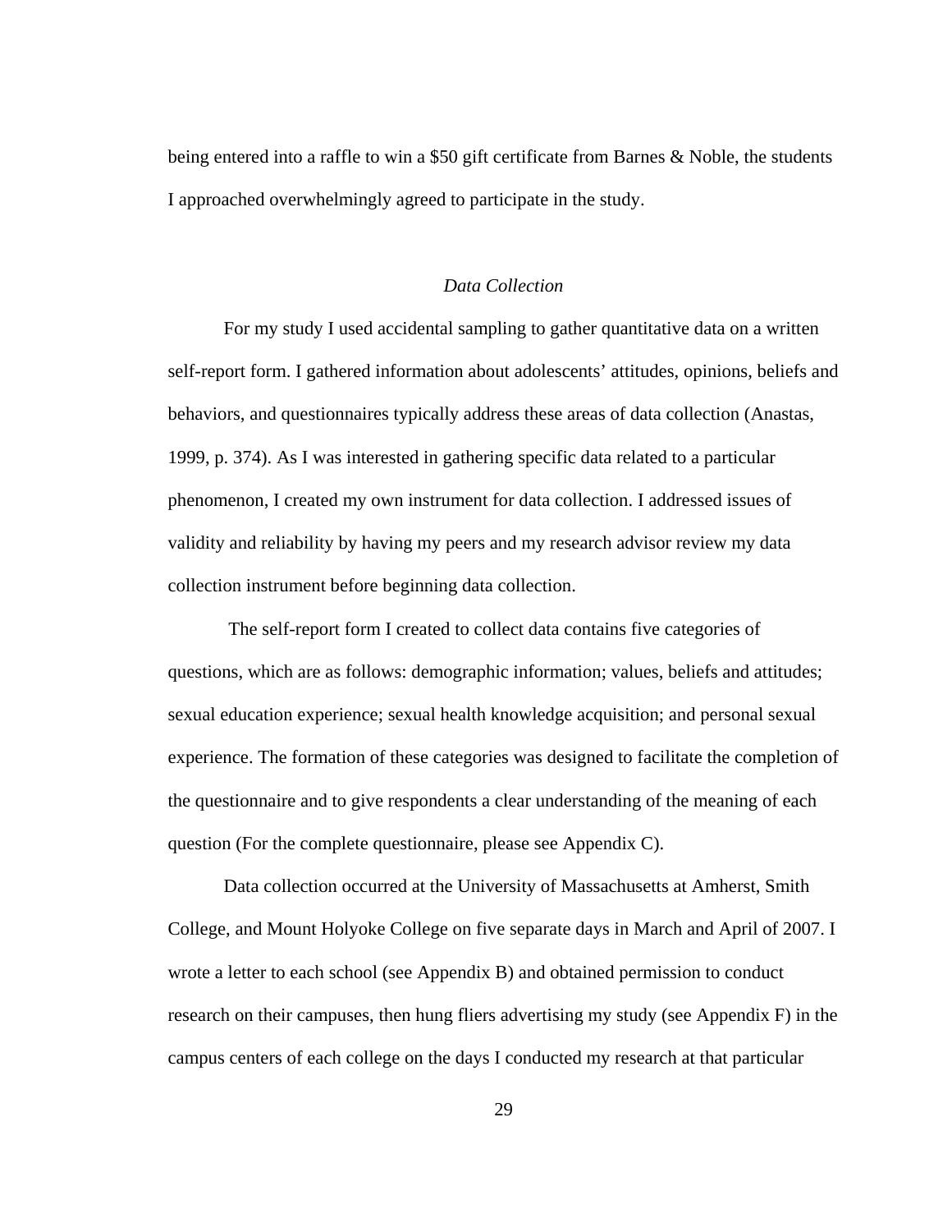being entered into a raffle to win a $50 gift certificate from Barnes & Noble, the students I approached overwhelmingly agreed to participate in the study.

### *Data Collection*

For my study I used accidental sampling to gather quantitative data on a written self-report form. I gathered information about adolescents' attitudes, opinions, beliefs and behaviors, and questionnaires typically address these areas of data collection (Anastas, 1999, p. 374). As I was interested in gathering specific data related to a particular phenomenon, I created my own instrument for data collection. I addressed issues of validity and reliability by having my peers and my research advisor review my data collection instrument before beginning data collection.

The self-report form I created to collect data contains five categories of questions, which are as follows: demographic information; values, beliefs and attitudes; sexual education experience; sexual health knowledge acquisition; and personal sexual experience. The formation of these categories was designed to facilitate the completion of the questionnaire and to give respondents a clear understanding of the meaning of each question (For the complete questionnaire, please see Appendix C).

Data collection occurred at the University of Massachusetts at Amherst, Smith College, and Mount Holyoke College on five separate days in March and April of 2007. I wrote a letter to each school (see Appendix B) and obtained permission to conduct research on their campuses, then hung fliers advertising my study (see Appendix F) in the campus centers of each college on the days I conducted my research at that particular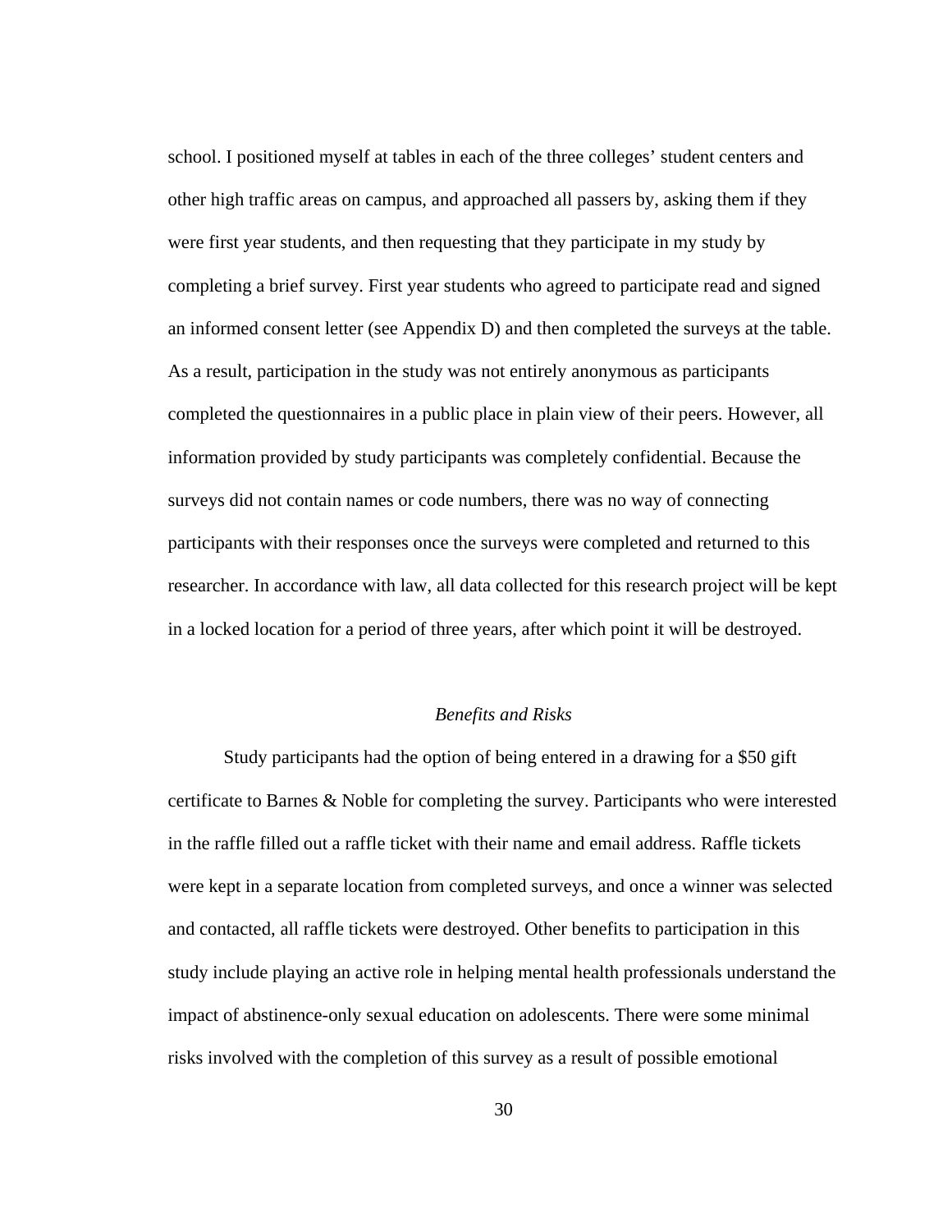school. I positioned myself at tables in each of the three colleges' student centers and other high traffic areas on campus, and approached all passers by, asking them if they were first year students, and then requesting that they participate in my study by completing a brief survey. First year students who agreed to participate read and signed an informed consent letter (see Appendix D) and then completed the surveys at the table. As a result, participation in the study was not entirely anonymous as participants completed the questionnaires in a public place in plain view of their peers. However, all information provided by study participants was completely confidential. Because the surveys did not contain names or code numbers, there was no way of connecting participants with their responses once the surveys were completed and returned to this researcher. In accordance with law, all data collected for this research project will be kept in a locked location for a period of three years, after which point it will be destroyed.

### *Benefits and Risks*

Study participants had the option of being entered in a drawing for a $50 gift certificate to Barnes & Noble for completing the survey. Participants who were interested in the raffle filled out a raffle ticket with their name and email address. Raffle tickets were kept in a separate location from completed surveys, and once a winner was selected and contacted, all raffle tickets were destroyed. Other benefits to participation in this study include playing an active role in helping mental health professionals understand the impact of abstinence-only sexual education on adolescents. There were some minimal risks involved with the completion of this survey as a result of possible emotional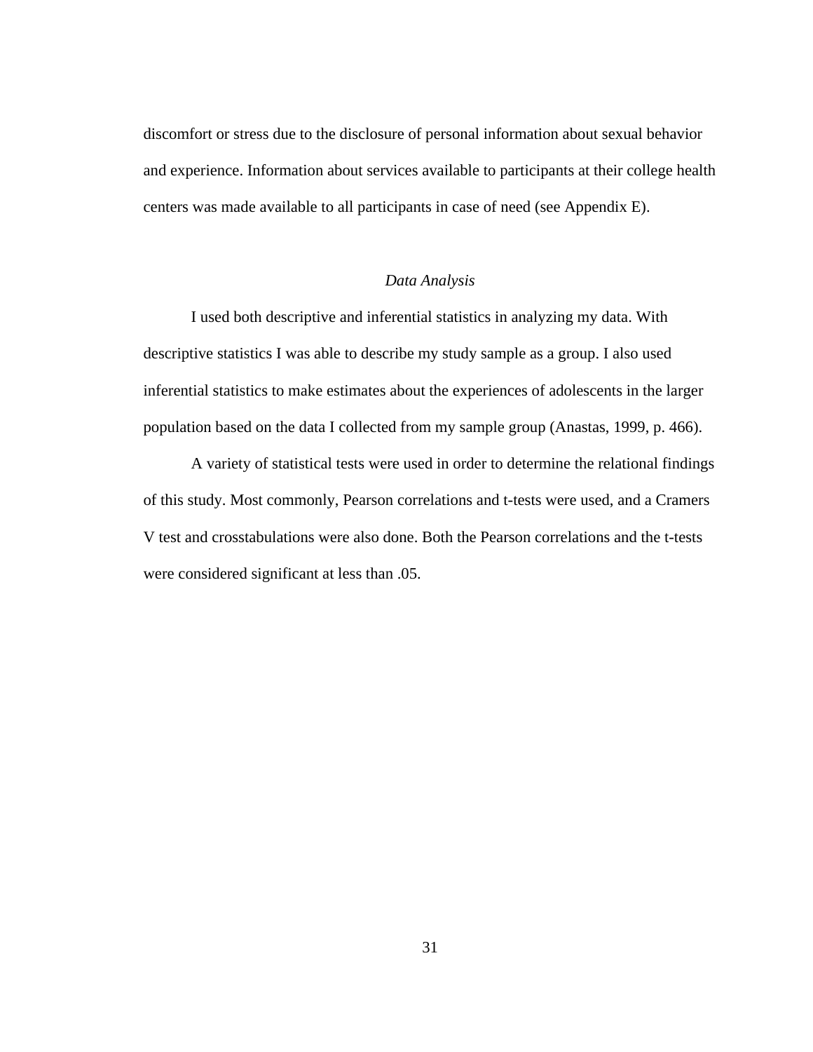discomfort or stress due to the disclosure of personal information about sexual behavior and experience. Information about services available to participants at their college health centers was made available to all participants in case of need (see Appendix E).

### *Data Analysis*

I used both descriptive and inferential statistics in analyzing my data. With descriptive statistics I was able to describe my study sample as a group. I also used inferential statistics to make estimates about the experiences of adolescents in the larger population based on the data I collected from my sample group (Anastas, 1999, p. 466).

A variety of statistical tests were used in order to determine the relational findings of this study. Most commonly, Pearson correlations and t-tests were used, and a Cramers V test and crosstabulations were also done. Both the Pearson correlations and the t-tests were considered significant at less than .05.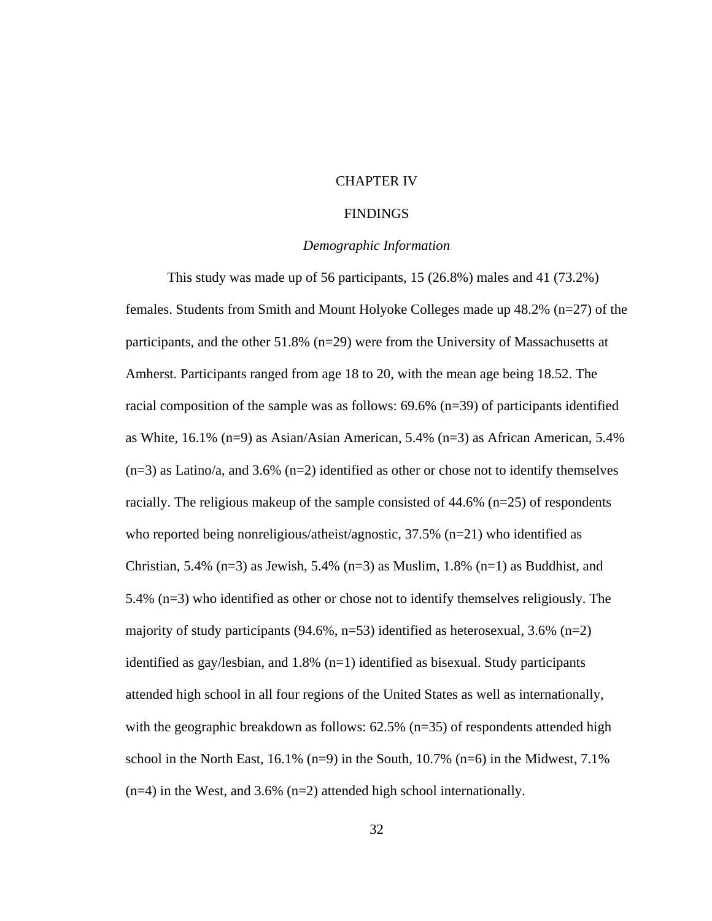# CHAPTER IV

# FINDINGS

### *Demographic Information*

This study was made up of 56 participants, 15 (26.8%) males and 41 (73.2%) females. Students from Smith and Mount Holyoke Colleges made up 48.2% (n=27) of the participants, and the other 51.8% (n=29) were from the University of Massachusetts at Amherst. Participants ranged from age 18 to 20, with the mean age being 18.52. The racial composition of the sample was as follows: 69.6% (n=39) of participants identified as White, 16.1% (n=9) as Asian/Asian American, 5.4% (n=3) as African American, 5.4% (n=3) as Latino/a, and 3.6% (n=2) identified as other or chose not to identify themselves racially. The religious makeup of the sample consisted of 44.6% (n=25) of respondents who reported being nonreligious/atheist/agnostic, 37.5% (n=21) who identified as Christian, 5.4% (n=3) as Jewish, 5.4% (n=3) as Muslim, 1.8% (n=1) as Buddhist, and 5.4% (n=3) who identified as other or chose not to identify themselves religiously. The majority of study participants (94.6%, n=53) identified as heterosexual, 3.6% (n=2) identified as gay/lesbian, and 1.8% (n=1) identified as bisexual. Study participants attended high school in all four regions of the United States as well as internationally, with the geographic breakdown as follows: 62.5% (n=35) of respondents attended high school in the North East, 16.1% (n=9) in the South, 10.7% (n=6) in the Midwest, 7.1% (n=4) in the West, and 3.6% (n=2) attended high school internationally.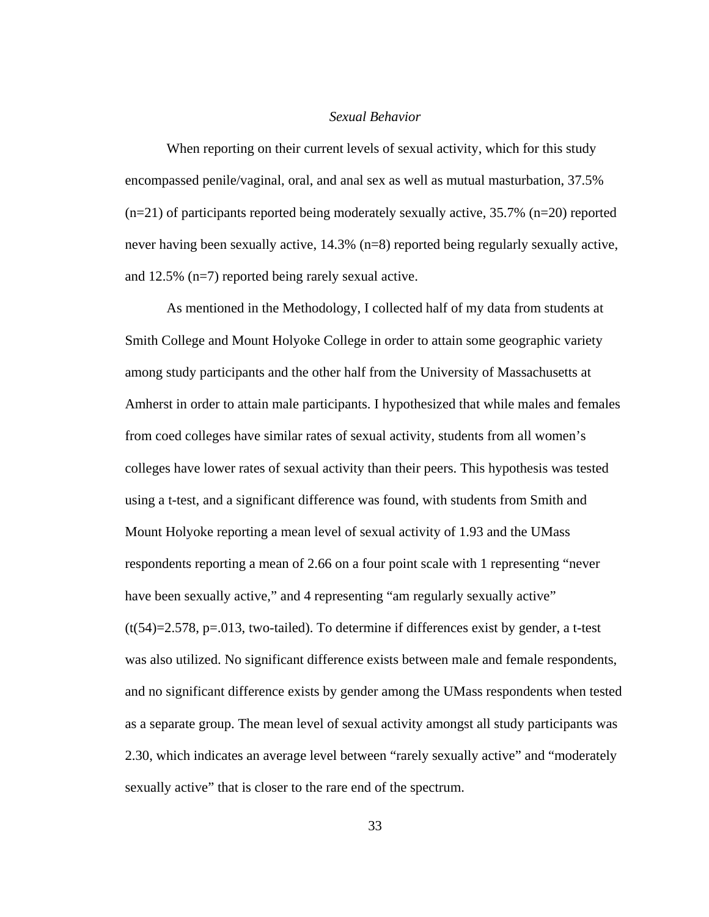*Sexual Behavior*

When reporting on their current levels of sexual activity, which for this study encompassed penile/vaginal, oral, and anal sex as well as mutual masturbation, 37.5% (n=21) of participants reported being moderately sexually active, 35.7% (n=20) reported never having been sexually active, 14.3% (n=8) reported being regularly sexually active, and 12.5% (n=7) reported being rarely sexual active.

As mentioned in the Methodology, I collected half of my data from students at Smith College and Mount Holyoke College in order to attain some geographic variety among study participants and the other half from the University of Massachusetts at Amherst in order to attain male participants. I hypothesized that while males and females from coed colleges have similar rates of sexual activity, students from all women's colleges have lower rates of sexual activity than their peers. This hypothesis was tested using a t-test, and a significant difference was found, with students from Smith and Mount Holyoke reporting a mean level of sexual activity of 1.93 and the UMass respondents reporting a mean of 2.66 on a four point scale with 1 representing "never have been sexually active," and 4 representing "am regularly sexually active" ($t(54)=2.578$, $p=.013$, two-tailed). To determine if differences exist by gender, a t-test was also utilized. No significant difference exists between male and female respondents, and no significant difference exists by gender among the UMass respondents when tested as a separate group. The mean level of sexual activity amongst all study participants was 2.30, which indicates an average level between "rarely sexually active" and "moderately sexually active" that is closer to the rare end of the spectrum.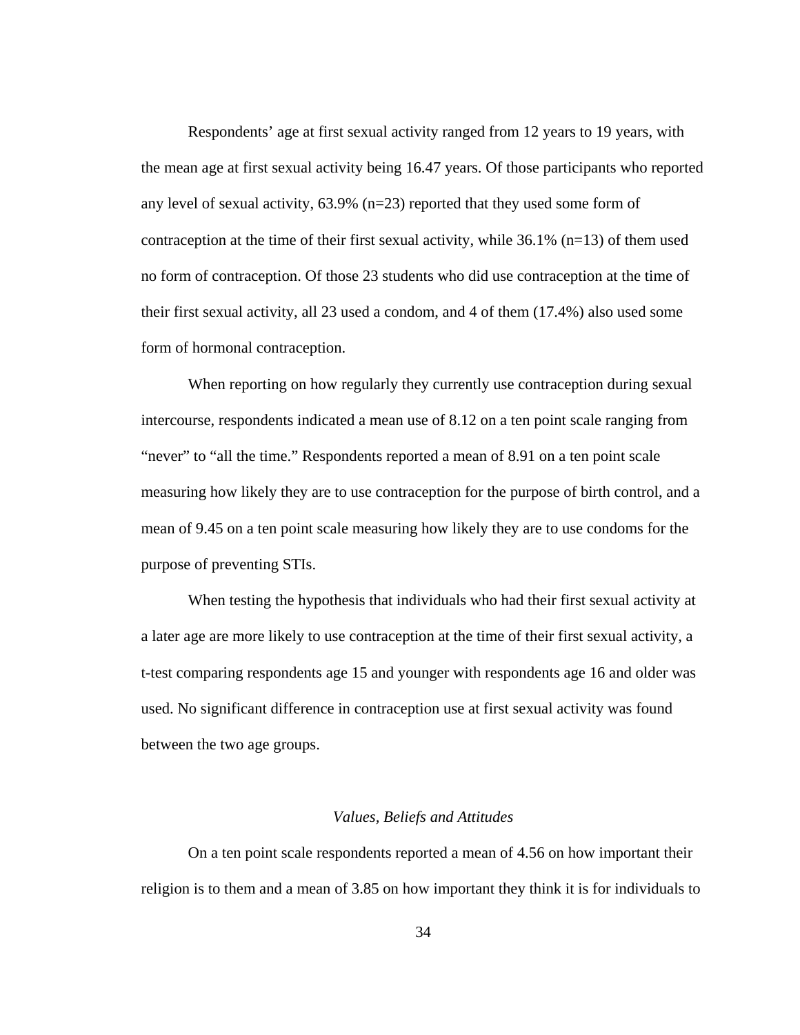Respondents’ age at first sexual activity ranged from 12 years to 19 years, with the mean age at first sexual activity being 16.47 years. Of those participants who reported any level of sexual activity, 63.9% (n=23) reported that they used some form of contraception at the time of their first sexual activity, while 36.1% (n=13) of them used no form of contraception. Of those 23 students who did use contraception at the time of their first sexual activity, all 23 used a condom, and 4 of them (17.4%) also used some form of hormonal contraception.

When reporting on how regularly they currently use contraception during sexual intercourse, respondents indicated a mean use of 8.12 on a ten point scale ranging from “never” to “all the time.” Respondents reported a mean of 8.91 on a ten point scale measuring how likely they are to use contraception for the purpose of birth control, and a mean of 9.45 on a ten point scale measuring how likely they are to use condoms for the purpose of preventing STIs.

When testing the hypothesis that individuals who had their first sexual activity at a later age are more likely to use contraception at the time of their first sexual activity, a t-test comparing respondents age 15 and younger with respondents age 16 and older was used. No significant difference in contraception use at first sexual activity was found between the two age groups.

### *Values, Beliefs and Attitudes*

On a ten point scale respondents reported a mean of 4.56 on how important their religion is to them and a mean of 3.85 on how important they think it is for individuals to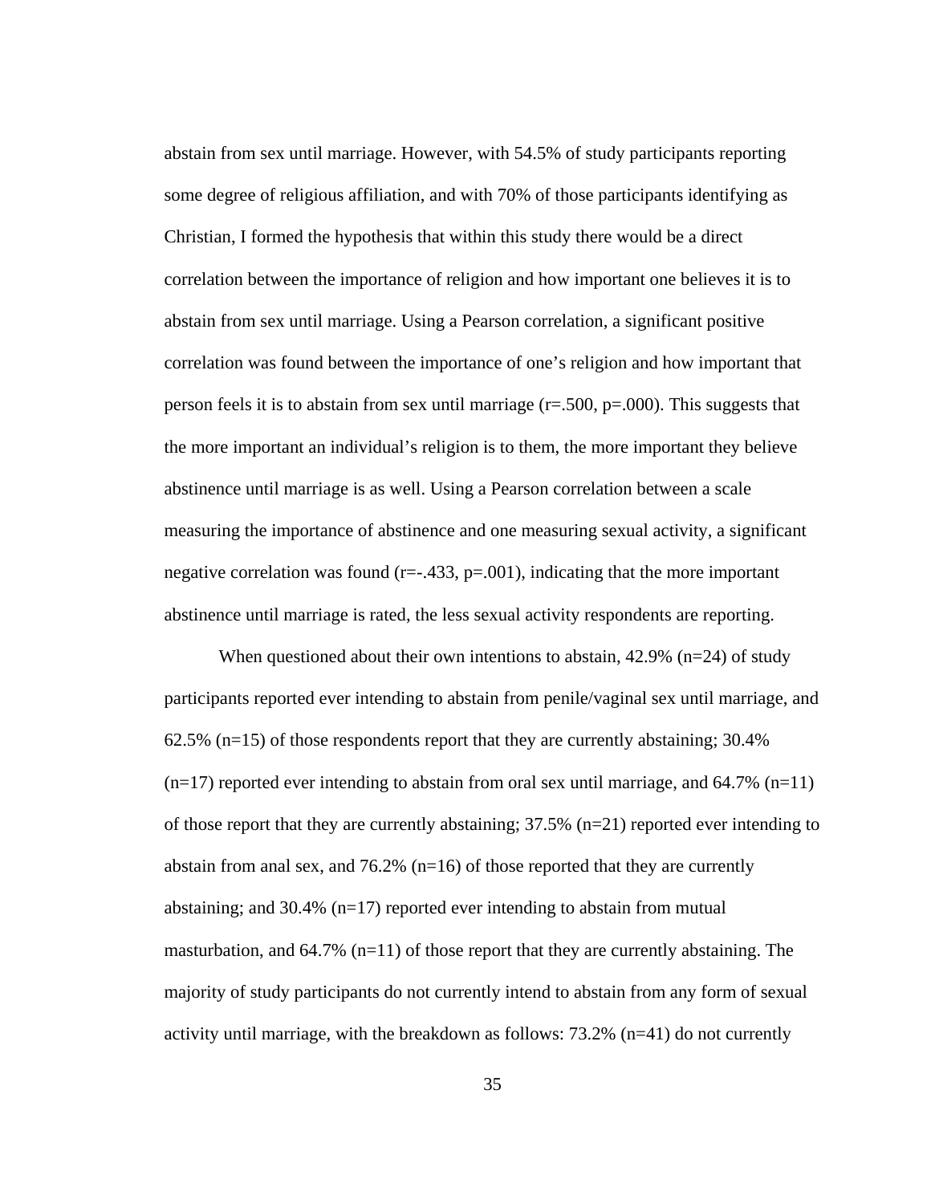abstain from sex until marriage. However, with 54.5% of study participants reporting some degree of religious affiliation, and with 70% of those participants identifying as Christian, I formed the hypothesis that within this study there would be a direct correlation between the importance of religion and how important one believes it is to abstain from sex until marriage. Using a Pearson correlation, a significant positive correlation was found between the importance of one's religion and how important that person feels it is to abstain from sex until marriage ($r=.500$, $p=.000$). This suggests that the more important an individual's religion is to them, the more important they believe abstinence until marriage is as well. Using a Pearson correlation between a scale measuring the importance of abstinence and one measuring sexual activity, a significant negative correlation was found ($r=-.433$, $p=.001$), indicating that the more important abstinence until marriage is rated, the less sexual activity respondents are reporting.

When questioned about their own intentions to abstain, 42.9% ($n=24$) of study participants reported ever intending to abstain from penile/vaginal sex until marriage, and 62.5% ($n=15$) of those respondents report that they are currently abstaining; 30.4% ($n=17$) reported ever intending to abstain from oral sex until marriage, and 64.7% ($n=11$) of those report that they are currently abstaining; 37.5% ($n=21$) reported ever intending to abstain from anal sex, and 76.2% ($n=16$) of those reported that they are currently abstaining; and 30.4% ($n=17$) reported ever intending to abstain from mutual masturbation, and 64.7% ($n=11$) of those report that they are currently abstaining. The majority of study participants do not currently intend to abstain from any form of sexual activity until marriage, with the breakdown as follows: 73.2% ($n=41$) do not currently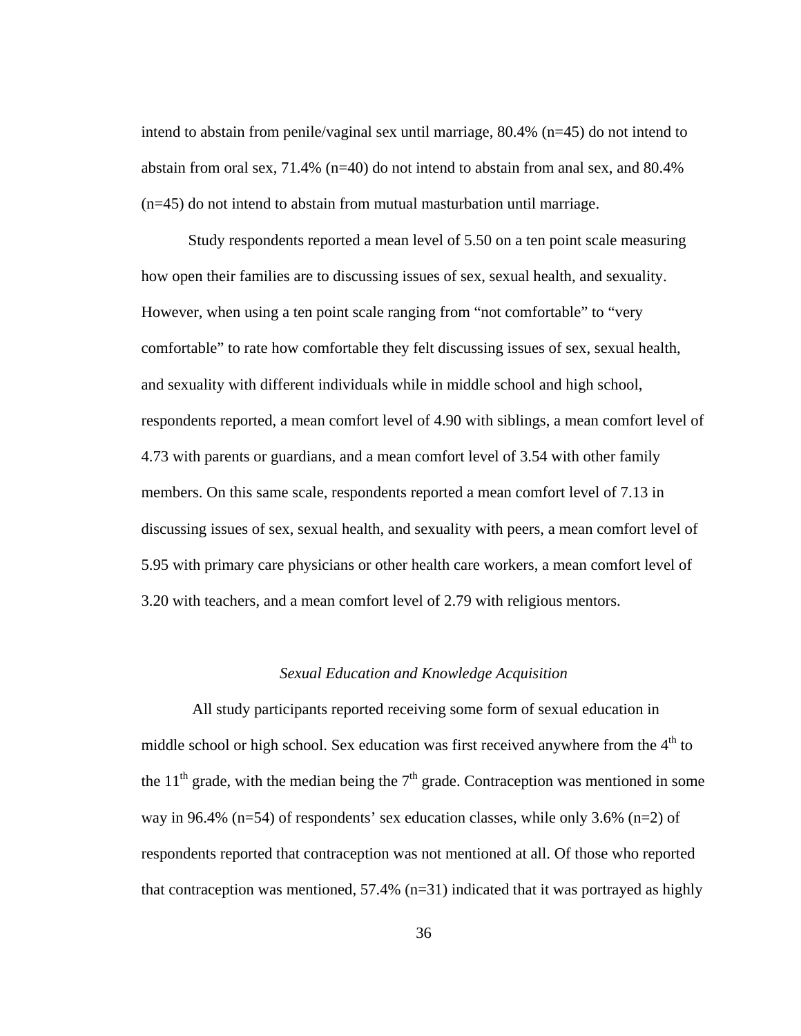intend to abstain from penile/vaginal sex until marriage, 80.4% (n=45) do not intend to abstain from oral sex, 71.4% (n=40) do not intend to abstain from anal sex, and 80.4% (n=45) do not intend to abstain from mutual masturbation until marriage.

Study respondents reported a mean level of 5.50 on a ten point scale measuring how open their families are to discussing issues of sex, sexual health, and sexuality. However, when using a ten point scale ranging from "not comfortable" to "very comfortable" to rate how comfortable they felt discussing issues of sex, sexual health, and sexuality with different individuals while in middle school and high school, respondents reported, a mean comfort level of 4.90 with siblings, a mean comfort level of 4.73 with parents or guardians, and a mean comfort level of 3.54 with other family members. On this same scale, respondents reported a mean comfort level of 7.13 in discussing issues of sex, sexual health, and sexuality with peers, a mean comfort level of 5.95 with primary care physicians or other health care workers, a mean comfort level of 3.20 with teachers, and a mean comfort level of 2.79 with religious mentors.

### *Sexual Education and Knowledge Acquisition*

All study participants reported receiving some form of sexual education in middle school or high school. Sex education was first received anywhere from the 4th to the 11th grade, with the median being the 7th grade. Contraception was mentioned in some way in 96.4% (n=54) of respondents' sex education classes, while only 3.6% (n=2) of respondents reported that contraception was not mentioned at all. Of those who reported that contraception was mentioned, 57.4% (n=31) indicated that it was portrayed as highly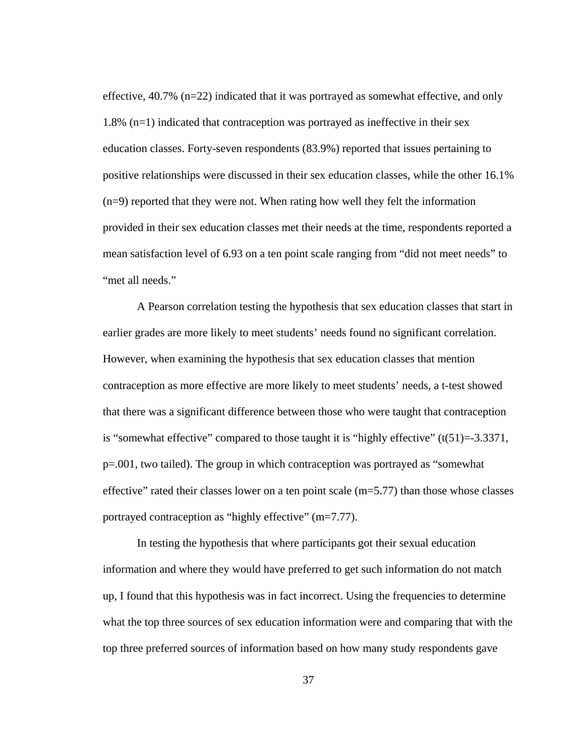effective, 40.7% (n=22) indicated that it was portrayed as somewhat effective, and only 1.8% (n=1) indicated that contraception was portrayed as ineffective in their sex education classes. Forty-seven respondents (83.9%) reported that issues pertaining to positive relationships were discussed in their sex education classes, while the other 16.1% (n=9) reported that they were not. When rating how well they felt the information provided in their sex education classes met their needs at the time, respondents reported a mean satisfaction level of 6.93 on a ten point scale ranging from "did not meet needs" to "met all needs."

A Pearson correlation testing the hypothesis that sex education classes that start in earlier grades are more likely to meet students' needs found no significant correlation. However, when examining the hypothesis that sex education classes that mention contraception as more effective are more likely to meet students' needs, a t-test showed that there was a significant difference between those who were taught that contraception is "somewhat effective" compared to those taught it is "highly effective" ($t(51)=-3.3371$, $p=.001$, two tailed). The group in which contraception was portrayed as "somewhat effective" rated their classes lower on a ten point scale ($m=5.77$) than those whose classes portrayed contraception as "highly effective" ($m=7.77$).

In testing the hypothesis that where participants got their sexual education information and where they would have preferred to get such information do not match up, I found that this hypothesis was in fact incorrect. Using the frequencies to determine what the top three sources of sex education information were and comparing that with the top three preferred sources of information based on how many study respondents gave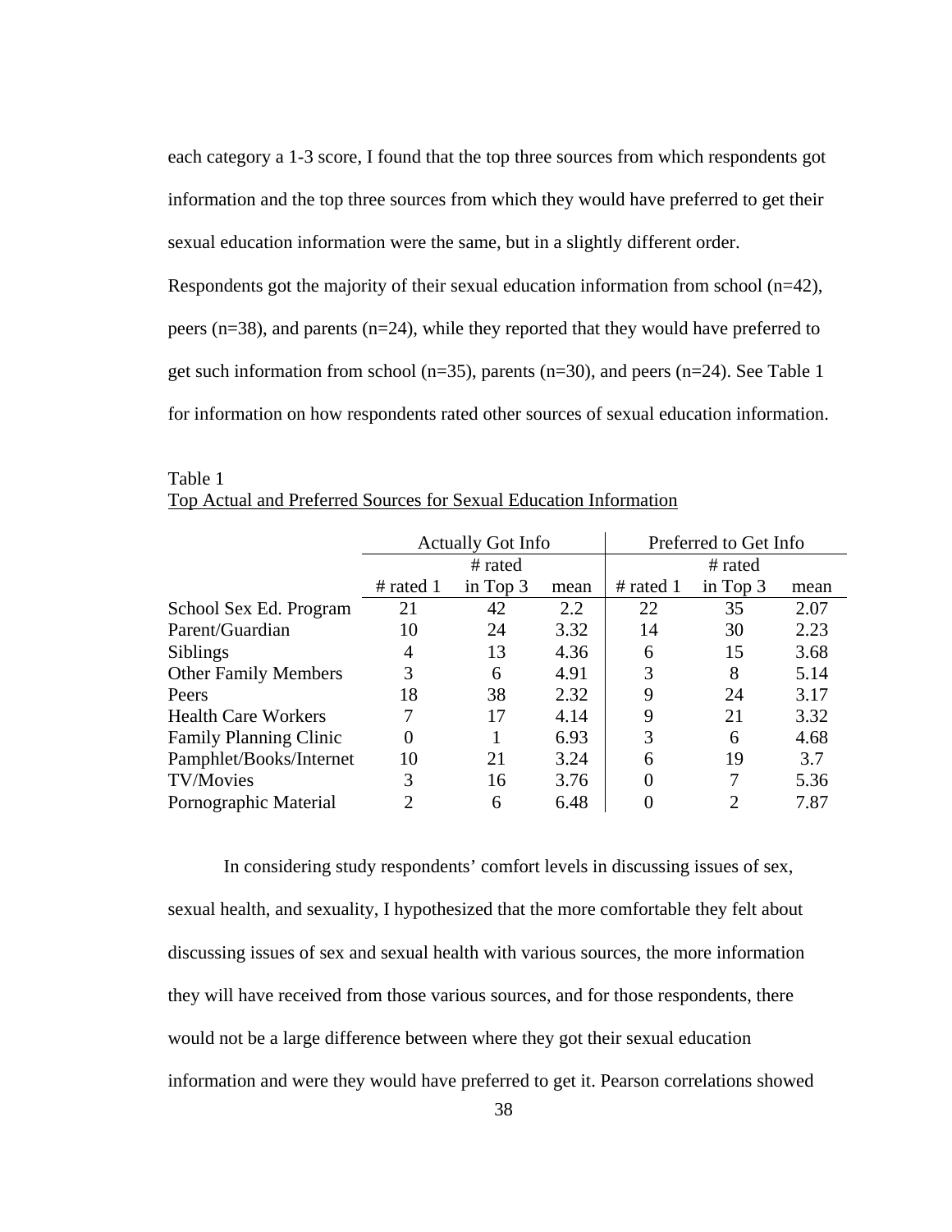each category a 1-3 score, I found that the top three sources from which respondents got information and the top three sources from which they would have preferred to get their sexual education information were the same, but in a slightly different order. Respondents got the majority of their sexual education information from school (n=42), peers (n=38), and parents (n=24), while they reported that they would have preferred to get such information from school (n=35), parents (n=30), and peers (n=24). See Table 1 for information on how respondents rated other sources of sexual education information.

Table 1
Top Actual and Preferred Sources for Sexual Education Information

| | Actually Got Info | | | Preferred to Get Info | | |
|---|---|---|---|---|---|---|
| | # rated 1 | # rated in Top 3 | mean | # rated 1 | # rated in Top 3 | mean |
| School Sex Ed. Program | 21 | 42 | 2.2 | 22 | 35 | 2.07 |
| Parent/Guardian | 10 | 24 | 3.32 | 14 | 30 | 2.23 |
| Siblings | 4 | 13 | 4.36 | 6 | 15 | 3.68 |
| Other Family Members | 3 | 6 | 4.91 | 3 | 8 | 5.14 |
| Peers | 18 | 38 | 2.32 | 9 | 24 | 3.17 |
| Health Care Workers | 7 | 17 | 4.14 | 9 | 21 | 3.32 |
| Family Planning Clinic | 0 | 1 | 6.93 | 3 | 6 | 4.68 |
| Pamphlet/Books/Internet | 10 | 21 | 3.24 | 6 | 19 | 3.7 |
| TV/Movies | 3 | 16 | 3.76 | 0 | 7 | 5.36 |
| Pornographic Material | 2 | 6 | 6.48 | 0 | 2 | 7.87 |

In considering study respondents' comfort levels in discussing issues of sex, sexual health, and sexuality, I hypothesized that the more comfortable they felt about discussing issues of sex and sexual health with various sources, the more information they will have received from those various sources, and for those respondents, there would not be a large difference between where they got their sexual education information and were they would have preferred to get it. Pearson correlations showed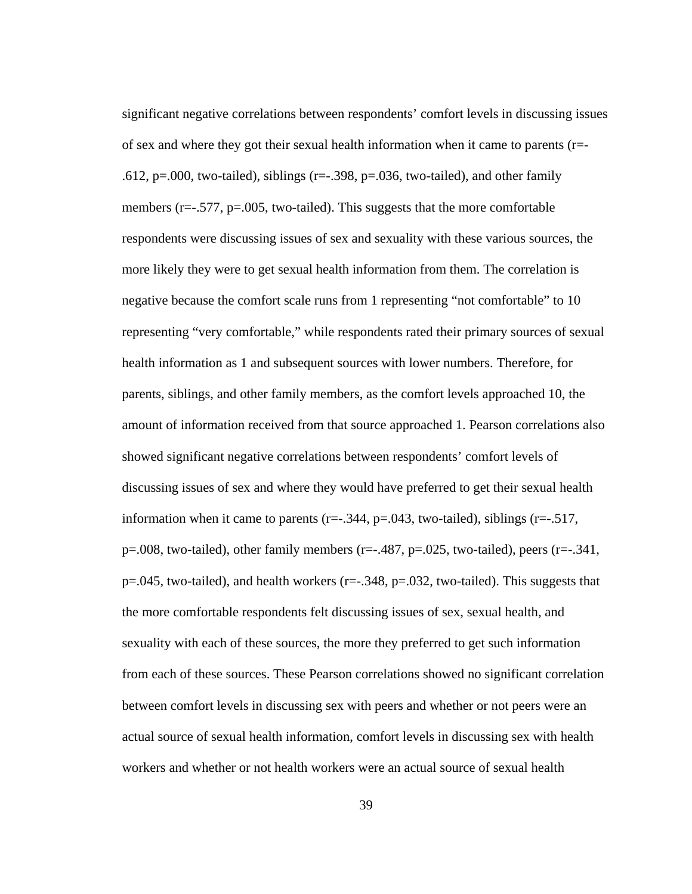significant negative correlations between respondents' comfort levels in discussing issues of sex and where they got their sexual health information when it came to parents ($r=-.612$, $p=.000$, two-tailed), siblings ($r=-.398$, $p=.036$, two-tailed), and other family members ($r=-.577$, $p=.005$, two-tailed). This suggests that the more comfortable respondents were discussing issues of sex and sexuality with these various sources, the more likely they were to get sexual health information from them. The correlation is negative because the comfort scale runs from 1 representing "not comfortable" to 10 representing "very comfortable," while respondents rated their primary sources of sexual health information as 1 and subsequent sources with lower numbers. Therefore, for parents, siblings, and other family members, as the comfort levels approached 10, the amount of information received from that source approached 1. Pearson correlations also showed significant negative correlations between respondents' comfort levels of discussing issues of sex and where they would have preferred to get their sexual health information when it came to parents ($r=-.344$, $p=.043$, two-tailed), siblings ($r=-.517$, $p=.008$, two-tailed), other family members ($r=-.487$, $p=.025$, two-tailed), peers ($r=-.341$, $p=.045$, two-tailed), and health workers ($r=-.348$, $p=.032$, two-tailed). This suggests that the more comfortable respondents felt discussing issues of sex, sexual health, and sexuality with each of these sources, the more they preferred to get such information from each of these sources. These Pearson correlations showed no significant correlation between comfort levels in discussing sex with peers and whether or not peers were an actual source of sexual health information, comfort levels in discussing sex with health workers and whether or not health workers were an actual source of sexual health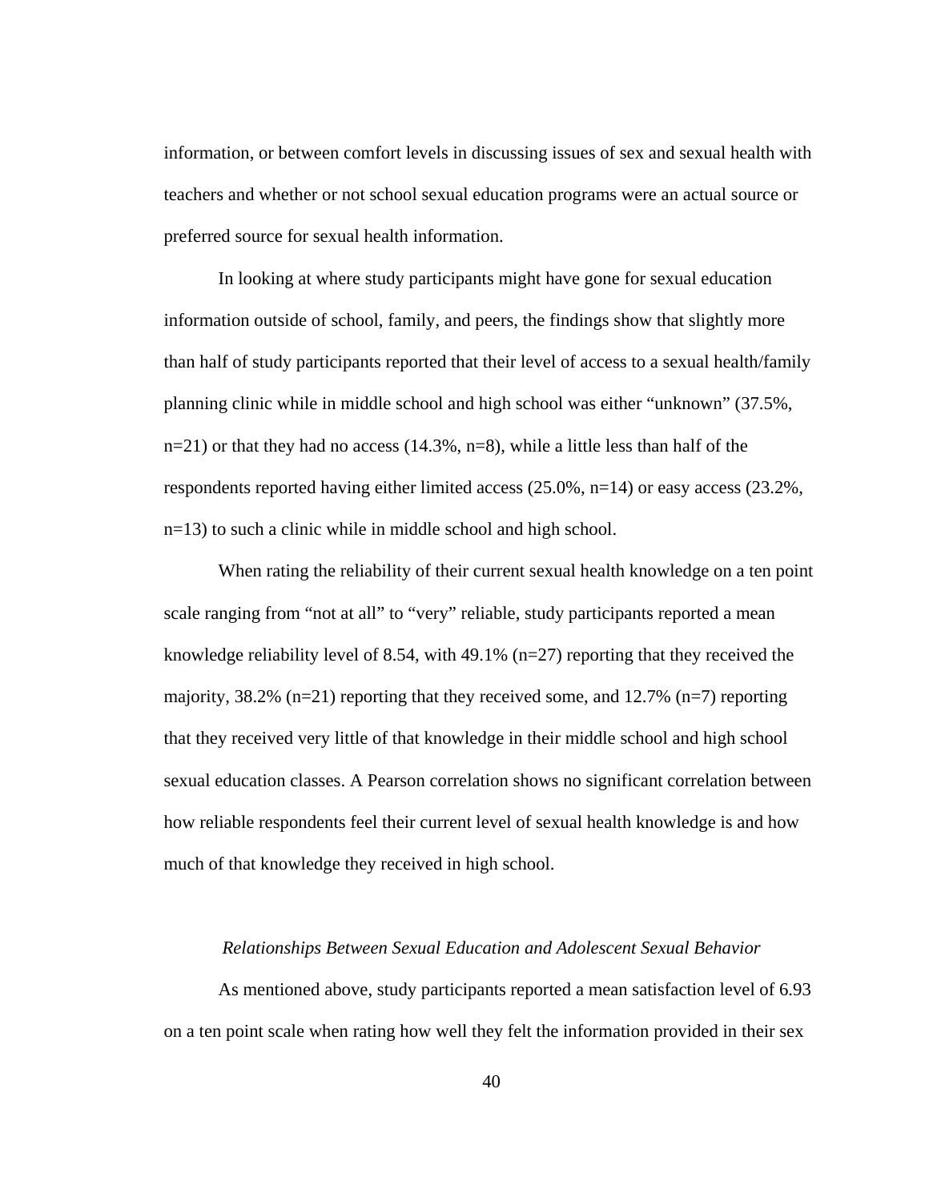information, or between comfort levels in discussing issues of sex and sexual health with teachers and whether or not school sexual education programs were an actual source or preferred source for sexual health information.

In looking at where study participants might have gone for sexual education information outside of school, family, and peers, the findings show that slightly more than half of study participants reported that their level of access to a sexual health/family planning clinic while in middle school and high school was either "unknown" (37.5%, n=21) or that they had no access (14.3%, n=8), while a little less than half of the respondents reported having either limited access (25.0%, n=14) or easy access (23.2%, n=13) to such a clinic while in middle school and high school.

When rating the reliability of their current sexual health knowledge on a ten point scale ranging from "not at all" to "very" reliable, study participants reported a mean knowledge reliability level of 8.54, with 49.1% (n=27) reporting that they received the majority, 38.2% (n=21) reporting that they received some, and 12.7% (n=7) reporting that they received very little of that knowledge in their middle school and high school sexual education classes. A Pearson correlation shows no significant correlation between how reliable respondents feel their current level of sexual health knowledge is and how much of that knowledge they received in high school.

*Relationships Between Sexual Education and Adolescent Sexual Behavior*

As mentioned above, study participants reported a mean satisfaction level of 6.93 on a ten point scale when rating how well they felt the information provided in their sex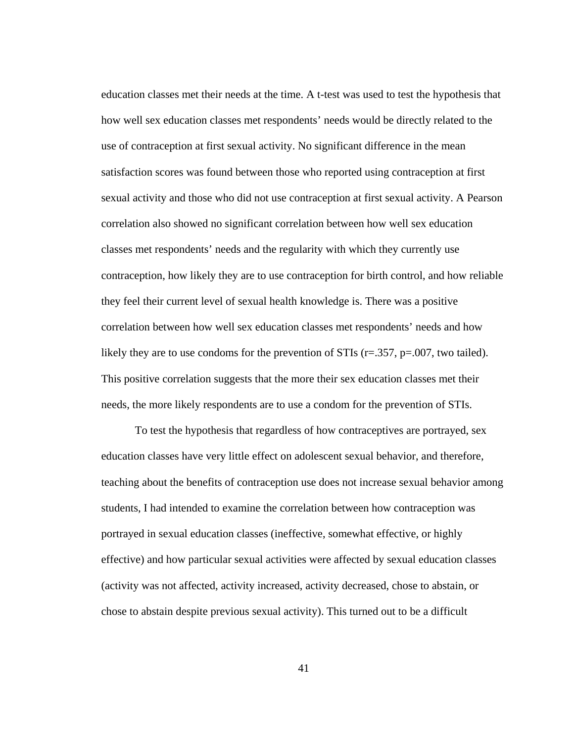education classes met their needs at the time. A t-test was used to test the hypothesis that how well sex education classes met respondents' needs would be directly related to the use of contraception at first sexual activity. No significant difference in the mean satisfaction scores was found between those who reported using contraception at first sexual activity and those who did not use contraception at first sexual activity. A Pearson correlation also showed no significant correlation between how well sex education classes met respondents' needs and the regularity with which they currently use contraception, how likely they are to use contraception for birth control, and how reliable they feel their current level of sexual health knowledge is. There was a positive correlation between how well sex education classes met respondents' needs and how likely they are to use condoms for the prevention of STIs ($r=.357$, $p=.007$, two tailed). This positive correlation suggests that the more their sex education classes met their needs, the more likely respondents are to use a condom for the prevention of STIs.

To test the hypothesis that regardless of how contraceptives are portrayed, sex education classes have very little effect on adolescent sexual behavior, and therefore, teaching about the benefits of contraception use does not increase sexual behavior among students, I had intended to examine the correlation between how contraception was portrayed in sexual education classes (ineffective, somewhat effective, or highly effective) and how particular sexual activities were affected by sexual education classes (activity was not affected, activity increased, activity decreased, chose to abstain, or chose to abstain despite previous sexual activity). This turned out to be a difficult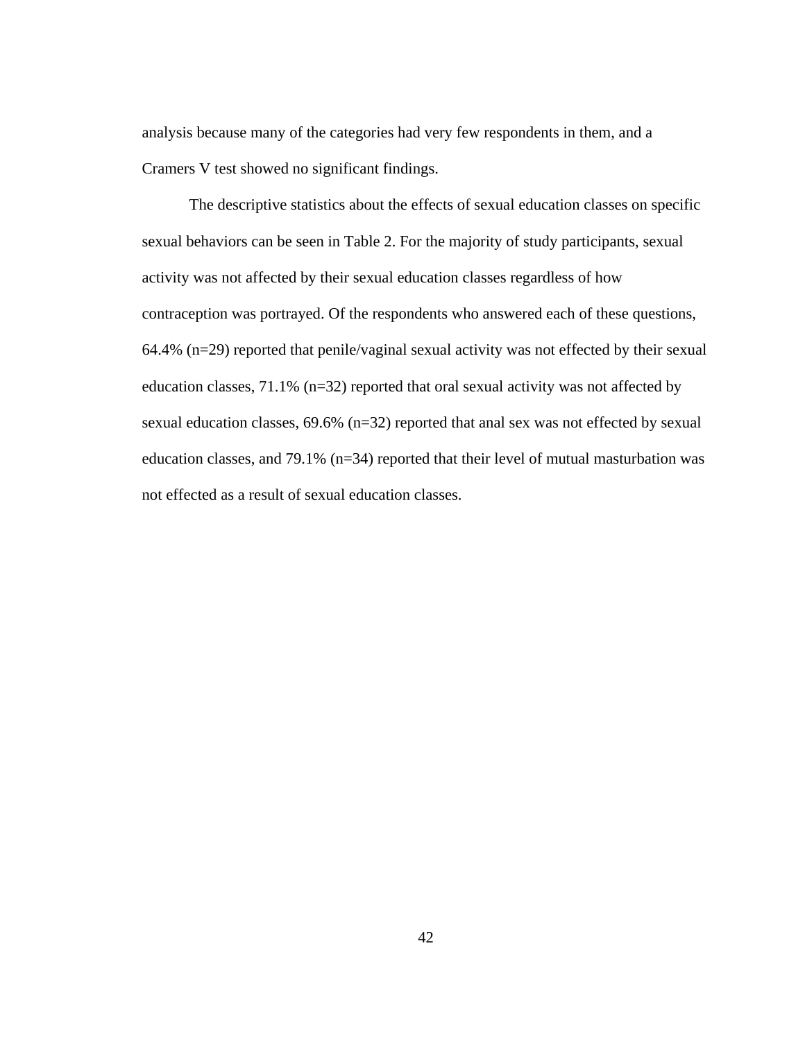analysis because many of the categories had very few respondents in them, and a Cramers V test showed no significant findings.

The descriptive statistics about the effects of sexual education classes on specific sexual behaviors can be seen in Table 2. For the majority of study participants, sexual activity was not affected by their sexual education classes regardless of how contraception was portrayed. Of the respondents who answered each of these questions, 64.4% (n=29) reported that penile/vaginal sexual activity was not effected by their sexual education classes, 71.1% (n=32) reported that oral sexual activity was not affected by sexual education classes, 69.6% (n=32) reported that anal sex was not effected by sexual education classes, and 79.1% (n=34) reported that their level of mutual masturbation was not effected as a result of sexual education classes.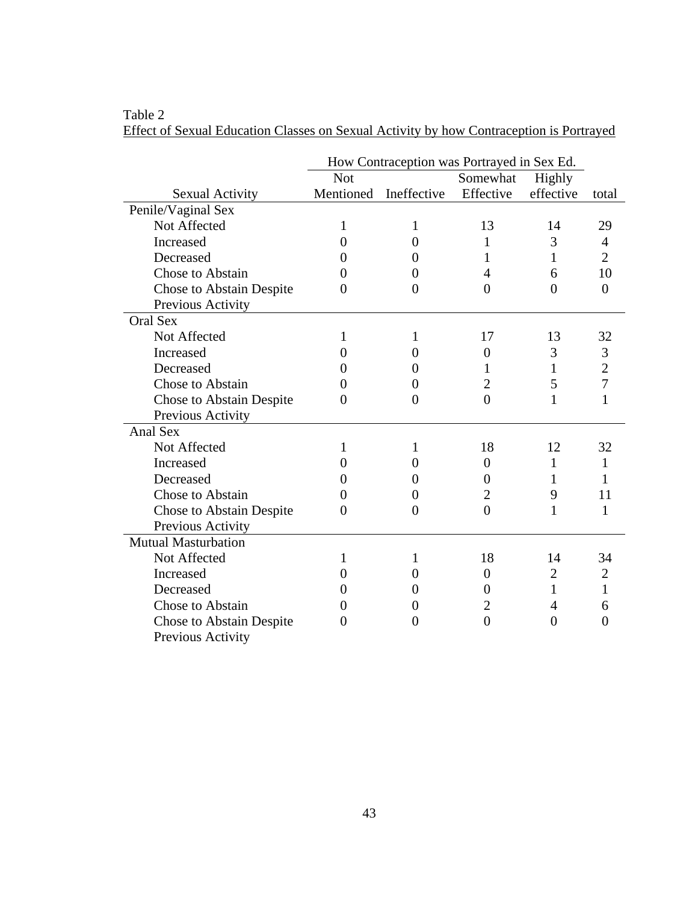Table 2

Effect of Sexual Education Classes on Sexual Activity by how Contraception is Portrayed

| | How Contraception was Portrayed in Sex Ed. | | | | |
|---|---|---|---|---|---|
| Sexual Activity | Not Mentioned | Ineffective | Somewhat Effective | Highly effective | total |
| Penile/Vaginal Sex | | | | | |
| Not Affected | 1 | 1 | 13 | 14 | 29 |
| Increased | 0 | 0 | 1 | 3 | 4 |
| Decreased | 0 | 0 | 1 | 1 | 2 |
| Chose to Abstain | 0 | 0 | 4 | 6 | 10 |
| Chose to Abstain Despite Previous Activity | 0 | 0 | 0 | 0 | 0 |
| Oral Sex | | | | | |
| Not Affected | 1 | 1 | 17 | 13 | 32 |
| Increased | 0 | 0 | 0 | 3 | 3 |
| Decreased | 0 | 0 | 1 | 1 | 2 |
| Chose to Abstain | 0 | 0 | 2 | 5 | 7 |
| Chose to Abstain Despite Previous Activity | 0 | 0 | 0 | 1 | 1 |
| Anal Sex | | | | | |
| Not Affected | 1 | 1 | 18 | 12 | 32 |
| Increased | 0 | 0 | 0 | 1 | 1 |
| Decreased | 0 | 0 | 0 | 1 | 1 |
| Chose to Abstain | 0 | 0 | 2 | 9 | 11 |
| Chose to Abstain Despite Previous Activity | 0 | 0 | 0 | 1 | 1 |
| Mutual Masturbation | | | | | |
| Not Affected | 1 | 1 | 18 | 14 | 34 |
| Increased | 0 | 0 | 0 | 2 | 2 |
| Decreased | 0 | 0 | 0 | 1 | 1 |
| Chose to Abstain | 0 | 0 | 2 | 4 | 6 |
| Chose to Abstain Despite Previous Activity | 0 | 0 | 0 | 0 | 0 |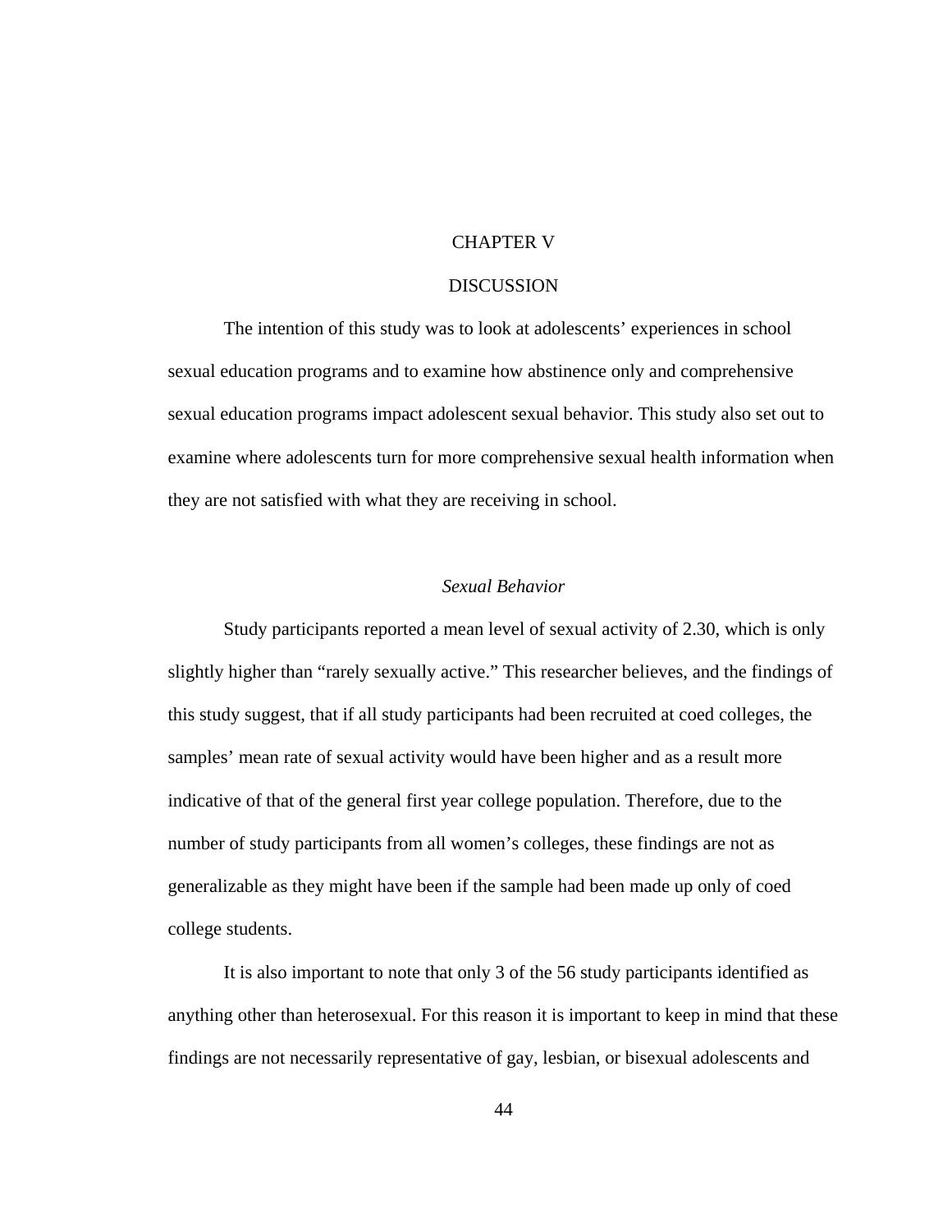# CHAPTER V

# DISCUSSION

The intention of this study was to look at adolescents' experiences in school sexual education programs and to examine how abstinence only and comprehensive sexual education programs impact adolescent sexual behavior. This study also set out to examine where adolescents turn for more comprehensive sexual health information when they are not satisfied with what they are receiving in school.

## *Sexual Behavior*

Study participants reported a mean level of sexual activity of 2.30, which is only slightly higher than "rarely sexually active." This researcher believes, and the findings of this study suggest, that if all study participants had been recruited at coed colleges, the samples' mean rate of sexual activity would have been higher and as a result more indicative of that of the general first year college population. Therefore, due to the number of study participants from all women's colleges, these findings are not as generalizable as they might have been if the sample had been made up only of coed college students.

It is also important to note that only 3 of the 56 study participants identified as anything other than heterosexual. For this reason it is important to keep in mind that these findings are not necessarily representative of gay, lesbian, or bisexual adolescents and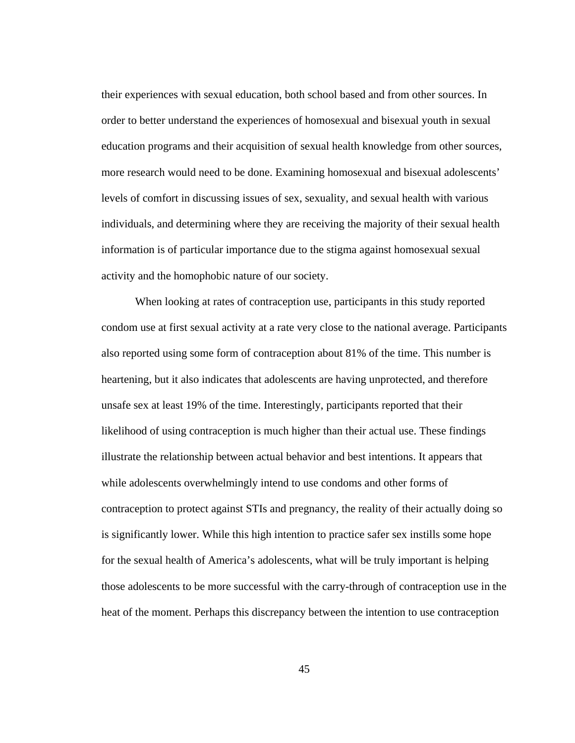their experiences with sexual education, both school based and from other sources. In order to better understand the experiences of homosexual and bisexual youth in sexual education programs and their acquisition of sexual health knowledge from other sources, more research would need to be done. Examining homosexual and bisexual adolescents' levels of comfort in discussing issues of sex, sexuality, and sexual health with various individuals, and determining where they are receiving the majority of their sexual health information is of particular importance due to the stigma against homosexual sexual activity and the homophobic nature of our society.

When looking at rates of contraception use, participants in this study reported condom use at first sexual activity at a rate very close to the national average. Participants also reported using some form of contraception about 81% of the time. This number is heartening, but it also indicates that adolescents are having unprotected, and therefore unsafe sex at least 19% of the time. Interestingly, participants reported that their likelihood of using contraception is much higher than their actual use. These findings illustrate the relationship between actual behavior and best intentions. It appears that while adolescents overwhelmingly intend to use condoms and other forms of contraception to protect against STIs and pregnancy, the reality of their actually doing so is significantly lower. While this high intention to practice safer sex instills some hope for the sexual health of America's adolescents, what will be truly important is helping those adolescents to be more successful with the carry-through of contraception use in the heat of the moment. Perhaps this discrepancy between the intention to use contraception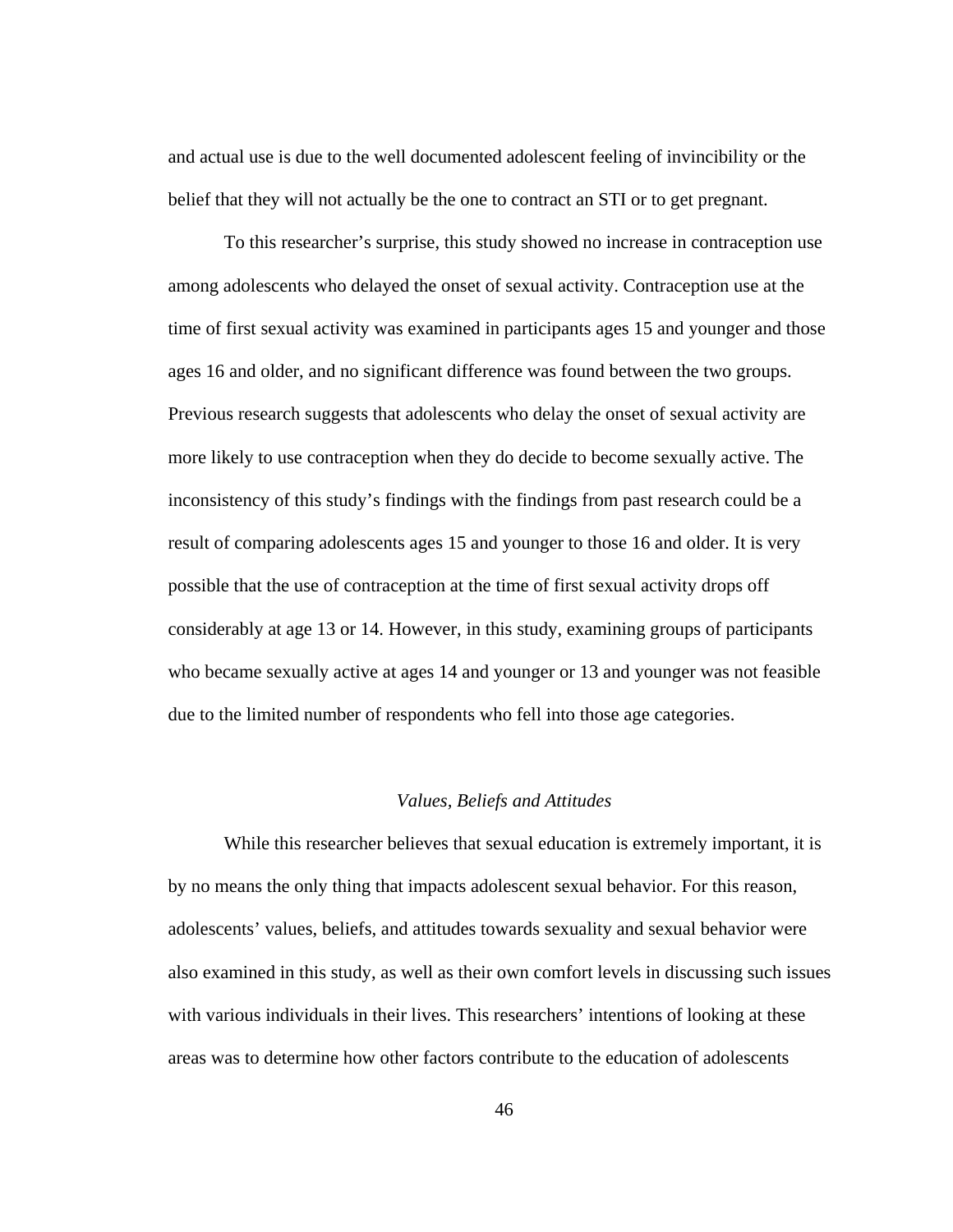and actual use is due to the well documented adolescent feeling of invincibility or the belief that they will not actually be the one to contract an STI or to get pregnant.

To this researcher's surprise, this study showed no increase in contraception use among adolescents who delayed the onset of sexual activity. Contraception use at the time of first sexual activity was examined in participants ages 15 and younger and those ages 16 and older, and no significant difference was found between the two groups. Previous research suggests that adolescents who delay the onset of sexual activity are more likely to use contraception when they do decide to become sexually active. The inconsistency of this study's findings with the findings from past research could be a result of comparing adolescents ages 15 and younger to those 16 and older. It is very possible that the use of contraception at the time of first sexual activity drops off considerably at age 13 or 14. However, in this study, examining groups of participants who became sexually active at ages 14 and younger or 13 and younger was not feasible due to the limited number of respondents who fell into those age categories.

### *Values, Beliefs and Attitudes*

While this researcher believes that sexual education is extremely important, it is by no means the only thing that impacts adolescent sexual behavior. For this reason, adolescents' values, beliefs, and attitudes towards sexuality and sexual behavior were also examined in this study, as well as their own comfort levels in discussing such issues with various individuals in their lives. This researchers' intentions of looking at these areas was to determine how other factors contribute to the education of adolescents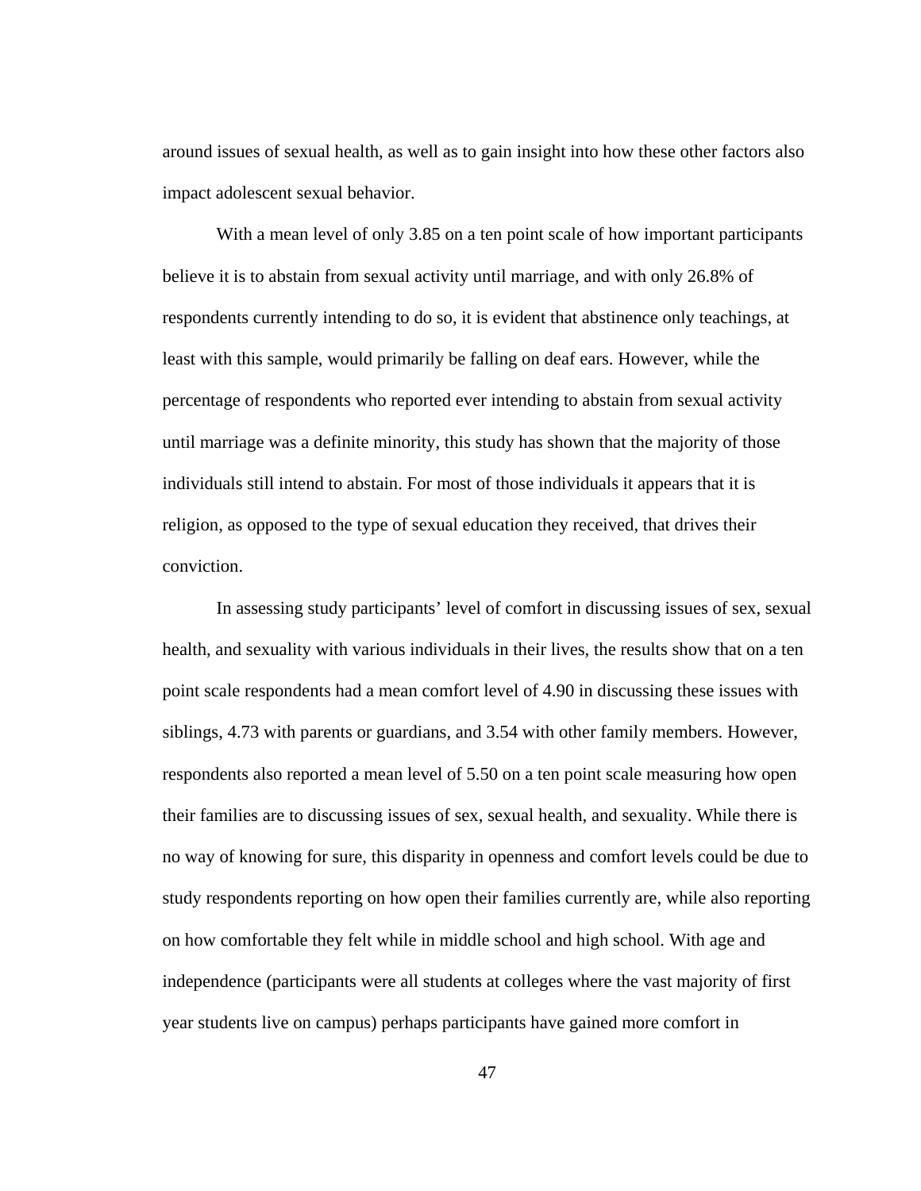around issues of sexual health, as well as to gain insight into how these other factors also impact adolescent sexual behavior.

With a mean level of only 3.85 on a ten point scale of how important participants believe it is to abstain from sexual activity until marriage, and with only 26.8% of respondents currently intending to do so, it is evident that abstinence only teachings, at least with this sample, would primarily be falling on deaf ears. However, while the percentage of respondents who reported ever intending to abstain from sexual activity until marriage was a definite minority, this study has shown that the majority of those individuals still intend to abstain. For most of those individuals it appears that it is religion, as opposed to the type of sexual education they received, that drives their conviction.

In assessing study participants' level of comfort in discussing issues of sex, sexual health, and sexuality with various individuals in their lives, the results show that on a ten point scale respondents had a mean comfort level of 4.90 in discussing these issues with siblings, 4.73 with parents or guardians, and 3.54 with other family members. However, respondents also reported a mean level of 5.50 on a ten point scale measuring how open their families are to discussing issues of sex, sexual health, and sexuality. While there is no way of knowing for sure, this disparity in openness and comfort levels could be due to study respondents reporting on how open their families currently are, while also reporting on how comfortable they felt while in middle school and high school. With age and independence (participants were all students at colleges where the vast majority of first year students live on campus) perhaps participants have gained more comfort in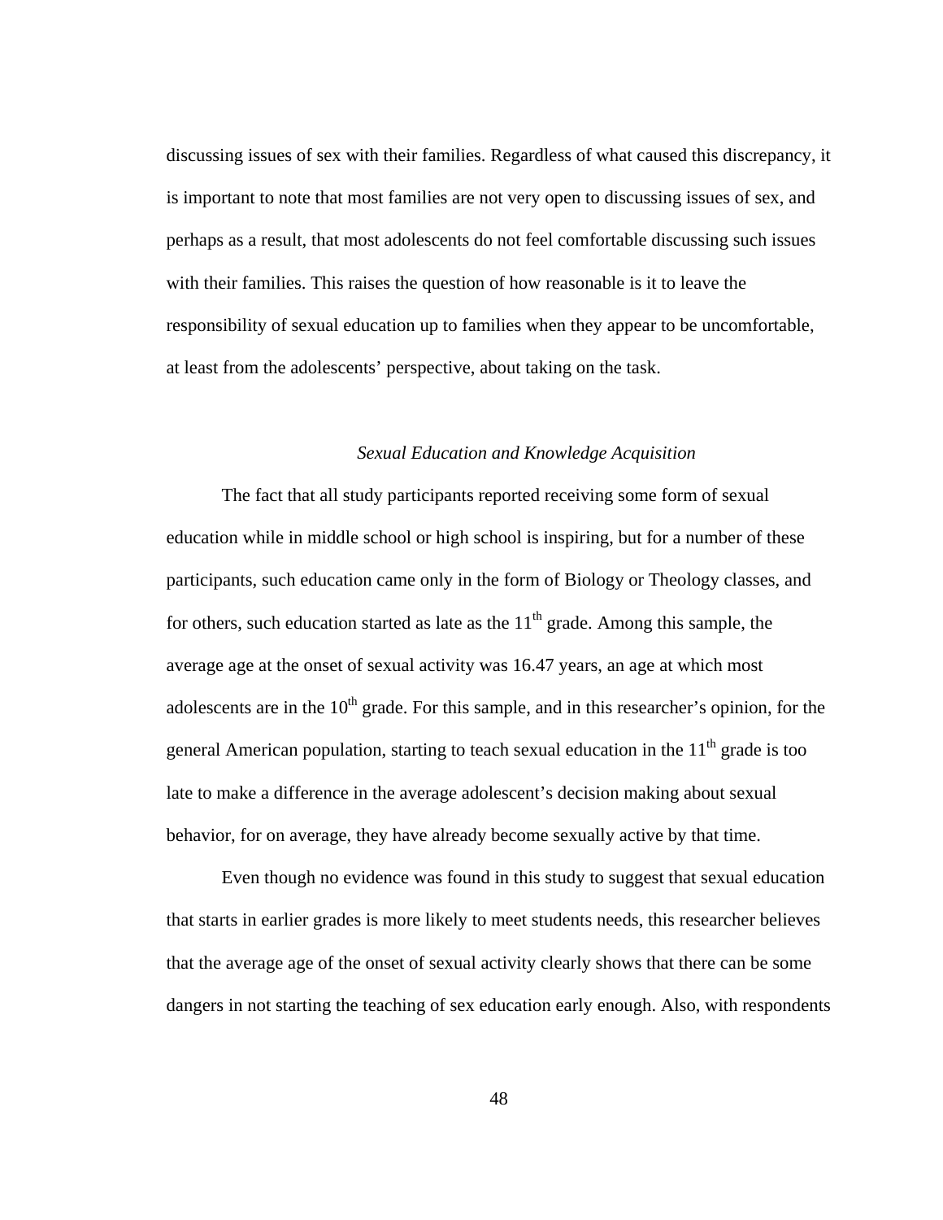discussing issues of sex with their families. Regardless of what caused this discrepancy, it is important to note that most families are not very open to discussing issues of sex, and perhaps as a result, that most adolescents do not feel comfortable discussing such issues with their families. This raises the question of how reasonable is it to leave the responsibility of sexual education up to families when they appear to be uncomfortable, at least from the adolescents' perspective, about taking on the task.

### *Sexual Education and Knowledge Acquisition*

The fact that all study participants reported receiving some form of sexual education while in middle school or high school is inspiring, but for a number of these participants, such education came only in the form of Biology or Theology classes, and for others, such education started as late as the 11th grade. Among this sample, the average age at the onset of sexual activity was 16.47 years, an age at which most adolescents are in the 10th grade. For this sample, and in this researcher's opinion, for the general American population, starting to teach sexual education in the 11th grade is too late to make a difference in the average adolescent's decision making about sexual behavior, for on average, they have already become sexually active by that time.

Even though no evidence was found in this study to suggest that sexual education that starts in earlier grades is more likely to meet students needs, this researcher believes that the average age of the onset of sexual activity clearly shows that there can be some dangers in not starting the teaching of sex education early enough. Also, with respondents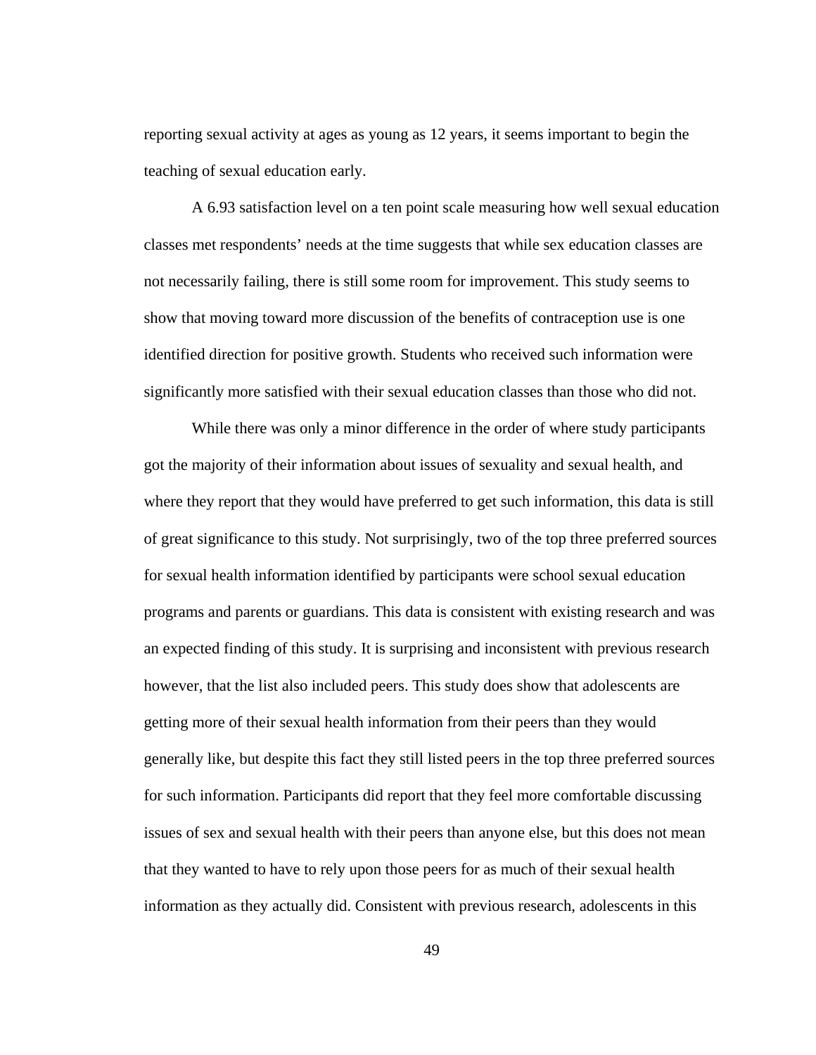reporting sexual activity at ages as young as 12 years, it seems important to begin the teaching of sexual education early.

A 6.93 satisfaction level on a ten point scale measuring how well sexual education classes met respondents' needs at the time suggests that while sex education classes are not necessarily failing, there is still some room for improvement. This study seems to show that moving toward more discussion of the benefits of contraception use is one identified direction for positive growth. Students who received such information were significantly more satisfied with their sexual education classes than those who did not.

While there was only a minor difference in the order of where study participants got the majority of their information about issues of sexuality and sexual health, and where they report that they would have preferred to get such information, this data is still of great significance to this study. Not surprisingly, two of the top three preferred sources for sexual health information identified by participants were school sexual education programs and parents or guardians. This data is consistent with existing research and was an expected finding of this study. It is surprising and inconsistent with previous research however, that the list also included peers. This study does show that adolescents are getting more of their sexual health information from their peers than they would generally like, but despite this fact they still listed peers in the top three preferred sources for such information. Participants did report that they feel more comfortable discussing issues of sex and sexual health with their peers than anyone else, but this does not mean that they wanted to have to rely upon those peers for as much of their sexual health information as they actually did. Consistent with previous research, adolescents in this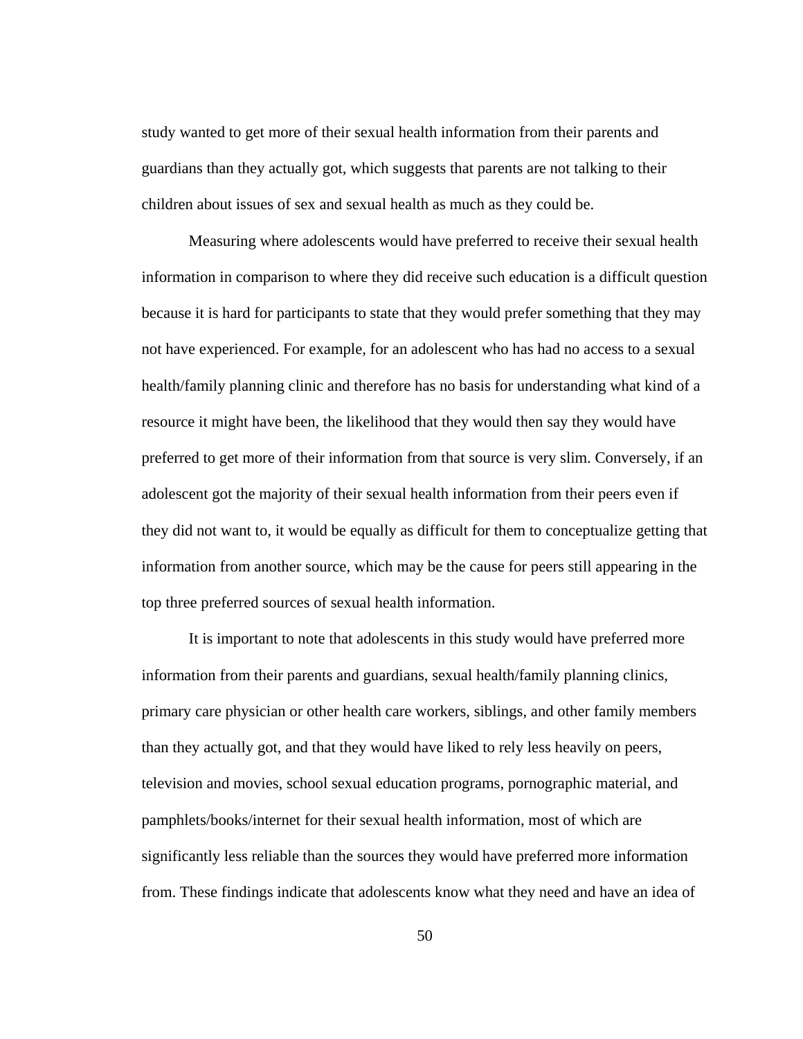study wanted to get more of their sexual health information from their parents and guardians than they actually got, which suggests that parents are not talking to their children about issues of sex and sexual health as much as they could be.

Measuring where adolescents would have preferred to receive their sexual health information in comparison to where they did receive such education is a difficult question because it is hard for participants to state that they would prefer something that they may not have experienced. For example, for an adolescent who has had no access to a sexual health/family planning clinic and therefore has no basis for understanding what kind of a resource it might have been, the likelihood that they would then say they would have preferred to get more of their information from that source is very slim. Conversely, if an adolescent got the majority of their sexual health information from their peers even if they did not want to, it would be equally as difficult for them to conceptualize getting that information from another source, which may be the cause for peers still appearing in the top three preferred sources of sexual health information.

It is important to note that adolescents in this study would have preferred more information from their parents and guardians, sexual health/family planning clinics, primary care physician or other health care workers, siblings, and other family members than they actually got, and that they would have liked to rely less heavily on peers, television and movies, school sexual education programs, pornographic material, and pamphlets/books/internet for their sexual health information, most of which are significantly less reliable than the sources they would have preferred more information from. These findings indicate that adolescents know what they need and have an idea of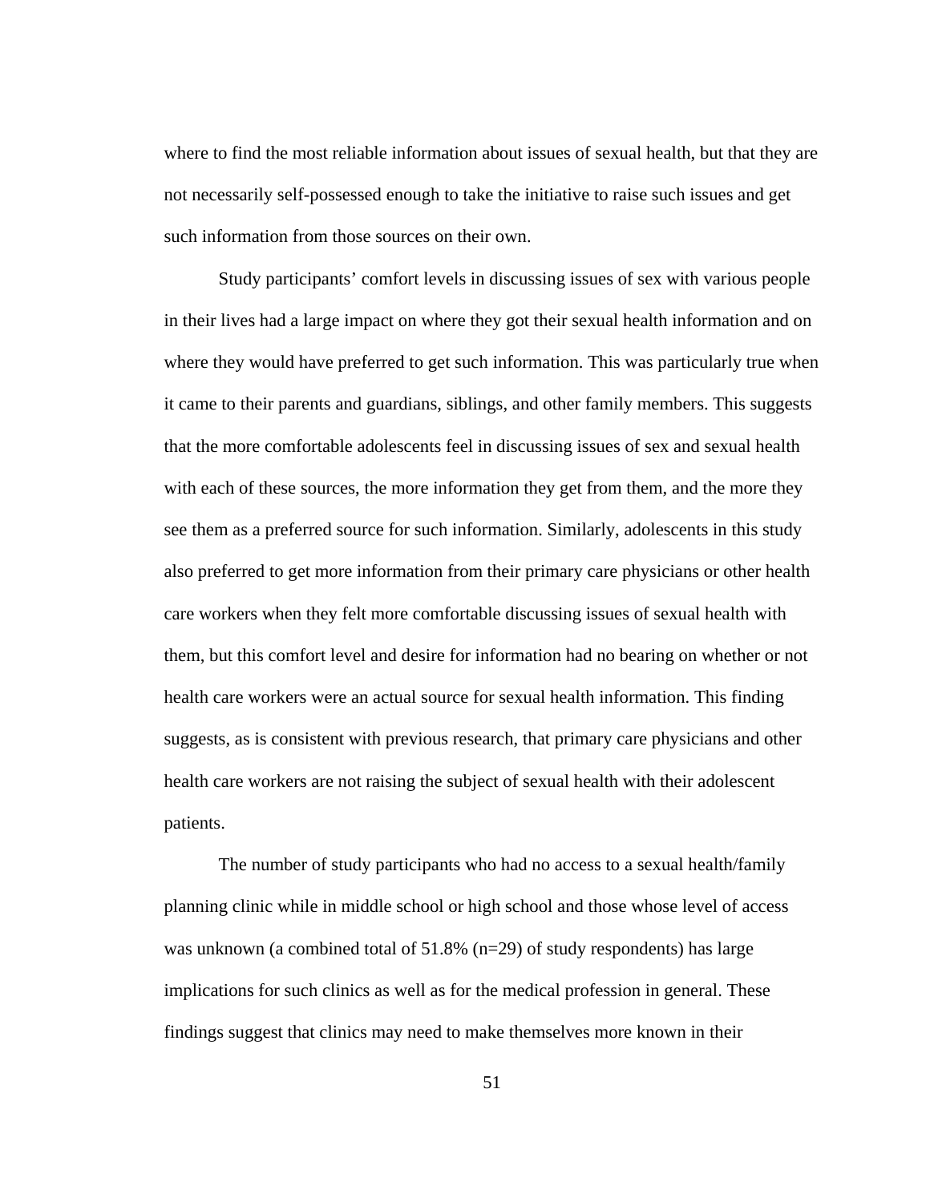where to find the most reliable information about issues of sexual health, but that they are not necessarily self-possessed enough to take the initiative to raise such issues and get such information from those sources on their own.

Study participants' comfort levels in discussing issues of sex with various people in their lives had a large impact on where they got their sexual health information and on where they would have preferred to get such information. This was particularly true when it came to their parents and guardians, siblings, and other family members. This suggests that the more comfortable adolescents feel in discussing issues of sex and sexual health with each of these sources, the more information they get from them, and the more they see them as a preferred source for such information. Similarly, adolescents in this study also preferred to get more information from their primary care physicians or other health care workers when they felt more comfortable discussing issues of sexual health with them, but this comfort level and desire for information had no bearing on whether or not health care workers were an actual source for sexual health information. This finding suggests, as is consistent with previous research, that primary care physicians and other health care workers are not raising the subject of sexual health with their adolescent patients.

The number of study participants who had no access to a sexual health/family planning clinic while in middle school or high school and those whose level of access was unknown (a combined total of 51.8% (n=29) of study respondents) has large implications for such clinics as well as for the medical profession in general. These findings suggest that clinics may need to make themselves more known in their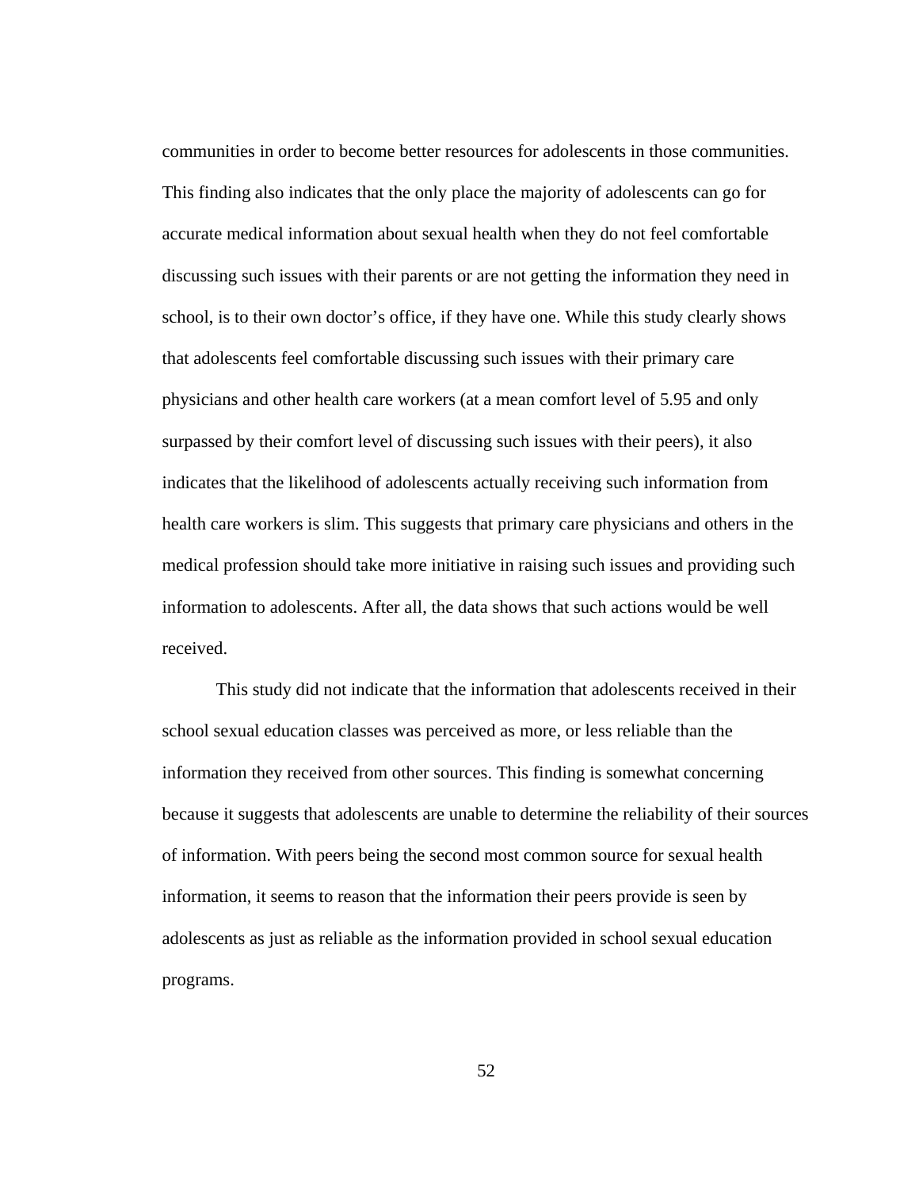communities in order to become better resources for adolescents in those communities. This finding also indicates that the only place the majority of adolescents can go for accurate medical information about sexual health when they do not feel comfortable discussing such issues with their parents or are not getting the information they need in school, is to their own doctor's office, if they have one. While this study clearly shows that adolescents feel comfortable discussing such issues with their primary care physicians and other health care workers (at a mean comfort level of 5.95 and only surpassed by their comfort level of discussing such issues with their peers), it also indicates that the likelihood of adolescents actually receiving such information from health care workers is slim. This suggests that primary care physicians and others in the medical profession should take more initiative in raising such issues and providing such information to adolescents. After all, the data shows that such actions would be well received.

This study did not indicate that the information that adolescents received in their school sexual education classes was perceived as more, or less reliable than the information they received from other sources. This finding is somewhat concerning because it suggests that adolescents are unable to determine the reliability of their sources of information. With peers being the second most common source for sexual health information, it seems to reason that the information their peers provide is seen by adolescents as just as reliable as the information provided in school sexual education programs.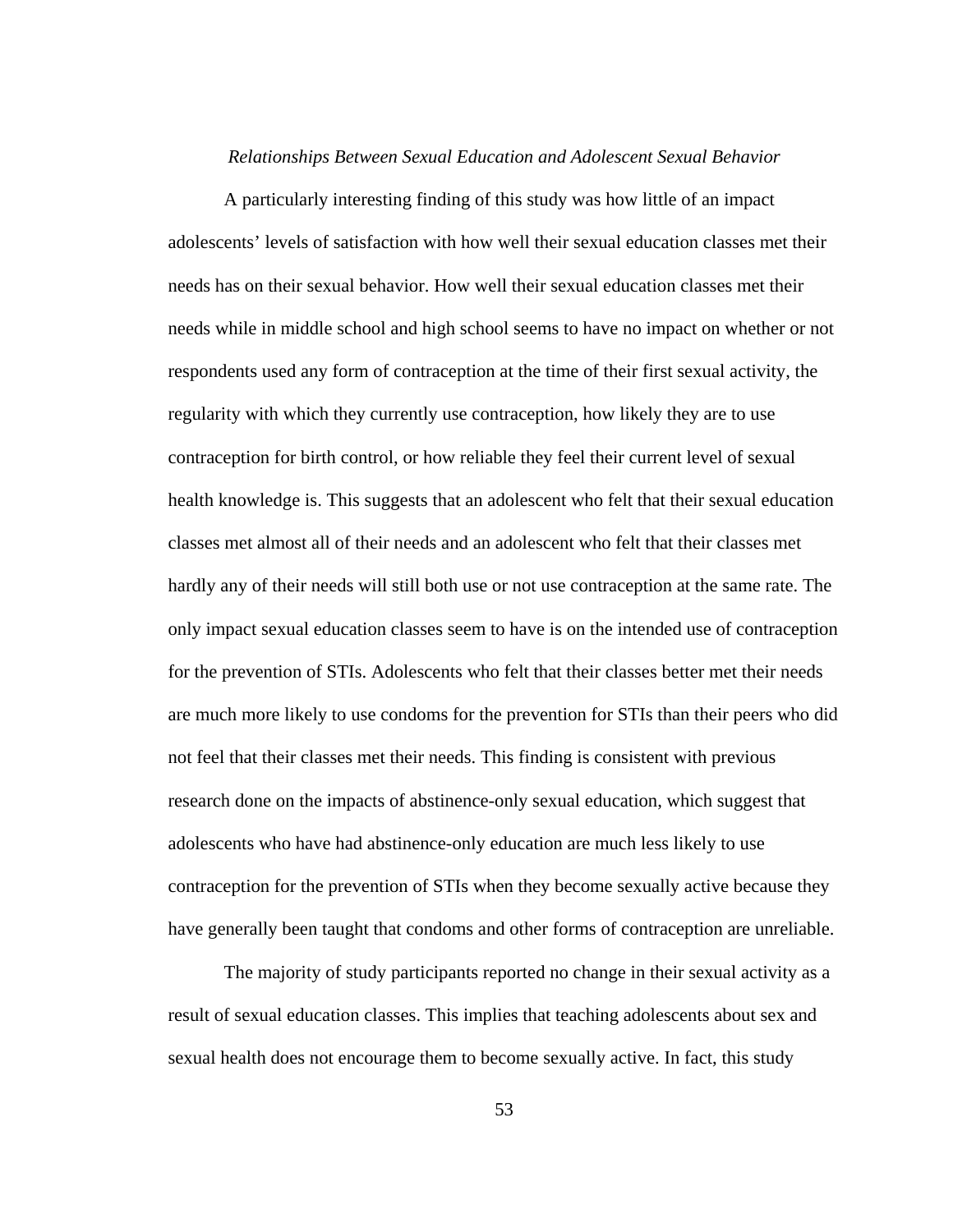### *Relationships Between Sexual Education and Adolescent Sexual Behavior*

A particularly interesting finding of this study was how little of an impact adolescents' levels of satisfaction with how well their sexual education classes met their needs has on their sexual behavior. How well their sexual education classes met their needs while in middle school and high school seems to have no impact on whether or not respondents used any form of contraception at the time of their first sexual activity, the regularity with which they currently use contraception, how likely they are to use contraception for birth control, or how reliable they feel their current level of sexual health knowledge is. This suggests that an adolescent who felt that their sexual education classes met almost all of their needs and an adolescent who felt that their classes met hardly any of their needs will still both use or not use contraception at the same rate. The only impact sexual education classes seem to have is on the intended use of contraception for the prevention of STIs. Adolescents who felt that their classes better met their needs are much more likely to use condoms for the prevention for STIs than their peers who did not feel that their classes met their needs. This finding is consistent with previous research done on the impacts of abstinence-only sexual education, which suggest that adolescents who have had abstinence-only education are much less likely to use contraception for the prevention of STIs when they become sexually active because they have generally been taught that condoms and other forms of contraception are unreliable.

The majority of study participants reported no change in their sexual activity as a result of sexual education classes. This implies that teaching adolescents about sex and sexual health does not encourage them to become sexually active. In fact, this study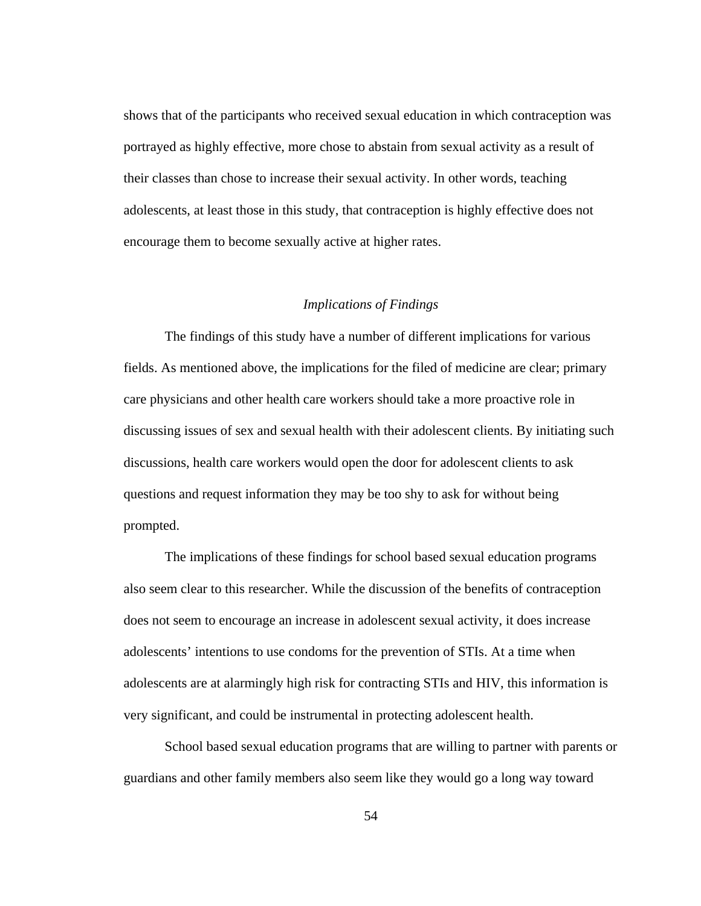shows that of the participants who received sexual education in which contraception was portrayed as highly effective, more chose to abstain from sexual activity as a result of their classes than chose to increase their sexual activity. In other words, teaching adolescents, at least those in this study, that contraception is highly effective does not encourage them to become sexually active at higher rates.

### *Implications of Findings*

The findings of this study have a number of different implications for various fields. As mentioned above, the implications for the filed of medicine are clear; primary care physicians and other health care workers should take a more proactive role in discussing issues of sex and sexual health with their adolescent clients. By initiating such discussions, health care workers would open the door for adolescent clients to ask questions and request information they may be too shy to ask for without being prompted.

The implications of these findings for school based sexual education programs also seem clear to this researcher. While the discussion of the benefits of contraception does not seem to encourage an increase in adolescent sexual activity, it does increase adolescents' intentions to use condoms for the prevention of STIs. At a time when adolescents are at alarmingly high risk for contracting STIs and HIV, this information is very significant, and could be instrumental in protecting adolescent health.

School based sexual education programs that are willing to partner with parents or guardians and other family members also seem like they would go a long way toward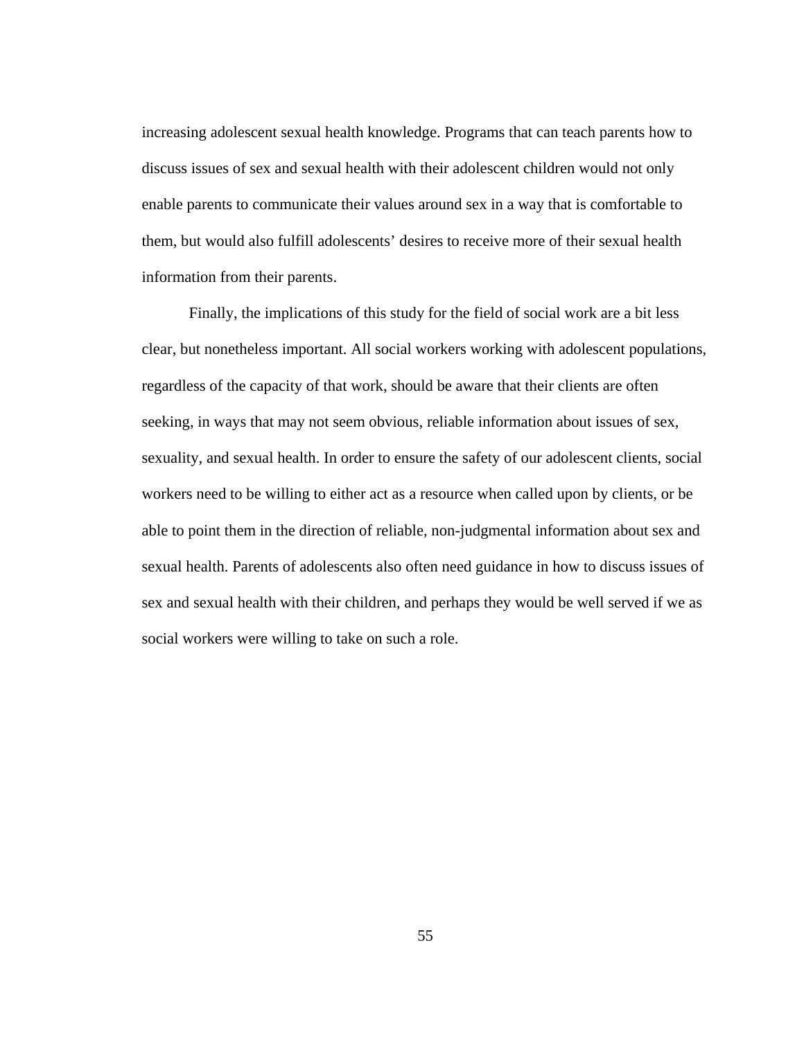increasing adolescent sexual health knowledge. Programs that can teach parents how to discuss issues of sex and sexual health with their adolescent children would not only enable parents to communicate their values around sex in a way that is comfortable to them, but would also fulfill adolescents' desires to receive more of their sexual health information from their parents.

Finally, the implications of this study for the field of social work are a bit less clear, but nonetheless important. All social workers working with adolescent populations, regardless of the capacity of that work, should be aware that their clients are often seeking, in ways that may not seem obvious, reliable information about issues of sex, sexuality, and sexual health. In order to ensure the safety of our adolescent clients, social workers need to be willing to either act as a resource when called upon by clients, or be able to point them in the direction of reliable, non-judgmental information about sex and sexual health. Parents of adolescents also often need guidance in how to discuss issues of sex and sexual health with their children, and perhaps they would be well served if we as social workers were willing to take on such a role.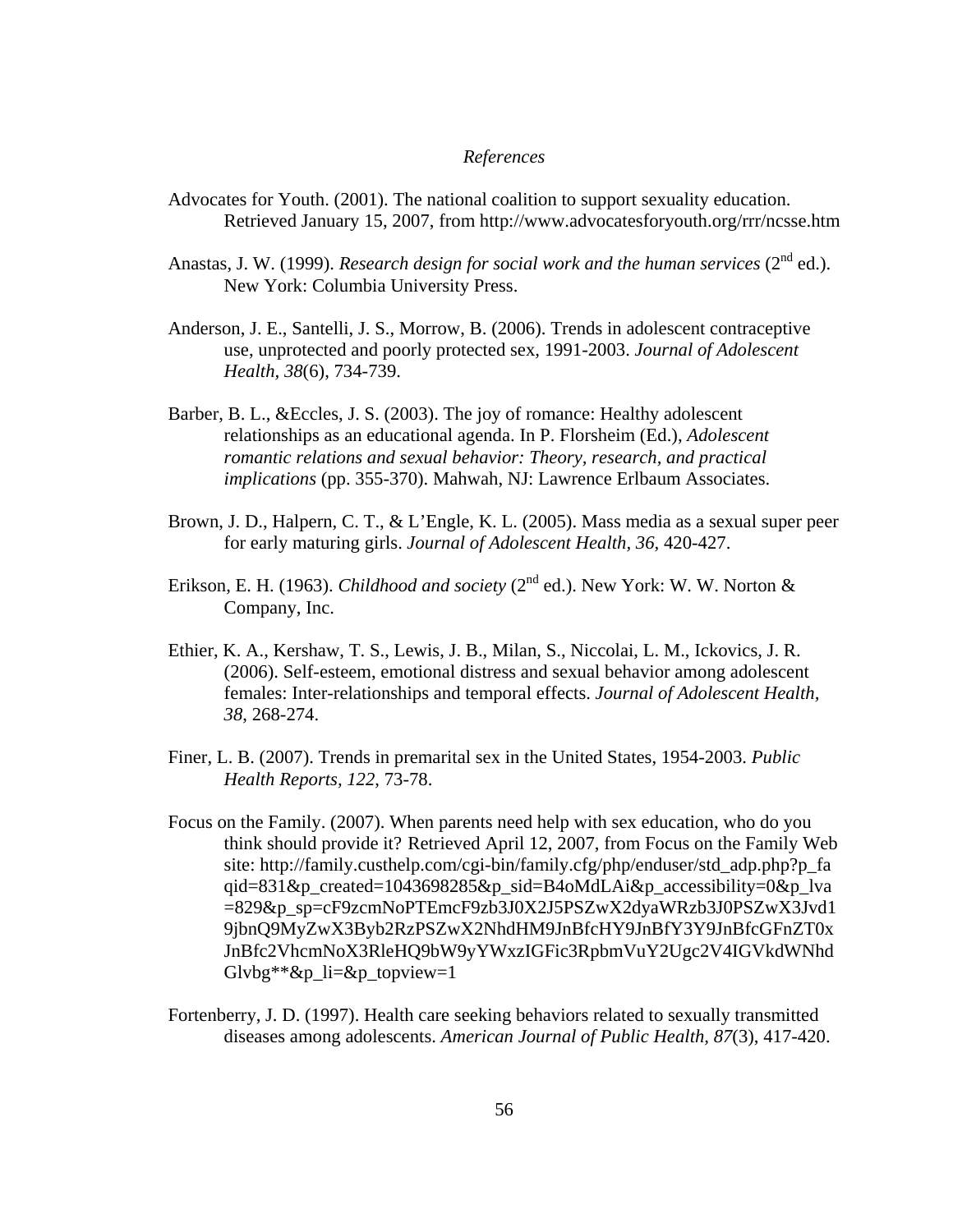*References*

Advocates for Youth. (2001). The national coalition to support sexuality education. Retrieved January 15, 2007, from http://www.advocatesforyouth.org/rrr/ncsse.htm

Anastas, J. W. (1999). *Research design for social work and the human services* (2nd ed.). New York: Columbia University Press.

Anderson, J. E., Santelli, J. S., Morrow, B. (2006). Trends in adolescent contraceptive use, unprotected and poorly protected sex, 1991-2003. *Journal of Adolescent Health, 38*(6), 734-739.

Barber, B. L., &Eccles, J. S. (2003). The joy of romance: Healthy adolescent relationships as an educational agenda. In P. Florsheim (Ed.), *Adolescent romantic relations and sexual behavior: Theory, research, and practical implications* (pp. 355-370). Mahwah, NJ: Lawrence Erlbaum Associates.

Brown, J. D., Halpern, C. T., & L'Engle, K. L. (2005). Mass media as a sexual super peer for early maturing girls. *Journal of Adolescent Health, 36*, 420-427.

Erikson, E. H. (1963). *Childhood and society* (2nd ed.). New York: W. W. Norton & Company, Inc.

Ethier, K. A., Kershaw, T. S., Lewis, J. B., Milan, S., Niccolai, L. M., Ickovics, J. R. (2006). Self-esteem, emotional distress and sexual behavior among adolescent females: Inter-relationships and temporal effects. *Journal of Adolescent Health, 38*, 268-274.

Finer, L. B. (2007). Trends in premarital sex in the United States, 1954-2003. *Public Health Reports, 122*, 73-78.

Focus on the Family. (2007). When parents need help with sex education, who do you think should provide it? Retrieved April 12, 2007, from Focus on the Family Web site: http://family.custhelp.com/cgi-bin/family.cfg/php/enduser/std_adp.php?p_faqid=831&p_created=1043698285&p_sid=B4oMdLAi&p_accessibility=0&p_lva=829&p_sp=cF9zcmNoPTEmcF9zb3J0X2J5PSZwX2dyaWRzb3J0PSZwX3Jvd19jbnQ9MyZwX3Byb2RzPSZwX2NhdHM9JnBfcHY9JnBfY3Y9JnBfcGFnZT0xJnBfc2VhcmNoX3RleHQ9bW9yYWxzIGFic3RpbmVuY2Ugc2V4IGVkdWNhdGlvbg**&p_li=&p_topview=1

Fortenberry, J. D. (1997). Health care seeking behaviors related to sexually transmitted diseases among adolescents. *American Journal of Public Health, 87*(3), 417-420.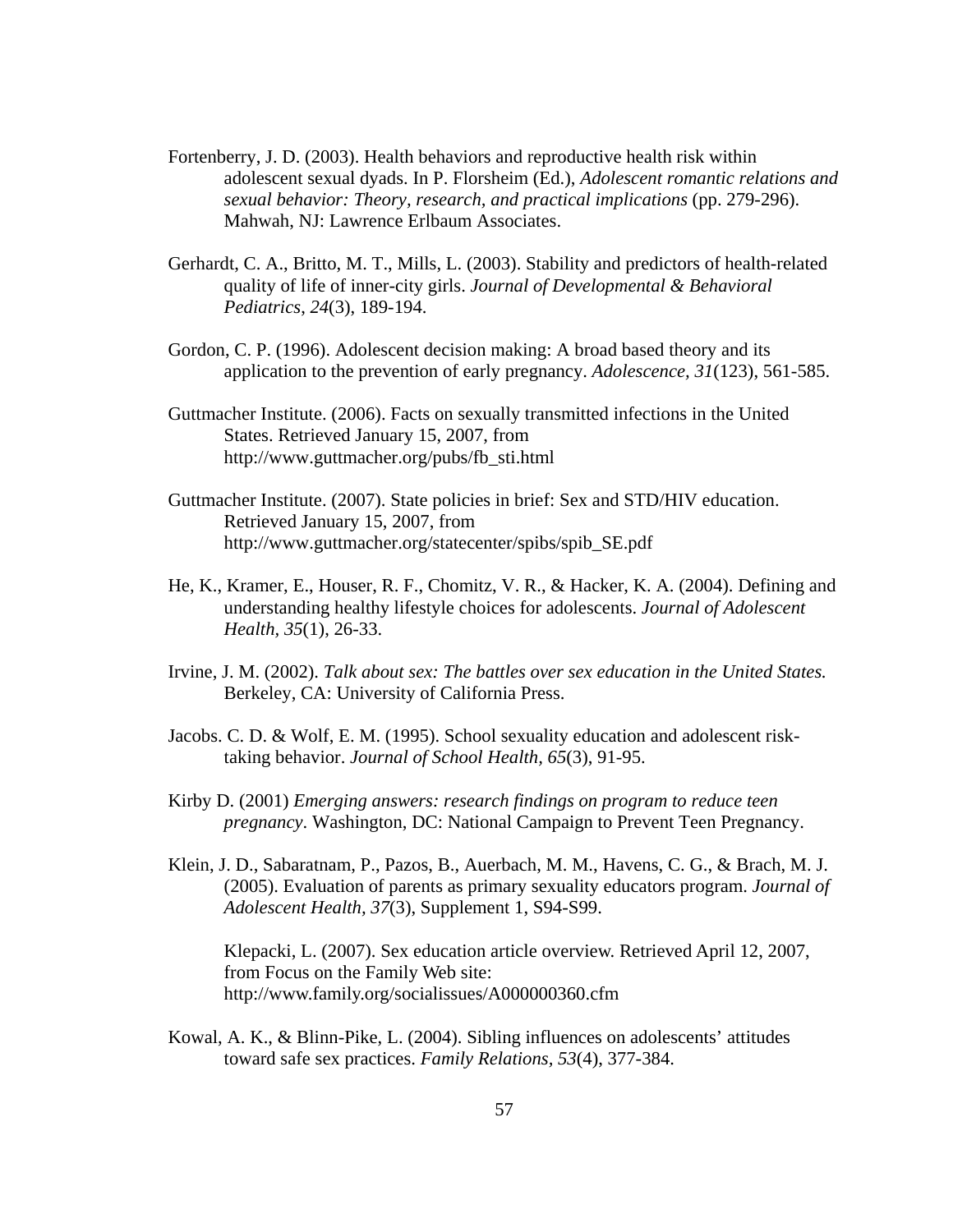Fortenberry, J. D. (2003). Health behaviors and reproductive health risk within adolescent sexual dyads. In P. Florsheim (Ed.), *Adolescent romantic relations and sexual behavior: Theory, research, and practical implications* (pp. 279-296). Mahwah, NJ: Lawrence Erlbaum Associates.

Gerhardt, C. A., Britto, M. T., Mills, L. (2003). Stability and predictors of health-related quality of life of inner-city girls. *Journal of Developmental & Behavioral Pediatrics*, *24*(3), 189-194.

Gordon, C. P. (1996). Adolescent decision making: A broad based theory and its application to the prevention of early pregnancy. *Adolescence, 31*(123), 561-585.

Guttmacher Institute. (2006). Facts on sexually transmitted infections in the United States. Retrieved January 15, 2007, from http://www.guttmacher.org/pubs/fb_sti.html

Guttmacher Institute. (2007). State policies in brief: Sex and STD/HIV education. Retrieved January 15, 2007, from http://www.guttmacher.org/statecenter/spibs/spib_SE.pdf

He, K., Kramer, E., Houser, R. F., Chomitz, V. R., & Hacker, K. A. (2004). Defining and understanding healthy lifestyle choices for adolescents. *Journal of Adolescent Health*, *35*(1), 26-33.

Irvine, J. M. (2002). *Talk about sex: The battles over sex education in the United States.* Berkeley, CA: University of California Press.

Jacobs. C. D. & Wolf, E. M. (1995). School sexuality education and adolescent risk-taking behavior. *Journal of School Health*, *65*(3), 91-95.

Kirby D. (2001) *Emerging answers: research findings on program to reduce teen pregnancy*. Washington, DC: National Campaign to Prevent Teen Pregnancy.

Klein, J. D., Sabaratnam, P., Pazos, B., Auerbach, M. M., Havens, C. G., & Brach, M. J. (2005). Evaluation of parents as primary sexuality educators program. *Journal of Adolescent Health, 37*(3), Supplement 1, S94-S99.

Klepacki, L. (2007). Sex education article overview. Retrieved April 12, 2007, from Focus on the Family Web site: http://www.family.org/socialissues/A000000360.cfm

Kowal, A. K., & Blinn-Pike, L. (2004). Sibling influences on adolescents' attitudes toward safe sex practices. *Family Relations*, *53*(4), 377-384.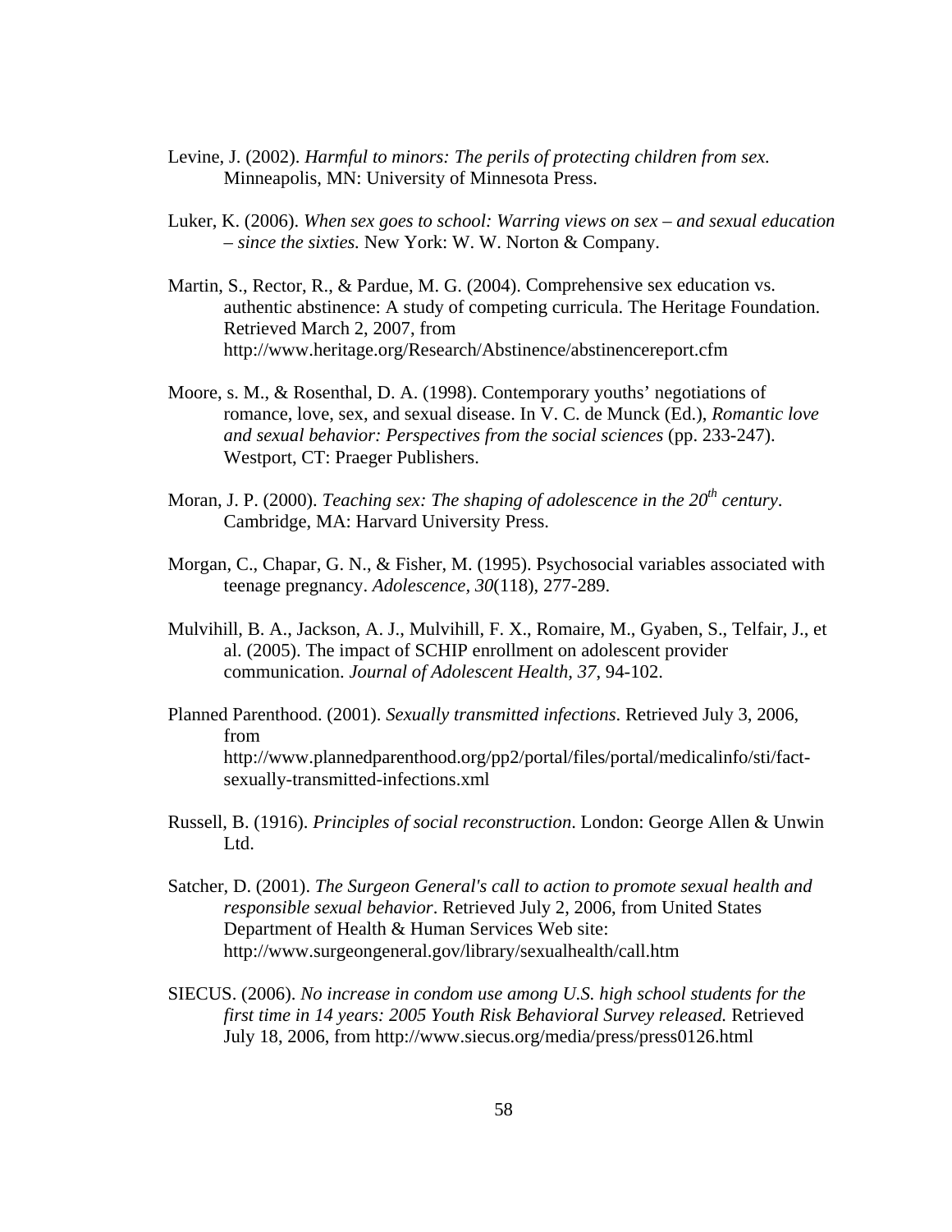Levine, J. (2002). *Harmful to minors: The perils of protecting children from sex.* Minneapolis, MN: University of Minnesota Press.

Luker, K. (2006). *When sex goes to school: Warring views on sex – and sexual education – since the sixties.* New York: W. W. Norton & Company.

Martin, S., Rector, R., & Pardue, M. G. (2004). Comprehensive sex education vs. authentic abstinence: A study of competing curricula. The Heritage Foundation. Retrieved March 2, 2007, from http://www.heritage.org/Research/Abstinence/abstinencereport.cfm

Moore, s. M., & Rosenthal, D. A. (1998). Contemporary youths' negotiations of romance, love, sex, and sexual disease. In V. C. de Munck (Ed.), *Romantic love and sexual behavior: Perspectives from the social sciences* (pp. 233-247). Westport, CT: Praeger Publishers.

Moran, J. P. (2000). *Teaching sex: The shaping of adolescence in the 20th century*. Cambridge, MA: Harvard University Press.

Morgan, C., Chapar, G. N., & Fisher, M. (1995). Psychosocial variables associated with teenage pregnancy. *Adolescence, 30*(118), 277-289.

Mulvihill, B. A., Jackson, A. J., Mulvihill, F. X., Romaire, M., Gyaben, S., Telfair, J., et al. (2005). The impact of SCHIP enrollment on adolescent provider communication. *Journal of Adolescent Health, 37*, 94-102.

Planned Parenthood. (2001). *Sexually transmitted infections*. Retrieved July 3, 2006, from http://www.plannedparenthood.org/pp2/portal/files/portal/medicalinfo/sti/fact-sexually-transmitted-infections.xml

Russell, B. (1916). *Principles of social reconstruction*. London: George Allen & Unwin Ltd.

Satcher, D. (2001). *The Surgeon General's call to action to promote sexual health and responsible sexual behavior*. Retrieved July 2, 2006, from United States Department of Health & Human Services Web site: http://www.surgeongeneral.gov/library/sexualhealth/call.htm

SIECUS. (2006). *No increase in condom use among U.S. high school students for the first time in 14 years: 2005 Youth Risk Behavioral Survey released.* Retrieved July 18, 2006, from http://www.siecus.org/media/press/press0126.html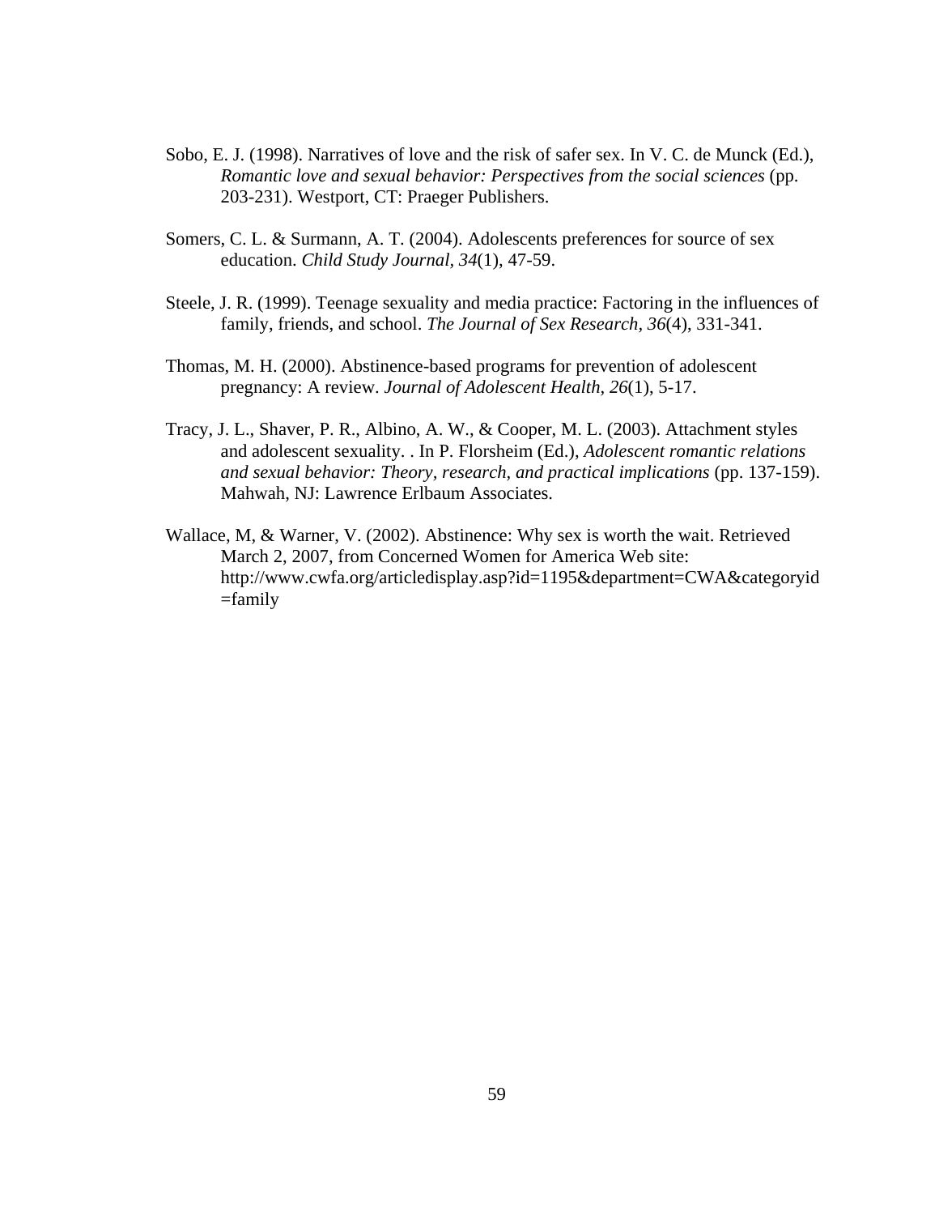Sobo, E. J. (1998). Narratives of love and the risk of safer sex. In V. C. de Munck (Ed.), *Romantic love and sexual behavior: Perspectives from the social sciences* (pp. 203-231). Westport, CT: Praeger Publishers.

Somers, C. L. & Surmann, A. T. (2004). Adolescents preferences for source of sex education. *Child Study Journal*, *34*(1), 47-59.

Steele, J. R. (1999). Teenage sexuality and media practice: Factoring in the influences of family, friends, and school. *The Journal of Sex Research, 36*(4), 331-341.

Thomas, M. H. (2000). Abstinence-based programs for prevention of adolescent pregnancy: A review. *Journal of Adolescent Health*, *26*(1), 5-17.

Tracy, J. L., Shaver, P. R., Albino, A. W., & Cooper, M. L. (2003). Attachment styles and adolescent sexuality. . In P. Florsheim (Ed.), *Adolescent romantic relations and sexual behavior: Theory, research, and practical implications* (pp. 137-159). Mahwah, NJ: Lawrence Erlbaum Associates.

Wallace, M, & Warner, V. (2002). Abstinence: Why sex is worth the wait. Retrieved March 2, 2007, from Concerned Women for America Web site: http://www.cwfa.org/articledisplay.asp?id=1195&department=CWA&categoryid=family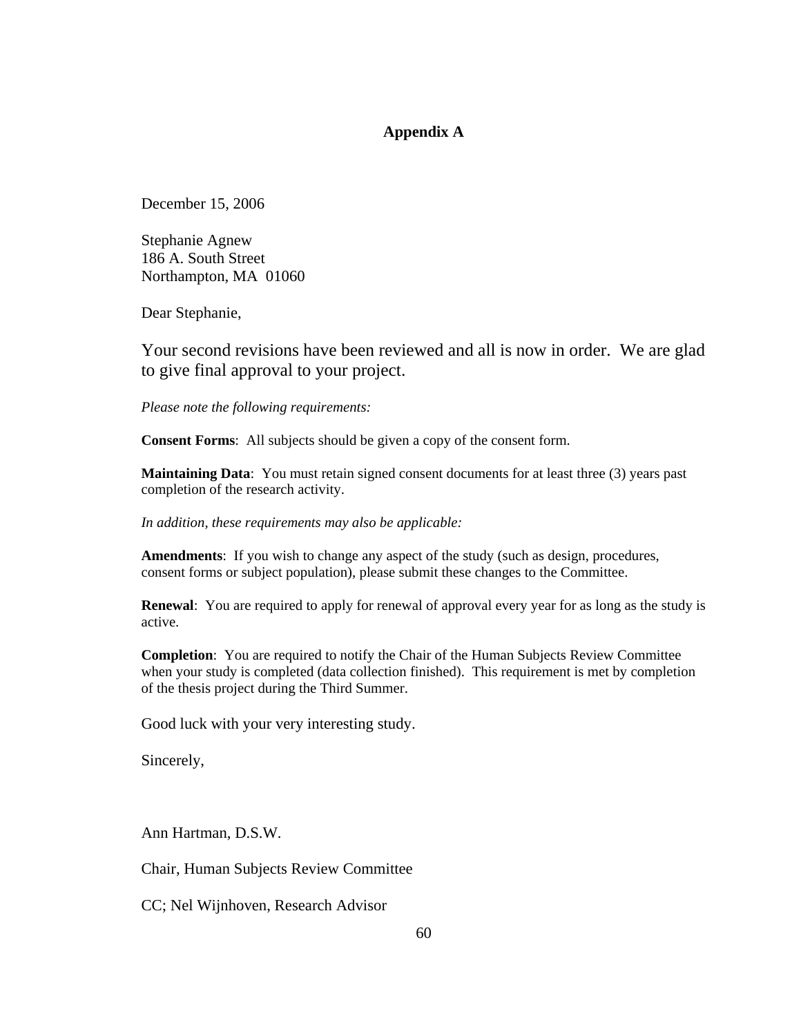## Appendix A

December 15, 2006

Stephanie Agnew
186 A. South Street
Northampton, MA 01060

Dear Stephanie,

Your second revisions have been reviewed and all is now in order. We are glad to give final approval to your project.

*Please note the following requirements:*

**Consent Forms**: All subjects should be given a copy of the consent form.

**Maintaining Data**: You must retain signed consent documents for at least three (3) years past completion of the research activity.

*In addition, these requirements may also be applicable:*

**Amendments**: If you wish to change any aspect of the study (such as design, procedures, consent forms or subject population), please submit these changes to the Committee.

**Renewal**: You are required to apply for renewal of approval every year for as long as the study is active.

**Completion**: You are required to notify the Chair of the Human Subjects Review Committee when your study is completed (data collection finished). This requirement is met by completion of the thesis project during the Third Summer.

Good luck with your very interesting study.

Sincerely,

Ann Hartman, D.S.W.

Chair, Human Subjects Review Committee

CC; Nel Wijnhoven, Research Advisor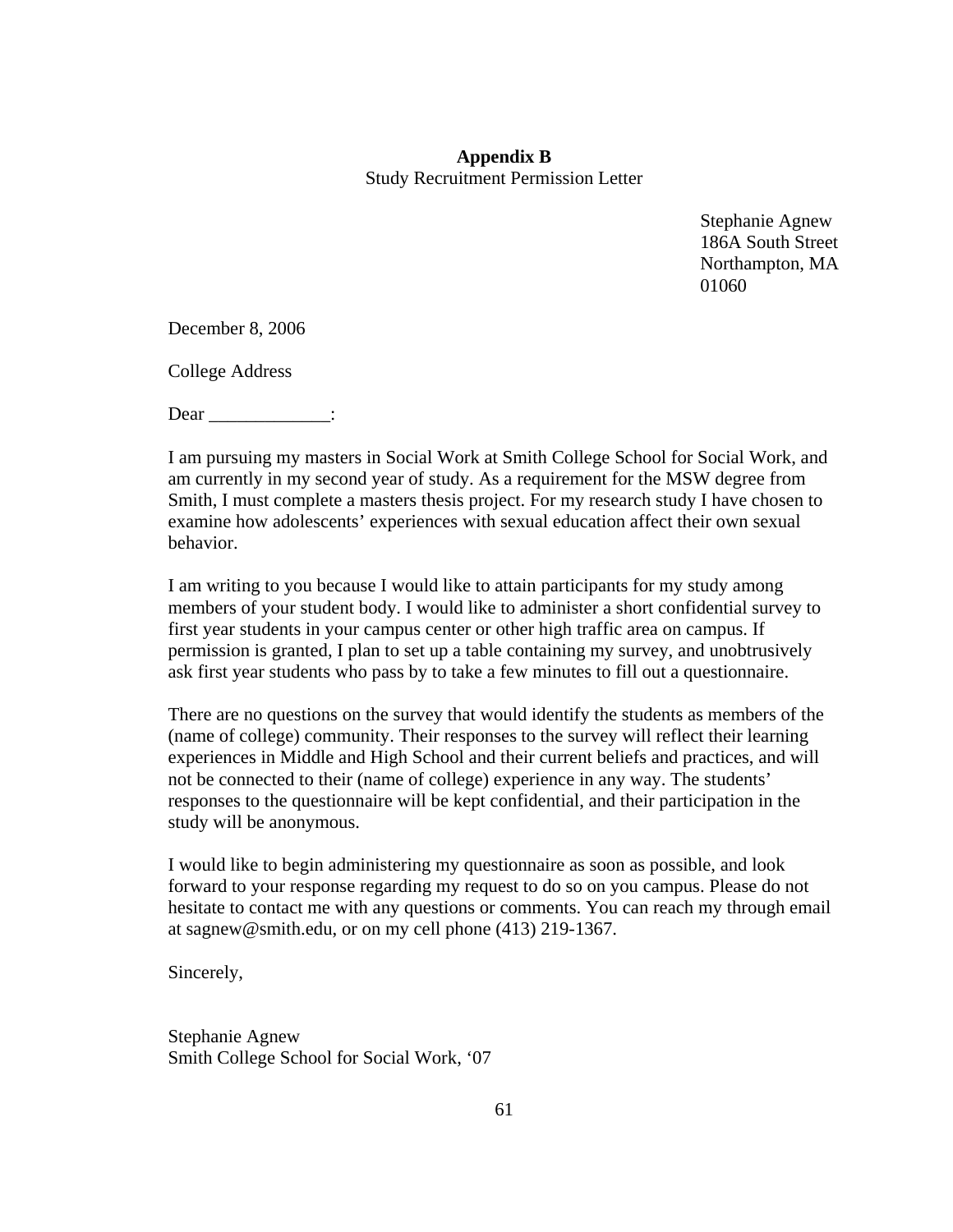**Appendix B**

Study Recruitment Permission Letter

Stephanie Agnew
186A South Street
Northampton, MA
01060

December 8, 2006

College Address

Dear _____________:

I am pursuing my masters in Social Work at Smith College School for Social Work, and am currently in my second year of study. As a requirement for the MSW degree from Smith, I must complete a masters thesis project. For my research study I have chosen to examine how adolescents' experiences with sexual education affect their own sexual behavior.

I am writing to you because I would like to attain participants for my study among members of your student body. I would like to administer a short confidential survey to first year students in your campus center or other high traffic area on campus. If permission is granted, I plan to set up a table containing my survey, and unobtrusively ask first year students who pass by to take a few minutes to fill out a questionnaire.

There are no questions on the survey that would identify the students as members of the (name of college) community. Their responses to the survey will reflect their learning experiences in Middle and High School and their current beliefs and practices, and will not be connected to their (name of college) experience in any way. The students' responses to the questionnaire will be kept confidential, and their participation in the study will be anonymous.

I would like to begin administering my questionnaire as soon as possible, and look forward to your response regarding my request to do so on you campus. Please do not hesitate to contact me with any questions or comments. You can reach my through email at sagnew@smith.edu, or on my cell phone (413) 219-1367.

Sincerely,

Stephanie Agnew
Smith College School for Social Work, '07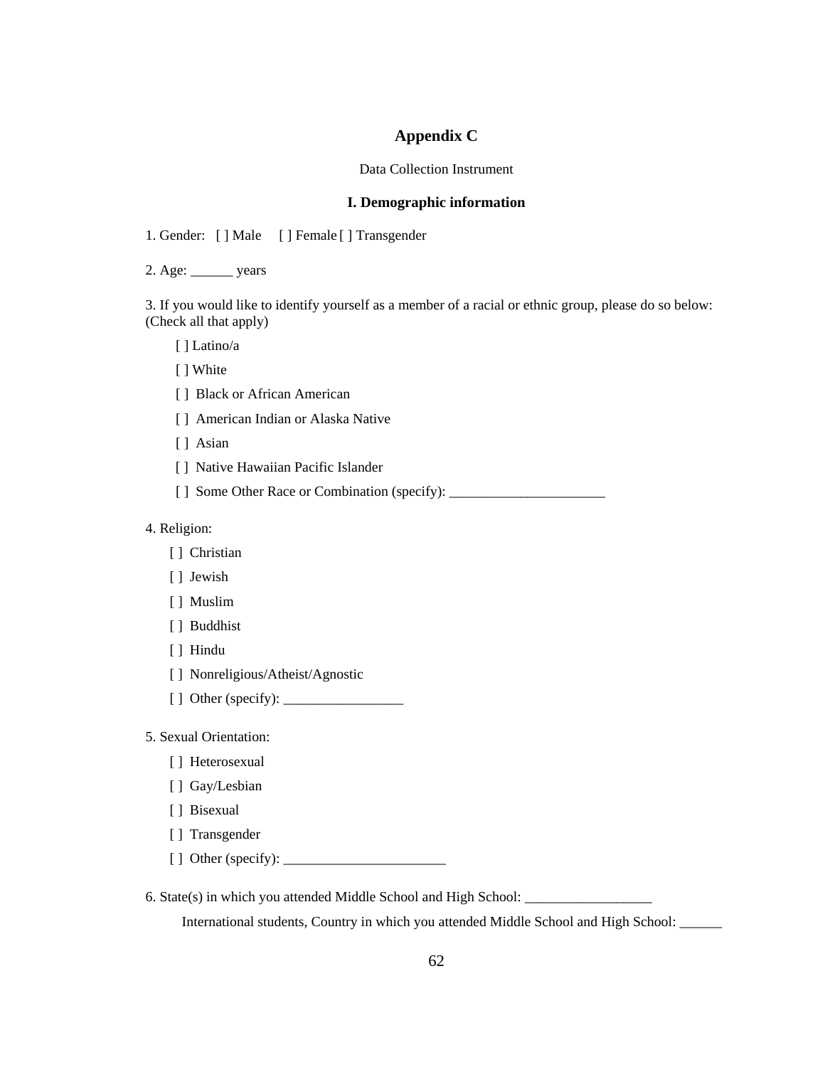# Appendix C

Data Collection Instrument

## I. Demographic information

1. Gender: [ ] Male [ ] Female [ ] Transgender

2. Age: ______ years

3. If you would like to identify yourself as a member of a racial or ethnic group, please do so below: (Check all that apply)

   [ ] Latino/a

   [ ] White

   [ ] Black or African American

   [ ] American Indian or Alaska Native

   [ ] Asian

   [ ] Native Hawaiian Pacific Islander

   [ ] Some Other Race or Combination (specify): ______________________

4. Religion:

   [ ] Christian

   [ ] Jewish

   [ ] Muslim

   [ ] Buddhist

   [ ] Hindu

   [ ] Nonreligious/Atheist/Agnostic

   [ ] Other (specify): _________________

5. Sexual Orientation:

   [ ] Heterosexual

   [ ] Gay/Lesbian

   [ ] Bisexual

   [ ] Transgender

   [ ] Other (specify): _______________________

6. State(s) in which you attended Middle School and High School: __________________

   International students, Country in which you attended Middle School and High School: ______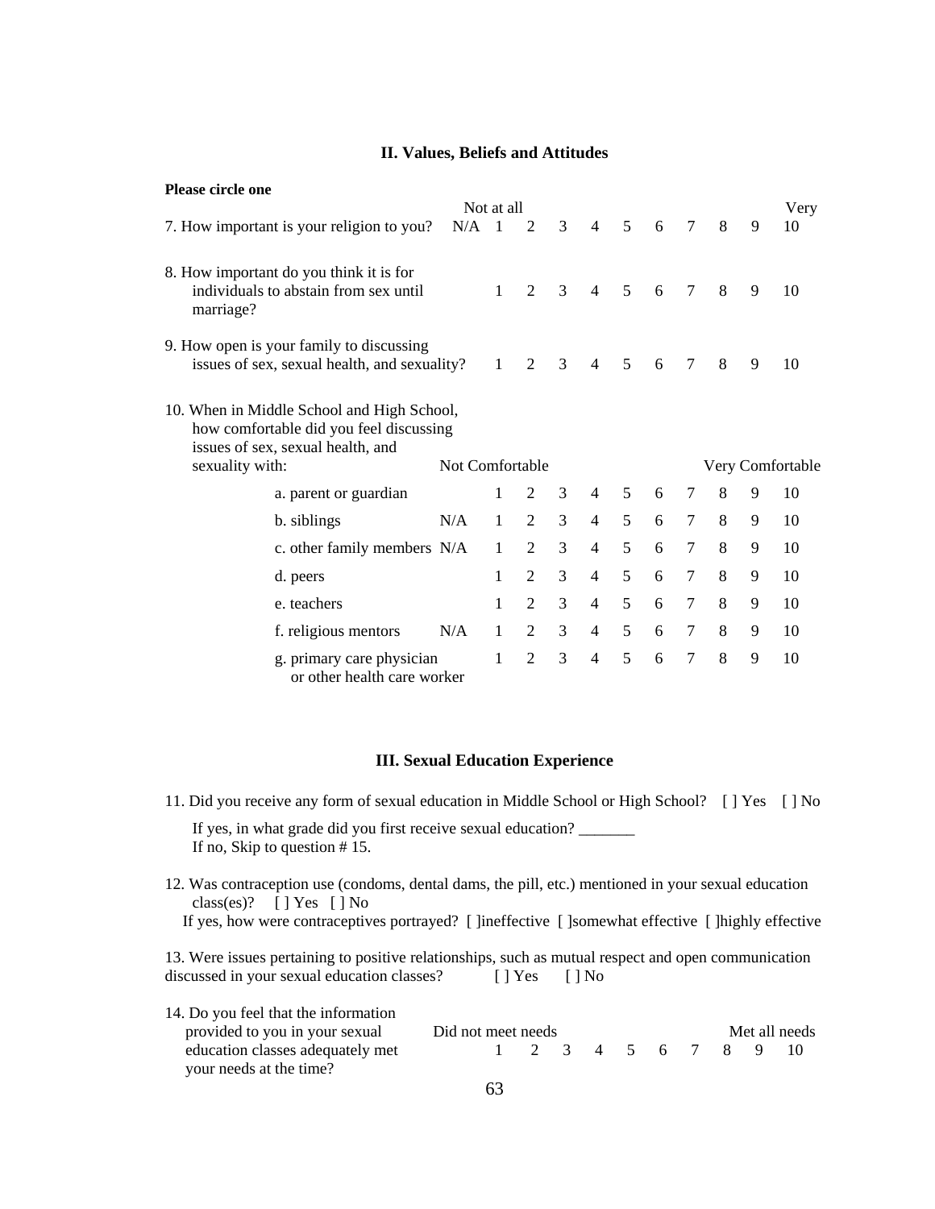## II. Values, Beliefs and Attitudes

**Please circle one**

| | | Not at all | | | | | | | | | Very |
|---|---|---|---|---|---|---|---|---|---|---|---|
| 7. How important is your religion to you? | N/A | 1 | 2 | 3 | 4 | 5 | 6 | 7 | 8 | 9 | 10 |
| 8. How important do you think it is for individuals to abstain from sex until marriage? | | 1 | 2 | 3 | 4 | 5 | 6 | 7 | 8 | 9 | 10 |
| 9. How open is your family to discussing issues of sex, sexual health, and sexuality? | | 1 | 2 | 3 | 4 | 5 | 6 | 7 | 8 | 9 | 10 |

10. When in Middle School and High School, how comfortable did you feel discussing issues of sex, sexual health, and sexuality with:

| | | Not Comfortable | | | | | | | | | Very Comfortable |
|---|---|---|---|---|---|---|---|---|---|---|---|
| a. parent or guardian | | 1 | 2 | 3 | 4 | 5 | 6 | 7 | 8 | 9 | 10 |
| b. siblings | N/A | 1 | 2 | 3 | 4 | 5 | 6 | 7 | 8 | 9 | 10 |
| c. other family members | N/A | 1 | 2 | 3 | 4 | 5 | 6 | 7 | 8 | 9 | 10 |
| d. peers | | 1 | 2 | 3 | 4 | 5 | 6 | 7 | 8 | 9 | 10 |
| e. teachers | | 1 | 2 | 3 | 4 | 5 | 6 | 7 | 8 | 9 | 10 |
| f. religious mentors | N/A | 1 | 2 | 3 | 4 | 5 | 6 | 7 | 8 | 9 | 10 |
| g. primary care physician or other health care worker | | 1 | 2 | 3 | 4 | 5 | 6 | 7 | 8 | 9 | 10 |

## III. Sexual Education Experience

11. Did you receive any form of sexual education in Middle School or High School? [ ] Yes [ ] No

If yes, in what grade did you first receive sexual education? _______
If no, Skip to question # 15.

12. Was contraception use (condoms, dental dams, the pill, etc.) mentioned in your sexual education class(es)? [ ] Yes [ ] No

If yes, how were contraceptives portrayed? [ ]ineffective [ ]somewhat effective [ ]highly effective

13. Were issues pertaining to positive relationships, such as mutual respect and open communication discussed in your sexual education classes? [ ] Yes [ ] No

| | Did not meet needs | | | | | | | | | Met all needs |
|---|---|---|---|---|---|---|---|---|---|---|
| 14. Do you feel that the information provided to you in your sexual education classes adequately met your needs at the time? | 1 | 2 | 3 | 4 | 5 | 6 | 7 | 8 | 9 | 10 |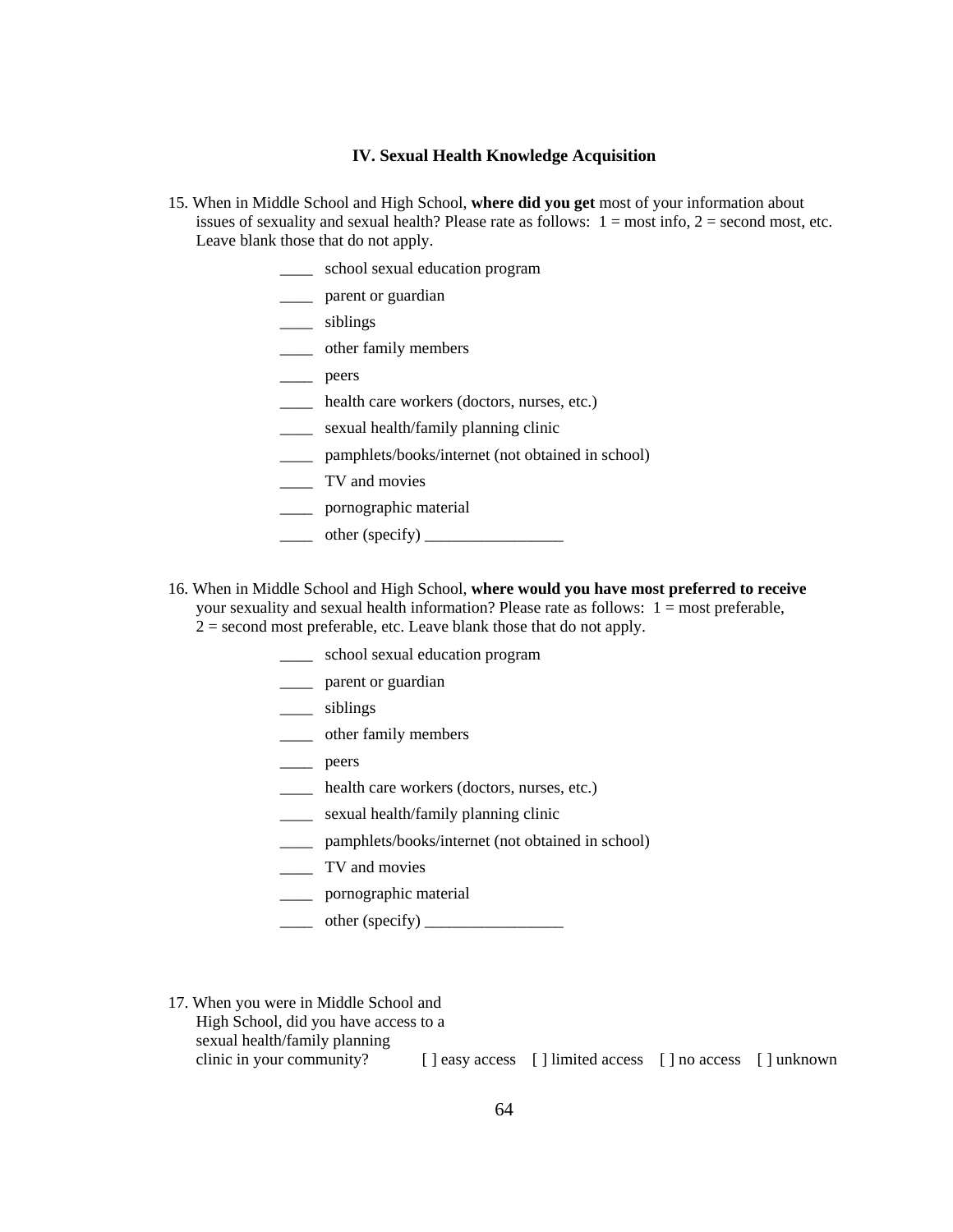## IV. Sexual Health Knowledge Acquisition

15. When in Middle School and High School, **where did you get** most of your information about issues of sexuality and sexual health? Please rate as follows: 1 = most info, 2 = second most, etc. Leave blank those that do not apply.

____ school sexual education program
____ parent or guardian
____ siblings
____ other family members
____ peers
____ health care workers (doctors, nurses, etc.)
____ sexual health/family planning clinic
____ pamphlets/books/internet (not obtained in school)
____ TV and movies
____ pornographic material
____ other (specify) _________________

16. When in Middle School and High School, **where would you have most preferred to receive** your sexuality and sexual health information? Please rate as follows: 1 = most preferable, 2 = second most preferable, etc. Leave blank those that do not apply.

____ school sexual education program
____ parent or guardian
____ siblings
____ other family members
____ peers
____ health care workers (doctors, nurses, etc.)
____ sexual health/family planning clinic
____ pamphlets/books/internet (not obtained in school)
____ TV and movies
____ pornographic material
____ other (specify) _________________

17. When you were in Middle School and High School, did you have access to a sexual health/family planning clinic in your community? [ ] easy access [ ] limited access [ ] no access [ ] unknown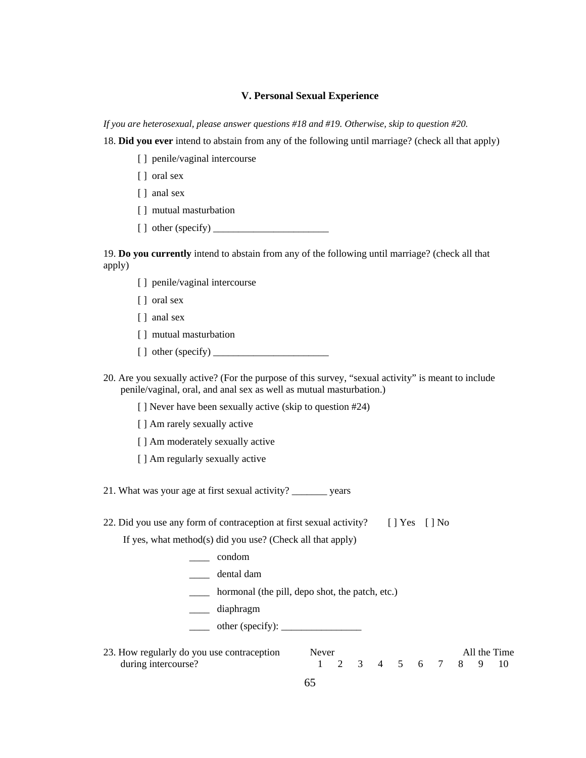### V. Personal Sexual Experience

*If you are heterosexual, please answer questions #18 and #19. Otherwise, skip to question #20.*

18. **Did you ever** intend to abstain from any of the following until marriage? (check all that apply)

    [ ] penile/vaginal intercourse

    [ ] oral sex

    [ ] anal sex

    [ ] mutual masturbation

    [ ] other (specify) _______________________

19. **Do you currently** intend to abstain from any of the following until marriage? (check all that apply)

    [ ] penile/vaginal intercourse

    [ ] oral sex

    [ ] anal sex

    [ ] mutual masturbation

    [ ] other (specify) _______________________

20. Are you sexually active? (For the purpose of this survey, "sexual activity" is meant to include penile/vaginal, oral, and anal sex as well as mutual masturbation.)

    [ ] Never have been sexually active (skip to question #24)

    [ ] Am rarely sexually active

    [ ] Am moderately sexually active

    [ ] Am regularly sexually active

21. What was your age at first sexual activity? _______ years

22. Did you use any form of contraception at first sexual activity? [ ] Yes [ ] No

    If yes, what method(s) did you use? (Check all that apply)

    ____ condom

    ____ dental dam

    ____ hormonal (the pill, depo shot, the patch, etc.)

    ____ diaphragm

    ____ other (specify): ________________

23. How regularly do you use contraception during intercourse?

| Never | | | | | | | | | All the Time |
|---|---|---|---|---|---|---|---|---|---|
| 1 | 2 | 3 | 4 | 5 | 6 | 7 | 8 | 9 | 10 |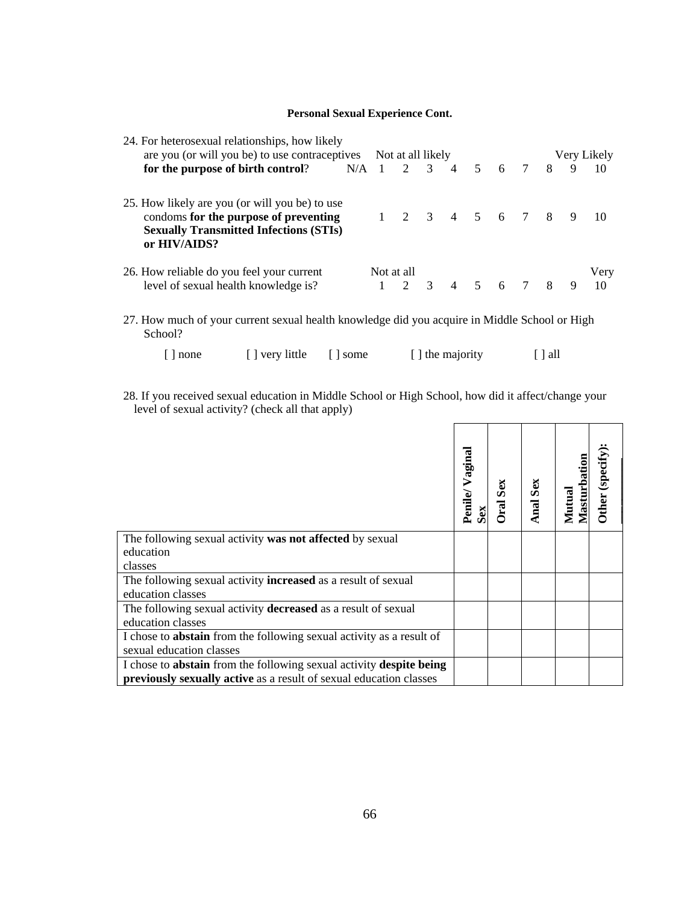**Personal Sexual Experience Cont.**

24. For heterosexual relationships, how likely are you (or will you be) to use contraceptives **for the purpose of birth control**?

    N/A   Not at all likely 1   2   3   4   5   6   7   8   9   10 Very Likely

25. How likely are you (or will you be) to use condoms **for the purpose of preventing Sexually Transmitted Infections (STIs) or HIV/AIDS?**

    1   2   3   4   5   6   7   8   9   10

26. How reliable do you feel your current level of sexual health knowledge is?

    Not at all 1   2   3   4   5   6   7   8   9   10 Very

27. How much of your current sexual health knowledge did you acquire in Middle School or High School?

    [ ] none   [ ] very little   [ ] some   [ ] the majority   [ ] all

28. If you received sexual education in Middle School or High School, how did it affect/change your level of sexual activity? (check all that apply)

| | **Penile/ Vaginal Sex** | **Oral Sex** | **Anal Sex** | **Mutual Masturbation** | **Other (specify):** |
|---|---|---|---|---|---|
| The following sexual activity **was not affected** by sexual education classes | | | | | |
| The following sexual activity **increased** as a result of sexual education classes | | | | | |
| The following sexual activity **decreased** as a result of sexual education classes | | | | | |
| I chose to **abstain** from the following sexual activity as a result of sexual education classes | | | | | |
| I chose to **abstain** from the following sexual activity **despite being previously sexually active** as a result of sexual education classes | | | | | |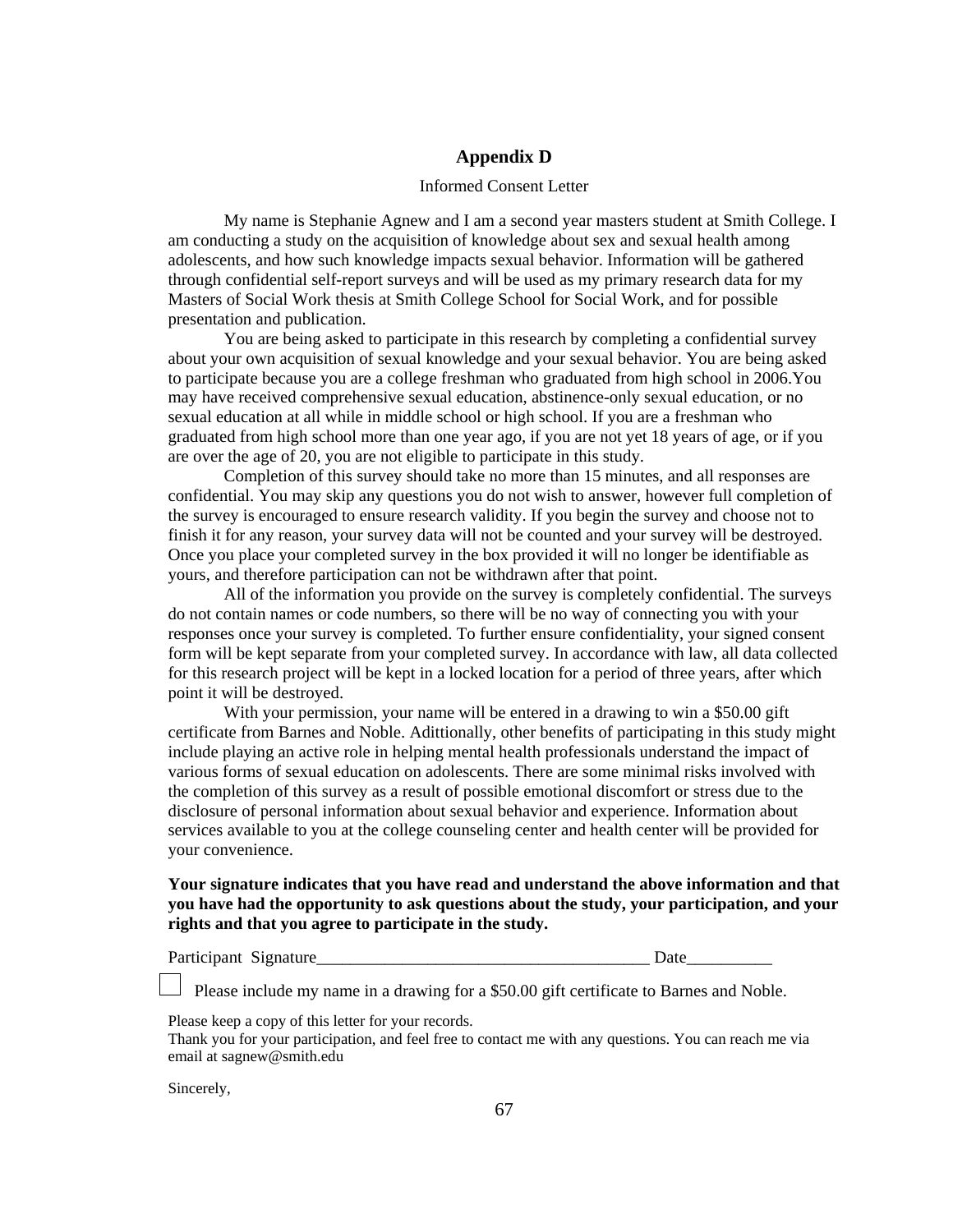# Appendix D

Informed Consent Letter

My name is Stephanie Agnew and I am a second year masters student at Smith College. I am conducting a study on the acquisition of knowledge about sex and sexual health among adolescents, and how such knowledge impacts sexual behavior. Information will be gathered through confidential self-report surveys and will be used as my primary research data for my Masters of Social Work thesis at Smith College School for Social Work, and for possible presentation and publication.

You are being asked to participate in this research by completing a confidential survey about your own acquisition of sexual knowledge and your sexual behavior. You are being asked to participate because you are a college freshman who graduated from high school in 2006.You may have received comprehensive sexual education, abstinence-only sexual education, or no sexual education at all while in middle school or high school. If you are a freshman who graduated from high school more than one year ago, if you are not yet 18 years of age, or if you are over the age of 20, you are not eligible to participate in this study.

Completion of this survey should take no more than 15 minutes, and all responses are confidential. You may skip any questions you do not wish to answer, however full completion of the survey is encouraged to ensure research validity. If you begin the survey and choose not to finish it for any reason, your survey data will not be counted and your survey will be destroyed. Once you place your completed survey in the box provided it will no longer be identifiable as yours, and therefore participation can not be withdrawn after that point.

All of the information you provide on the survey is completely confidential. The surveys do not contain names or code numbers, so there will be no way of connecting you with your responses once your survey is completed. To further ensure confidentiality, your signed consent form will be kept separate from your completed survey. In accordance with law, all data collected for this research project will be kept in a locked location for a period of three years, after which point it will be destroyed.

With your permission, your name will be entered in a drawing to win a $50.00 gift certificate from Barnes and Noble. Adittionally, other benefits of participating in this study might include playing an active role in helping mental health professionals understand the impact of various forms of sexual education on adolescents. There are some minimal risks involved with the completion of this survey as a result of possible emotional discomfort or stress due to the disclosure of personal information about sexual behavior and experience. Information about services available to you at the college counseling center and health center will be provided for your convenience.

**Your signature indicates that you have read and understand the above information and that you have had the opportunity to ask questions about the study, your participation, and your rights and that you agree to participate in the study.**

Participant Signature_______________________________________ Date__________

☐ Please include my name in a drawing for a $50.00 gift certificate to Barnes and Noble.

Please keep a copy of this letter for your records.
Thank you for your participation, and feel free to contact me with any questions. You can reach me via email at sagnew@smith.edu

Sincerely,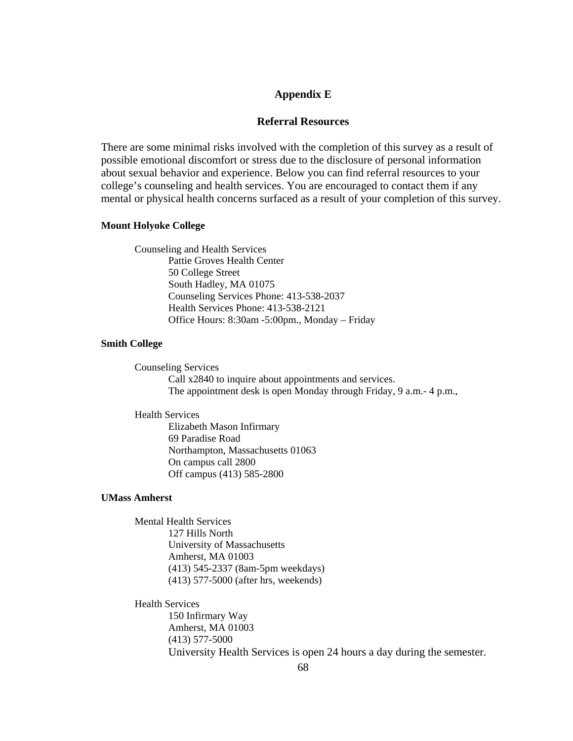# Appendix E

## Referral Resources

There are some minimal risks involved with the completion of this survey as a result of possible emotional discomfort or stress due to the disclosure of personal information about sexual behavior and experience. Below you can find referral resources to your college's counseling and health services. You are encouraged to contact them if any mental or physical health concerns surfaced as a result of your completion of this survey.

**Mount Holyoke College**

Counseling and Health Services
Pattie Groves Health Center
50 College Street
South Hadley, MA 01075
Counseling Services Phone: 413-538-2037
Health Services Phone: 413-538-2121
Office Hours: 8:30am -5:00pm., Monday – Friday

**Smith College**

Counseling Services
Call x2840 to inquire about appointments and services.
The appointment desk is open Monday through Friday, 9 a.m.- 4 p.m.,

Health Services
Elizabeth Mason Infirmary
69 Paradise Road
Northampton, Massachusetts 01063
On campus call 2800
Off campus (413) 585-2800

**UMass Amherst**

Mental Health Services
127 Hills North
University of Massachusetts
Amherst, MA 01003
(413) 545-2337 (8am-5pm weekdays)
(413) 577-5000 (after hrs, weekends)

Health Services
150 Infirmary Way
Amherst, MA 01003
(413) 577-5000
University Health Services is open 24 hours a day during the semester.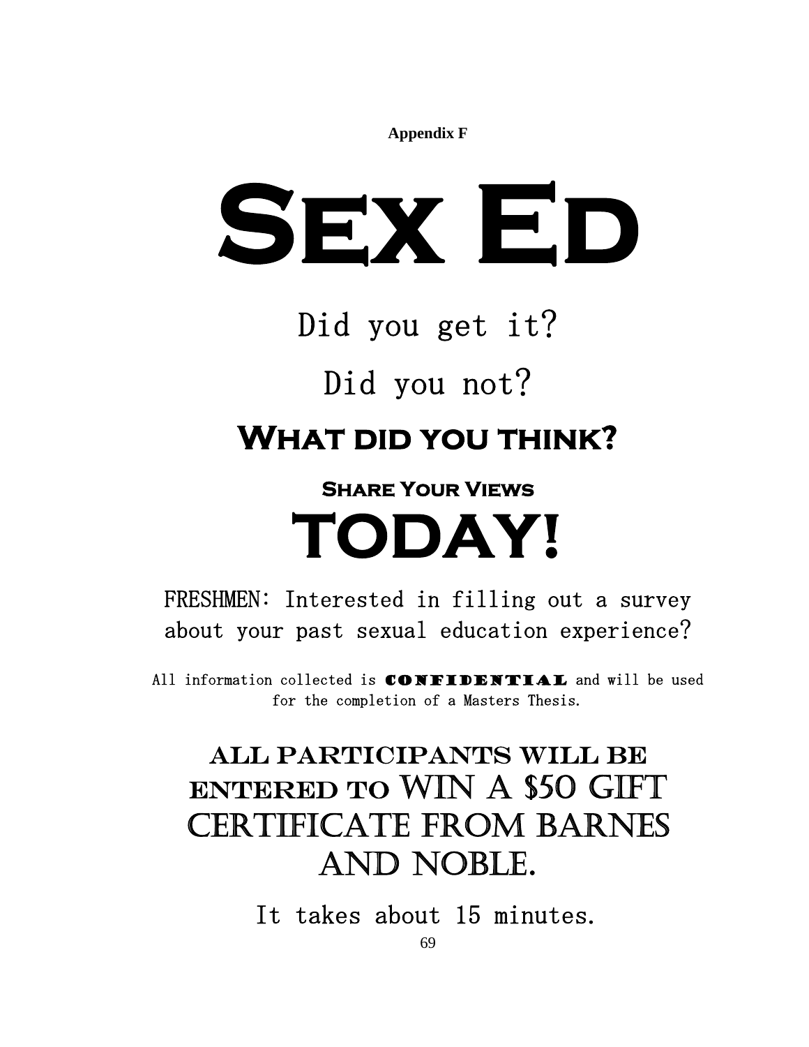**Appendix F**

# Sex Ed

Did you get it?

Did you not?

## What did you think?

### Share Your Views

# TODAY!

FRESHMEN: Interested in filling out a survey about your past sexual education experience?

All information collected is **CONFIDENTIAL** and will be used for the completion of a Masters Thesis.

## ALL PARTICIPANTS WILL BE ENTERED TO WIN A $50 GIFT CERTIFICATE FROM BARNES AND NOBLE.

It takes about 15 minutes.